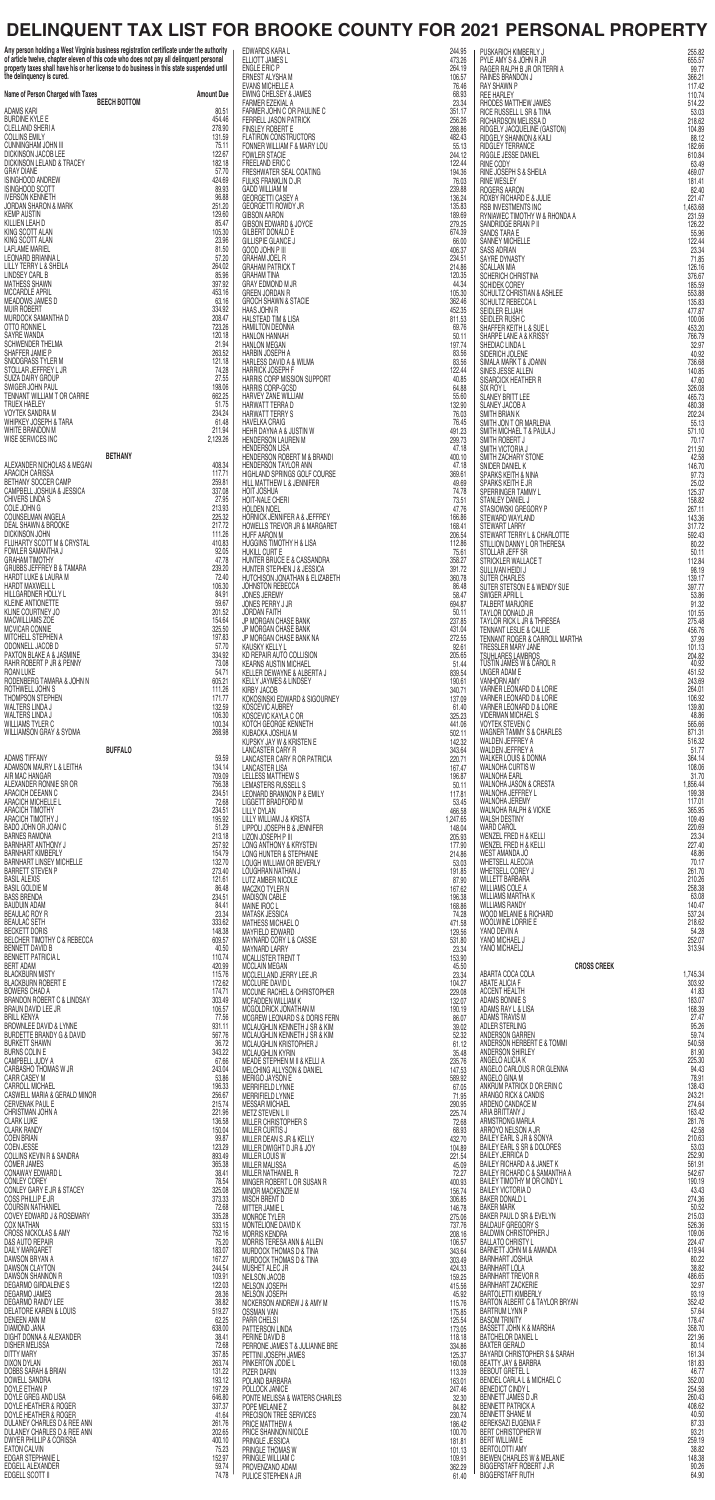# DELINQUENT TAX LIST FOR BROOKE COUNTY FOR 2021 PERSONAL PROPERTY

Any person holding a West Virginia business registration certificate under the authority of article twelve, chapter eleven of this code who does not pay all delinquent personal property taxes shall have his or her license to do business in this state suspended until the delinquent is cured.

| Name of Person Charged with Taxes | Amount Due |
|---|---|
| **BEECH BOTTOM** | |
| ADAMS KARI | 80.51 |
| BURDINE KYLE E | 454.46 |
| CLELLAND SHERI A | 278.90 |
| COLLINS EMILY | 131.59 |
| CUNNINGHAM JOHN III | 75.11 |
| DICKINSON JACOB LEE | 122.67 |
| DICKINSON LELAND & TRACEY | 182.18 |
| GRAY DIANE | 57.70 |
| ISINGHOOD ANDREW | 424.69 |
| ISINGHOOD SCOTT | 89.93 |
| IVERSON KENNETH | 96.88 |
| JORDAN SHARON & MARK | 251.20 |
| KEMP AUSTIN | 129.60 |
| KILLIEN LEAH D | 85.47 |
| KING SCOTT ALAN | 105.30 |
| KING SCOTT ALAN | 23.98 |
| LAFLAME MARIEL | 81.50 |
| LEONARD BRIANNA L | 57.20 |
| LILLY TERRY L & SHEILA | 264.02 |
| LINDSEY CARL B | 85.96 |
| MATHESS SHAWN | 397.92 |
| MCCARDLE APRIL | 453.16 |
| MEADOWS JAMES D | 63.16 |
| MUIR ROBERT | 334.92 |
| MURDOCK SAMANTHA D | 208.47 |
| OTTO RONNIE L | 723.26 |
| SAYRE WANDA | 120.18 |
| SCHWENDER THELMA | 21.94 |
| SHAFFER JAMIE P | 263.52 |
| SNODGRASS TYLER M | 121.18 |
| STOLLAR JEFFREY L JR | 74.28 |
| SUZA DAIRY GROUP | 27.55 |
| SWIGER JOHN PAUL | 198.06 |
| TENNANT WILLIAM T OR CARRIE | 662.25 |
| TRUEX HAELEY | 51.75 |
| VOYTEK SANDRA M | 234.24 |
| WHIPKEY JOSEPH & TARA | 61.48 |
| WHITE BRANDON M | 211.94 |
| WISE SERVICES INC | 2,129.26 |
| **BETHANY** | |
| ALEXANDER NICHOLAS & MEGAN | 408.34 |
| ARACICH CARISSA | 117.71 |
| BETHANY SOCCER CAMP | 259.81 |
| CAMPBELL JOSHUA & JESSICA | 337.08 |
| CHIVERS LINDA S | 27.35 |
| COLE JOHN G | 213.93 |
| COUNSELMAN ANGELA | 225.32 |
| DEAL SHAWN & BROOKE | 217.72 |
| DICKINSON JOHN | 111.26 |
| FLUHARTY SCOTT M & CRYSTAL | 410.83 |
| FOWLER SAMANTHA J | 92.05 |
| GRAHAM TIMOTHY | 47.78 |
| GRUBBS JEFFREY B & TAMARA | 239.20 |
| HARDT LUKE & LAURA M | 72.40 |
| HARDT MAXWELL L | 106.30 |
| HILLGARDNER HOLLY L | 84.91 |
| KLEINE ANTIONETTE | 59.67 |
| KLINE COURTNEY JO | 201.52 |
| MACWILLIAMS ZOE | 154.64 |
| MCVICAR CONNIE | 325.50 |
| MITCHELL STEPHEN A | 197.83 |
| ODONNELL JACOB D | 57.70 |
| PAXTON BLAKE A & JASMINE | 334.92 |
| RAHR ROBERT P JR & PENNY | 73.08 |
| ROAN LUKE | 54.71 |
| RODENBERG TAMARA & JOHN N | 605.21 |
| ROTHWELL JOHN S | 111.26 |
| THOMPSON STEPHEN | 171.77 |
| WALTERS LINDA J | 132.59 |
| WALTERS LINDA J | 106.30 |
| WILLIAMS TYLER C | 100.34 |
| WILLIAMSON GRAY & SYDMA | 268.98 |
| **BUFFALO** | |
| ADAMS TIFFANY | 59.59 |
| ADAMSON MAURY L & LEITHA | 134.14 |
| AIR MAC HANGAR | 709.09 |
| ALEXANDER RONNIE SR OR | 756.38 |
| ARACICH DEEANN C | 234.51 |
| ARACICH MICHELLE L | 72.68 |
| ARACICH TIMOTHY | 234.51 |
| ARACICH TIMOTHY J | 195.92 |
| BADO JOHN OR JOAN C | 51.29 |
| BARNES RAMONA | 213.18 |
| BARNHART ANTHONY J | 257.92 |
| BARNHART KIMBERLY | 154.79 |
| BARNHART LINSEY MICHELLE | 132.70 |
| BARRETT STEVEN P | 273.40 |
| BASIL ALEXIS | 121.61 |
| BASIL GOLDIE M | 86.48 |
| BASS BRENDA | 234.51 |
| BAUDUIN ADAM | 84.41 |
| BEAULAC ROY R | 23.34 |
| BEAULAC SETH | 333.62 |
| BECKETT DORIS | 148.38 |
| BELCHER TIMOTHY C & REBECCA | 609.57 |
| BENNETT DAVID B | 40.50 |
| BENNETT PATRICIA L | 110.74 |
| BERT ADAM | 420.99 |
| BLACKBURN MISTY | 115.76 |
| BLACKBURN ROBERT E | 172.62 |
| BOWERS CHAD A | 174.71 |
| BRANDON ROBERT C & LINDSAY | 303.49 |
| BRAUN DAVID LEE JR | 106.57 |
| BRILL KENYA | 77.56 |
| BROWNLEE DAVID & LYNNE | 931.11 |
| BURDETTE BRANDY G & DAVID | 567.76 |
| BURKETT SHAWN | 36.72 |
| BURNS COLIN E | 343.22 |
| CAMPBELL JUDY A | 67.66 |
| CARBASHO THOMAS W JR | 243.04 |
| CARR CASEY M | 53.86 |
| CARROLL MICHAEL | 196.33 |
| CASWELL MARIA & GERALD MINOR | 256.67 |
| CERVENAK PAUL E | 215.74 |
| CHRISTMAN JOHN A | 221.96 |
| CLARK LUKE | 136.58 |
| CLARK RANDY | 150.04 |
| COEN BRIAN | 99.87 |
| COEN JESSE | 123.29 |
| COLLINS KEVIN R & SANDRA | 893.49 |
| COMER JAMES | 365.38 |
| CONAWAY EDWARD L | 38.41 |
| CONLEY COREY | 78.54 |
| CONLEY GARY E JR & STACEY | 325.08 |
| COSS PHILLIP E JR | 373.33 |
| COURSIN NATHANIEL | 72.68 |
| COVEY EDWARD J & ROSEMARY | 335.28 |
| COX NATHAN | 533.15 |
| CROSS NICKOLAS & AMY | 752.16 |
| D&S AUTO REPAIR | 75.26 |
| DAILY MARGARET | 183.07 |
| DAWSON BRYAN A | 167.27 |
| DAWSON CLAYTON | 244.54 |
| DAWSON SHANNON R | 109.91 |
| DEGARMO GIRDALENE S | 122.03 |
| DEGARMO JAMES | 28.36 |
| DEGARMO RANDY LEE | 38.82 |
| DELATORE KAREN & LOUIS | 519.27 |
| DENEEN ANN M | 62.25 |
| DIAMOND JANA | 638.00 |
| DIGHT DONNA & ALEXANDER | 38.41 |
| DISHER MELISSA | 72.68 |
| DITTY MARY | 357.85 |
| DIXON DYLAN | 263.74 |
| DOBBS SARAH & BRIAN | 131.20 |
| DOWELL SANDRA | 193.12 |
| DOYLE ETHAN P | 197.20 |
| DOYLE GREG AND LISA | 646.80 |
| DOYLE HEATHER & ROGER | 337.37 |
| DOYLE HEATHER & ROGER | 41.64 |
| DULANEY CHARLES D & REE ANN | 261.76 |
| DULANEY CHARLES D & REE ANN | 202.65 |
| DWYER PHILLIP & CORISSA | 400.10 |
| EATON CALVIN | 75.23 |
| EDGAR STEPHANIE L | 152.97 |
| EDGELL ALEXANDER | 59.74 |
| EDGELL SCOTT II | 74.78 |
| EDWARDS KARA L | 244.95 |
| ELLIOTT JAMES L | 473.26 |
| ENGLE ERIC P | 264.19 |
| ERNEST ALYSHA M | 106.57 |
| EVANS MICHELLE A | 76.46 |
| EWING CHELSEY & JAMES | 66.93 |
| FARMER EZEKIAL A | 23.34 |
| FARMER JOHN C OR PAULINE C | 351.17 |
| FERRELL JASON PATRICK | 256.26 |
| FINSLEY ROBERT E | 288.86 |
| FLATIRON CONSTRUCTORS | 482.43 |
| FONNER WILLIAM F & MARY LOU | 55.13 |
| FOWLER STACIE | 244.12 |
| FREELAND ERIC C | 122.44 |
| FRESHWATER SEAL COATING | 194.06 |
| FULKS FRANKLIN D JR | 76.03 |
| GADD WILLIAM M | 239.88 |
| GEORGETTI CASEY A | 136.24 |
| GEORGETTI ROWDY JR | 135.83 |
| GIBSON AARON | 189.69 |
| GIBSON EDWARD & JOYCE | 279.25 |
| GILBERT DONALD E | 674.39 |
| GILLISPIE GLANCE J | 66.00 |
| GOOD JOHN P III | 406.37 |
| GRAHAM JOEL R | 234.51 |
| GRAHAM PATRICK T | 214.86 |
| GRAHAM TINA | 120.35 |
| GRAY EDMOND M JR | 44.34 |
| GREEN JORDAN R | 105.30 |
| GROCH SHAWN & STACIE | 362.46 |
| HAAS JOHN R | 452.35 |
| HALSTEAD TIM & LISA | 811.33 |
| HAMILTON DEONNA | 69.76 |
| HANLON HANNAH | 50.11 |
| HANLON MEGAN | 197.74 |
| HARBIN JOSEPH A | 83.56 |
| HARLESS DAVID A & WILMA | 83.56 |
| HARRICK JOSEPH F | 122.44 |
| HARRIS CORP MISSION SUPPORT | 40.85 |
| HARRIS CORP-GCSD | 64.88 |
| HARVEY ZANE WILLIAM | 55.60 |
| HARWATT TERRA D | 132.90 |
| HARWATT TERRY S | 76.03 |
| HAVELKA CRAIG | 76.45 |
| HEHR DAYNA A & JUSTIN W | 491.23 |
| HENDERSON LAUREN M | 299.73 |
| HENDERSON LISA | 47.18 |
| HENDERSON ROBERT M & BRANDI | 400.10 |
| HENDERSON TAYLOR ANN | 47.18 |
| HIGHLAND SPRINGS GOLF COURSE | 369.61 |
| HILL MATTHEW L & JENNIFER | 49.69 |
| HOIT JOSHUA | 74.78 |
| HOIT-NALE CHERI | 73.51 |
| HOLDEN NOEL | 47.76 |
| HORNICK JENNIFER A & JEFFREY | 166.86 |
| HOWELLS TREVOR JR & MARGARET | 168.41 |
| HUFF AARON M | 206.54 |
| HUGGINS TIMOTHY H & LISA | 112.86 |
| HUKILL CURT E | 75.61 |
| HUNTER BRUCE E & CASSANDRA | 358.37 |
| HUNTER STEPHEN J & JESSICA | 391.72 |
| HUTCHISON JONATHAN & ELIZABETH | 360.78 |
| JOHNSTON REBECCA | 86.48 |
| JONES JEREMY | 58.47 |
| JONES PERRY J JR | 694.87 |
| JORDAN FAITH | 50.11 |
| JP MORGAN CHASE BANK | 237.85 |
| JP MORGAN CHASE BANK | 431.04 |
| JP MORGAN CHASE BANK NA | 272.55 |
| KAUSKY KELLY L | 92.61 |
| KD REPAIR AUTO COLLISION | 205.65 |
| KEARNS AUSTIN MICHAEL | 51.44 |
| KELLER DEWAYNE & ALBERTA J | 839.54 |
| KELLY JAYMES & LINDSEY | 190.61 |
| KIRBY JACOB | 340.71 |
| KOKOSINSKI EDWARD & SIGOURNEY | 137.09 |
| KOSCEVIC AUBREY | 61.40 |
| KOSCEVIC KAYLA C OR | 325.23 |
| KOTCH GEORGE KENNETH | 441.08 |
| KUBACKA JOSHUA M | 502.11 |
| KUPSKY JAY W & KRISTEN E | 142.32 |
| LANCASTER CARY R | 343.64 |
| LANCASTER CARY R OR PATRICIA | 220.71 |
| LANCASTER LISA | 167.47 |
| LELLESS MATTHEW S | 196.87 |
| LEMASTERS RUSSELL S | 50.11 |
| LEONARD BRANNON P & EMILY | 117.81 |
| LIGGETT BRADFORD M | 53.45 |
| LILLY DYLAN | 466.58 |
| LILLY WILLIAM J & KRISTA | 1,247.65 |
| LIPPOLI JOSEPH B & JENNIFER | 148.04 |
| LIZON JOSEPH P III | 205.93 |
| LONG ANTHONY & KRYSTEN | 177.90 |
| LONG HUNTER & STEPHANIE | 214.86 |
| LOUGH WILLIAM OR BEVERLY | 53.03 |
| LOUGHMAN NATHAN J | 191.85 |
| LUTZ AMBER NICOLE | 87.90 |
| MACZKO TYLER N | 167.62 |
| MADISON CABLE | 136.38 |
| MAINE ROC L | 168.86 |
| MATASK JESSICA | 74.28 |
| MATHESS MICHAEL O | 471.58 |
| MAYFIELD EDWARD | 129.55 |
| MAYNARD CORY L & CASSIE | 531.80 |
| MAYNARD LARRY | 23.34 |
| MCALLISTER TRENT T | 153.90 |
| MCCLAIN MEGAN | 45.50 |
| MCCLELLAND JERRY LEE JR | 23.34 |
| MCCLURE DAVID L | 104.27 |
| MCCUNE RACHEL & CHRISTOPHER | 229.08 |
| MCFADDEN WILLIAM K | 132.07 |
| MCGOLDRICK JONATHAN M | 190.19 |
| MCGREW LEONARD S & DORIS FERN | 86.07 |
| MCLAUGHLIN KENNETH J SR & KIM | 39.02 |
| MCLAUGHLIN KENNETH J SR & KIM | 52.32 |
| MCLAUGHLIN KRISTOPHER J | 61.12 |
| MCLAUGHLIN KYRIN | 35.48 |
| MEADE STEPHEN M II & KELLI A | 235.76 |
| MELCHING ALLYSON & DANIEL | 147.53 |
| MERIGO JAYSON E | 569.92 |
| MERRIFIELD LYNNE | 67.05 |
| MERRIFIELD LYNNE | 71.95 |
| MESSAR MICHAEL | 290.95 |
| METZ STEVEN L II | 225.74 |
| MILLER CHRISTOPHER S | 72.68 |
| MILLER CURTIS J | 66.93 |
| MILLER DEAN S JR & KELLY | 432.70 |
| MILLER DWIGHT D JR & JOY | 104.89 |
| MILLER LOUIS W | 221.54 |
| MILLER MALISSA | 45.09 |
| MILLER NATHANIEL R | 72.27 |
| MINGER ROBERT L OR SUSAN R | 400.93 |
| MINOR MACKENZIE M | 156.74 |
| MISCH BRENT D | 306.85 |
| MITTER JAMIE L | 146.78 |
| MONROE TYLER | 275.08 |
| MONTELIONE DAVID K | 737.76 |
| MORRIS KENDRA | 208.16 |
| MORRIS TERESA ANN & ALLEN | 106.57 |
| MURDOCK THOMAS D & TINA | 343.64 |
| MURDOCK THOMAS D & TINA | 303.49 |
| MUSHET ALEC JR | 424.33 |
| NELSON JACOB | 159.25 |
| NELSON JOSEPH | 415.56 |
| NELSON JOSEPH | 45.92 |
| NICKERSON ANDREW J & AMY M | 115.76 |
| OSSMAN VAN | 175.85 |
| PARR CHELSI | 125.54 |
| PATTERSON LINDA | 173.05 |
| PERINE DAVID B | 118.18 |
| PERRONE JAMES T & JULIANNE BRE | 334.86 |
| PETTINI JOSEPH JAMES | 125.37 |
| PINKERTON JODIE L | 160.08 |
| PIZER DARIN | 113.39 |
| POLAND BARBARA | 163.01 |
| POLLOCK JANICE | 247.46 |
| PONTE MELISSA & WATERS CHARLES | 32.30 |
| POPE MELANIE Z | 84.82 |
| PRECISION TREE SERVICES | 230.74 |
| PRICE MATTHEW A | 166.42 |
| PRICE SHANNON NICOLE | 100.70 |
| PRINGLE JESSICA | 181.81 |
| PRINGLE THOMAS W | 101.13 |
| PRINGLE WILLIAM C | 109.91 |
| PROVENZANO ADAM | 362.29 |
| PULICE STEPHEN A JR | 61.40 |
| PUSKARICH KIMBERLY J | 255.82 |
| PYLE AMY S & JOHN R JR | 655.57 |
| RAGER RALPH B JR OR TERRI A | 99.77 |
| RAINES BRANDON J | 366.21 |
| RAY SHAWN P | 117.42 |
| REE HARLEY | 110.74 |
| RHODES MATTHEW JAMES | 514.22 |
| RICE RUSSELL L SR & TINA | 53.03 |
| RICHARDSON MELISSA D | 218.62 |
| RIDGELY JACQUELINE (GASTON) | 104.89 |
| RIDGELY SHANNON & KAILI | 88.12 |
| RIDGLEY TERRANCE | 182.66 |
| RIGGLE JESSE DANIEL | 610.84 |
| RINE CODY | 63.49 |
| RINE JOSEPH S & SHEILA | 469.07 |
| RINE WESLEY | 181.41 |
| ROGERS AARON | 82.40 |
| ROXBY RICHARD E & JULIE | 221.47 |
| RSB INVESTMENTS INC | 1,463.68 |
| RYNIAWEC TIMOTHY W & RHONDA A | 231.59 |
| SANDRIDGE BRIAN P II | 126.20 |
| SANDS TARA E | 55.96 |
| SANNEY MICHELLE | 122.44 |
| SASS ADRIAN | 23.34 |
| SAYRE DYNASTY | 71.85 |
| SCALLAN MIA | 126.16 |
| SCHERICH CHRISTINA | 376.67 |
| SCHIDEK COREY | 185.59 |
| SCHULTZ CHRISTIAN & ASHLEE | 553.88 |
| SCHULTZ REBECCA L | 135.83 |
| SEIDLER ELIJAH | 477.87 |
| SEIDLER RUSH C | 100.06 |
| SHAFFER KEITH L & SUE L | 453.20 |
| SHARPE LANE A & KRISSY | 766.79 |
| SHEDIAC LINDA L | 32.97 |
| SIDERICH JOLENE | 40.92 |
| SIMALA MARK T & JOANN | 736.68 |
| SINES JESSE ALLEN | 140.85 |
| SISARCICK HEATHER R | 47.60 |
| SIX ROY L | 326.08 |
| SLANEY BRITT LEE | 465.73 |
| SLANEY JACOB A | 480.39 |
| SMITH BRIAN K | 202.24 |
| SMITH JON T OR MARLENA | 55.13 |
| SMITH MICHAEL T & PAULA J | 571.10 |
| SMITH ROBERT J | 70.17 |
| SMITH VICTORIA J | 211.50 |
| SMITH ZACHARY STONE | 42.58 |
| SNIDER DANIEL K | 146.70 |
| SPARKS KEITH & NINA | 97.73 |
| SPARKS KEITH E JR | 25.02 |
| SPERRINGER TAMMY L | 125.37 |
| STANLEY DANIEL J | 158.82 |
| STASIOWSKI GREGORY P | 257.11 |
| STEWARD WAYLAND | 143.36 |
| STEWART LARRY | 517.72 |
| STEWART TERRY L & CHARLOTTE | 592.43 |
| STILLION DANNY L OR THERESA | 80.22 |
| STOLLAR JEFF SR | 50.11 |
| STRICKLER WALLACE T | 112.84 |
| SULLIVAN HEIDI J | 98.19 |
| SUTER CHARLES | 139.17 |
| SUTER STETSON E & WENDY SUE | 397.77 |
| SWIGER APRIL L | 53.86 |
| TALBERT MARJORIE | 91.32 |
| TAYLOR DONALD JR | 101.55 |
| TAYLOR RICK L JR & THRESEA | 275.48 |
| TENNANT LESLIE & CALLIE | 456.76 |
| TENNANT ROGER & CARROLL MARTHA | 37.99 |
| TRESSLER MARY JANE | 101.13 |
| TSUHLARES LAMBROS | 204.82 |
| TUSTIN JAMES W & CAROL R | 40.92 |
| UNGER ADAM E | 451.52 |
| VANHORN AMY | 243.69 |
| VARNER LEONARD D & LORIE | 264.01 |
| VARNER LEONARD D & LORIE | 106.92 |
| VARNER LEONARD D & LORIE | 139.80 |
| VIDERMAN MICHAEL S | 48.86 |
| VOYTEK STEVEN C | 565.66 |
| WAGNER TAMMY S & CHARLES | 871.31 |
| WALDEN JEFFREY A | 516.32 |
| WALDEN JEFFREY A | 51.77 |
| WALKER LOUIS & DONNA | 364.14 |
| WALNCHA CURTIS W | 108.06 |
| WALNCHA EARL | 31.70 |
| WALNCHA JASON & CRESTA | 1,856.44 |
| WALNCHA JEFFREY L | 199.38 |
| WALNCHA JEREMY | 117.01 |
| WALNCHA RALPH & VICKIE | 365.95 |
| WALSH DESTINY | 109.49 |
| WARD CAROL | 220.69 |
| WENZEL FRED H & KELLI | 23.34 |
| WENZEL FRED H & KELLI | 227.40 |
| WEST AMANDA JO | 48.86 |
| WHETSELL ALECCIA | 70.17 |
| WHETSELL COREY J | 261.70 |
| WILLETT BARBARA | 210.26 |
| WILLIAMS COLE A | 258.38 |
| WILLIAMS MARTHA K | 63.08 |
| WILLIAMS RANDY | 140.47 |
| WOOD MELANIE & RICHARD | 537.24 |
| WOOLWINE LORRIE E | 218.62 |
| YANO DEVIN A | 54.28 |
| YANO MICHAEL J | 252.07 |
| YANO MICHAEL J | 313.94 |
| **CROSS CREEK** | |
| ABARTA COCA COLA | 1,745.34 |
| ABATE ALICIA F | 303.92 |
| ACCENT HEALTH | 41.83 |
| ADAMS BONNIE S | 183.07 |
| ADAMS RAY L & LISA | 166.39 |
| ADAMS TRAVIS M | 27.47 |
| ADLER STERLING | 95.26 |
| ANDERSON DARREN | 59.74 |
| ANDERSON HERBERT E & TOMMI | 540.58 |
| ANDERSON SHIRLEY | 81.90 |
| ANGELO ALICIA K | 225.30 |
| ANGELO CAROLUS R OR GLENNA | 94.43 |
| ANGELO GINA M | 78.91 |
| ANKRUM PATRICK D OR ERIN C | 138.43 |
| ARANGO RICK & CANDIS | 243.21 |
| ARDENO CANDACE M | 274.64 |
| ARIA BRITTANY J | 163.42 |
| ARMSTRONG MARLA | 261.76 |
| ARROYO NELSON A JR | 42.58 |
| BAILEY EARL S JR & SONYA | 210.63 |
| BAILEY EARL S SR & DOLORES | 53.03 |
| BAILEY JERRICA D | 252.90 |
| BAILEY RICHARD A & JANET K | 561.91 |
| BAILEY RICHARD C & SAMANTHA K | 542.67 |
| BAILEY TIMOTHY M OR CINDY L | 190.19 |
| BAILEY VICTORIA D | 43.43 |
| BAKER DONALD L | 274.36 |
| BAKER MARK | 50.52 |
| BAKER PAUL O SR & EVELYN | 215.03 |
| BALDAUF GREGORY S | 526.36 |
| BALDWIN CHRISTOPHER J | 109.06 |
| BALLATO CHRISTY L | 224.47 |
| BARNETT JOHN M & AMANDA | 419.94 |
| BARNHART JOSHUA | 80.22 |
| BARNHART LOLA | 38.82 |
| BARNHART TREVOR R | 486.65 |
| BARNHART ZACKERIE | 32.97 |
| BARTOLETTI KIMBERLY | 93.19 |
| BARTON ALBERT C & TAYLOR BRYAN | 352.42 |
| BARTRUM LYNN P | 57.64 |
| BASOM TRINITY | 178.47 |
| BASSETT JOHN K & MARSHA | 358.70 |
| BATCHELOR DANIEL L | 221.96 |
| BAXTER GERALD | 80.14 |
| BAYARDI CHRISTOPHER S & SARAH | 161.34 |
| BEATTY JAY & BARBRA | 181.83 |
| BEBOUT GRETEL L | 46.77 |
| BENDEL CARLA L & MICHAEL C | 352.00 |
| BENEDICT CINDY L | 254.58 |
| BENNETT JAMES D JR | 260.43 |
| BENNETT PATRICK A | 408.62 |
| BENNETT SHANE M | 40.50 |
| BEREKSAZI EUGENIA F | 87.30 |
| BERT CHRISTOPHER W | 93.21 |
| BERT WILLIAM E | 259.19 |
| BERTOLOTTI AMY | 38.82 |
| BIEWEN CHARLES W & MELANIE | 148.38 |
| BIGGERSTAFF ROBERT J JR | 50.26 |
| BIGGERSTAFF RUTH | 84.90 |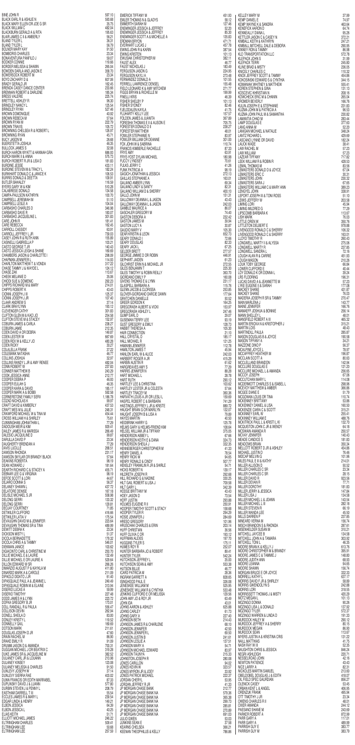| Name | Amount |
|---|---|
| BINE JOHN R | 597.10 |
| BLACK EARL R & ASHLIE N | 593.88 |
| BLACK MARY ELLEN OR JOE G SR | 35.75 |
| BLACK WILLIAM C | 482.04 |
| BLACKBURN GERALD A & RITA | 195.63 |
| BLAIR JAMES C II & AMBERLY | 56.21 |
| BLAND TYLER L | 36.31 |
| BLAND TYLER L | 56.79 |
| BOLNER MARY KAY | 91.50 |
| BOMBORIS CHARLES | 23.34 |
| BONAVENTURA PANFILO J | 59.07 |
| BOOKER CONNIE | 119.86 |
| BORDER MELISSA & SHAWN | 265.04 |
| BOWDEN DARLA AND JASON E | 358.70 |
| BOWERSOCK ROBERT M | 23.34 |
| BOYD ZACHARY D & | 607.06 |
| BRADY GERALD JR | 162.45 |
| BRENDA CASEY DANCE CENTER | 233.66 |
| BRENNAN ROBERT & DARLENE | 185.34 |
| BRESS VALERIE | 225.74 |
| BRETTELL ASHLEY R | 96.30 |
| BRINDLEY NANCY L | 125.54 |
| BRINDLEY RYAN | 527.46 |
| BROWN DOMONIQUE | 40.92 |
| BROWN REBECCA M | 57.64 |
| BROWN RYAN M | 222.79 |
| BROWN TRAVIS | 105.72 |
| BROWNING CHELSEA R & ROBERT L | 128.97 |
| BROWNING RYAN | 45.71 |
| BUCY JASON M | 26.66 |
| BUERSTETTA JOSHUA | 46.35 |
| BULLOCK JAMES S | 32.08 |
| BURCH AARON WYATT & HANNAH GRA | 686.93 |
| BURCH MARK II & ANNA | 575.73 |
| BURCH ROBERT R JR & LISA D | 181.83 |
| BURDINE JESSE | 433.11 |
| BURDINE STEVEN M & TRACY L | 182.24 |
| BURKHART DONALD C & JANICE K | 106.53 |
| BURRIS DONALD & DEETTA | 109.91 |
| BUTLER BAHALEY | 116.59 |
| BYERS GARY W & KIM | 510.28 |
| CALABRESE DONALD | 134.58 |
| CAMPA-PAULSON KATHRYN | 100.70 |
| CAMPBELL JEREMIAH M | 51.10 |
| CAMPBELL LESLE A | 104.04 |
| CARBASHO CHARLES D | 346.98 |
| CARBASHO DAVE R | 183.07 |
| CARBASHO JACQUELINE L | 301.83 |
| CARE JOHN R | 181.41 |
| CARE REBECCA | 162.45 |
| CARROLL CASSIDY | 63.91 |
| CARROLL JEFFREY L JR | 739.03 |
| CASEY JOHN R & RUTH ANN | 155.89 |
| CASINELLI GABRIELLA P | 103.21 |
| CASTO GEORGE T JR | 140.43 |
| CASTO JESSICA LEIGH & SHANE | 169.69 |
| CHAMBERS JASON & CHARLOTTE I | 298.09 |
| CHAPMAN JENNIFER L | 114.93 |
| CHARLTON MATTHEW T & VONDA | 317.22 |
| CHASE TAMMY J & WAYDE L | 124.12 |
| CHASE ZAK | 113.67 |
| CHEEK MELANIE D | 35.06 |
| CHIODI SUE & DOMENIC | 292.23 |
| CHIPPS RICHARD M & MARY | 214.01 |
| CHIPPS ROBERT K | 43.43 |
| CIONNI JOSEPH J III | 125.37 |
| CIONNI JOSEPH J JR | 107.40 |
| CLAAR ANDREW S | 37.14 |
| CLARK BRAYLYNN | 103.12 |
| CLEVENGER CATHY | 301.83 |
| CLIFTON GLEN M & KACI JO | 254.58 |
| CLIFTON STEVE M & STACEY | 152.97 |
| COBURN JAMES & CARLA | 238.27 |
| COBURN JAMIE | 212.35 |
| COEN DAVID A OR DEBRA | 149.87 |
| COEN LESTER W | 667.69 |
| COEN REX W & KELLY JO | 480.28 |
| COEN RICKY | 30.27 |
| COLALELLA FRANK | 37.22 |
| COLEBANK NATASHA | 46.77 |
| COLLINS JOSHUA | 32.97 |
| COLLINS RANDY L JR & AMY RENEE | 482.04 |
| CONN ROBERT W | 237.83 |
| CONNER MATTHEW B | 243.25 |
| COOK JESSICA ANNE | 212.77 |
| COOPER DEBRA P | 46.93 |
| COOPER EULAH G | 46.35 |
| COOPER KARA & DAVID | 185.17 |
| COOPER MARK A & BOBBI | 592.58 |
| CORNERSTONE FAMILY SERV | 1,188.78 |
| COZAD NICHOLAS K | 99.97 |
| CRAFT DAVID & KIMBERLY | 437.53 |
| CRAFT WES M & JULIE | 248.31 |
| CRAWFORD MICHAEL W & TINA M | 454.44 |
| CROSS WILLIAM H & SHIRLEY | 75.61 |
| CUNNINGHAM JOHNATHAN L | 77.29 |
| DADOUSH MEIR & KIM | 929.41 |
| DAILEY JAMES R & MARISSA | 266.49 |
| DALESIO JACQUELINE D | 99.87 |
| DARULLA DAVID P | 23.34 |
| DAUGHERTY BRENDAN A | 77.29 |
| DAVIS LUCILLE | 288.51 |
| DAWSON RHONDA | 231.17 |
| DAWSON SKYLAR OR BRANDY BLACK | 57.64 |
| DEAKINS ROBERTA | 98.19 |
| DEAN HOWARD J | 181.64 |
| DEARTH RICHARD C & STACEY A | 455.71 |
| DEBNAR LEE G & VIRGINIA | 98.19 |
| DEFOE SCOTT & LORI | 44.67 |
| DEJARO DONNA S | 56.37 |
| DELANEY SHAWN L | 437.72 |
| DELATORE DENISE | 167.18 |
| DELISLE MICHAEL S JR | 558.98 |
| DELONG GERRI | 133.32 |
| DELONG GERRI | 129.81 |
| DEQUAY COURTNEY | 71.85 |
| DETWILER CLIFFORD | 416.66 |
| DETWILER LATIA V | 175.54 |
| DEVAUGHN DAVID M & JENNIFER | 223.64 |
| DEVAUGHN THOMAS SR & TINA | 489.99 |
| DEWITT DEBRA K | 23.34 |
| DICKSON MISTY L | 51.37 |
| DICOLA BERNADETTE | 179.32 |
| DICOLA CHRIS A & TAMMY | 546.01 |
| DIEKMAN JANICE | 103.62 |
| DIGIACINTO CARL & CHRISTINE M | 250.70 |
| DILLIE MICHAEL E & LAURIE | 132.49 |
| DILLIE MICHAEL E OR LAURIE A | 529.64 |
| DILLON EDWARD W SR | 266.25 |
| DIMARZIO AUGUST P & KAYKLA M | 411.80 |
| DINARDO MARK A & CAROLE | 211.09 |
| DIPAOLO DIZATO J JR | 61.40 |
| DIPASQUALE PAUL A & JEANNIE L | 249.49 |
| DIPASQUALE ROBIN M & ELAINE | 313.94 |
| DISERIO LUCAS A | 59.99 |
| DISERIO TIMOTHY | 227.48 |
| DODD JAMES H & LYNN | 223.72 |
| DOPKA GREGORY B JR | 173.01 |
| DOLL RANDALL R & PAULA | 556.47 |
| DOLLISON DEVIN | 262.94 |
| DONELL SHEILA D | 83.00 |
| DONLEY KRISTY L | 119.52 |
| DONNELLY GAIL | 169.69 |
| DOTSON MARK | 211.61 |
| DOUGLAS JOSEPH D JR | 47.60 |
| DRAIN RACHEL M | 86.90 |
| DRAKE EMILY R | 91.09 |
| DRUMM JASON D & AMANDA | 700.31 |
| DUGGAN MICHAEL J OR BEATRIX C | 318.28 |
| DUKE JAMES SR & JACQUELINE M | 382.52 |
| DULANEY CARL JR & LOUANN | 213.98 |
| DULANEY KINSEY | 123.08 |
| DULANEY MELISSA & CHARLES | 91.50 |
| DUNLEVY JOSEPH W | 37.14 |
| DUNLEVY SIERRA RAE | 403.02 |
| DUNN FRANCIS OR EDITH MARRABEL | 87.33 |
| DUPLINSKY DAVID J & LUANN | 577.80 |
| DURBIN STEVEN J & PENNY L | 208.79 |
| EASTHAM DARRELL T III | 55.54 |
| ECCLES JAMES R & MARY L | 259.54 |
| EDGAR LINDA & HENRY | 149.21 |
| EBLON JESSICA | 64.39 |
| EBLON JESSICA L | 40.25 |
| ELIAS KEITH | 51.71 |
| ELLIOTT MICHAEL JAMES | 246.22 |
| ELTRINGHAM CHARLES | 509.41 |
| ELTRINGHAM LEE | 50.68 |
| ELTRINGHAM LEE | 257.59 |
| EMBLER JOHN R | 451.83 |
| EMLER THOMAS N & GLADYS | 58.12 |
| EMMERTH SARAH M | 127.46 |
| ENSMINGER JESSICA & JEFFREY | 52.20 |
| ENSMINGER JESSICA & JEFFREY | 85.30 |
| ENSMINGER SCOTT A & MICHELLE A | 135.83 |
| ERDMAN BRYON | 471.71 |
| EVERHART LUCAS J | 457.78 |
| EWING JOHN R & KARIN | 387.54 |
| EWING KRISTEN | 101.13 |
| EWUSIAK CHRISTOPHER M | 382.11 |
| FAUST ALEX | 46.77 |
| FAUST NICHOLAS J | 183.49 |
| FERGUSON JASON G | 224.95 |
| FERGUSON KAYLI A | 273.48 |
| FERNANDEZ DONALD A | 101.55 |
| FERRELL LAWRENCE DENSEL | 155.48 |
| FIELD LEONARD K & AMY MITCHEM | 271.77 |
| FIGGS BRYAN & RICHELLE M | 199.99 |
| FINELLI KRIS | 46.39 |
| FISHER SHELBY P | 101.13 |
| FISHER SYDNEY | 82.46 |
| FJELDDALEN KAYLA | 41.75 |
| FLUHARTY KELLY LEE | 157.57 |
| FOLDEN JAMES & JUANITA | 367.88 |
| FORESHA THOMAS E II & ALISON E | 705.75 |
| FORESTER DONALD D II | 238.27 |
| FORESTER MATTHEW | 48.01 |
| FOWLER STEPHANIE N | 83.97 |
| FOWLER WILLIAM OR DEANNE | 301.00 |
| FOX JOHN W & SABRINA | 110.74 |
| FRANCIS KIMBERLE RACHELLE | 87.33 |
| FRYE AMY | 63.91 |
| FRYE-YOST DYLAN MICHAEL | 180.98 |
| FUCCY LYNDSEY | 70.61 |
| FULKS JERRY C | 41.25 |
| FUNK PATRICIA A | 98.19 |
| GAGICH JONATHAN & JESSICA | 272.13 |
| GALLAS STEPHANIE A | 163.01 |
| GALIANO AMBER LYNN | 69.34 |
| GALIANO LINDY & SANTY | 82.31 |
| GALIANO WILLIAM D & SHERRY | 400.10 |
| GALLO JOHN M | 151.31 |
| GALLOWAY DEANNA L & JASON | 43.43 |
| GALLOWAY DEANNA L & JASON | 242.03 |
| GAMBLE MAURICE A | 86.07 |
| GASCHLER GREGORY M | 74.40 |
| GASTON DEBORA A | 232.42 |
| GASTON JAMES M | 39.94 |
| GASTON LUCY A | 30.87 |
| GAUDIO MARY V | 105.30 |
| GEAR KRISTIN & LEON | 652.73 |
| GEARY DONALD I | 72.66 |
| GEARY DOUGLAS | 82.33 |
| GEARY JACK L | 67.25 |
| GELDER BRETT | 277.57 |
| GEORGE JIMMIE D OR ROBIN | 446.91 |
| GEPHART JAIDEN | 61.23 |
| GILCHRIST ERIN N & MICHAEL JR | 272.55 |
| GILES BENJAMIN T | 225.30 |
| GILES TIMOTHY & ROBIN REILLY | 363.70 |
| GIORDANO EMILY P | 160.08 |
| GIVENS THOMAS E & LYNN | 231.17 |
| GLASPELL BARBARA A | 115.76 |
| GLENN JACOB & CLORISSA | 253.85 |
| GLOVER-GIORDANO DARCIE DAWN | 177.64 |
| GRATCHEN DANIELLE | 50.52 |
| GREER GORDON K | 164.25 |
| GREGORASH ALBERT & VICKI | 153.97 |
| GREGORASH ASHLEY L | 247.46 |
| GUMP EARL D | 29.07 |
| GUSEMAN TERRY LEE | 93.19 |
| GUST GREGORY & EMILY | 128.73 |
| HABBIT THERESA A | 105.30 |
| HAIR CONNECTION | 21.10 |
| HALL CRYSTAL D | 185.17 |
| HALL MICHAEL R | 121.25 |
| HAMANN JENNIFER | 112.76 |
| HAMILTON JAMES T | 45.94 |
| HANLON EARL W & ALICE | 242.03 |
| HARBERT ROGER A JR | 415.29 |
| HARBIN AUSTIN R | 61.62 |
| HARGREAVES AMY S | 77.29 |
| HARRIS JENNIFER N | 88.28 |
| HART MICHAEL L | 28.78 |
| HART RUTH | 290.12 |
| HARTLEY LEE & CHRISTINA | 103.62 |
| HARTLEY LESTER JR & CELESTA | 57.64 |
| HARTLEY TRACEY M | 360.36 |
| HARVATH LOUIS A JR OR LESLI L | 159.69 |
| HASPEL ROBERT C & BARBARA | 741.29 |
| HASTINGS JEFFREY L JR & KRISTE | 889.72 |
| HAUGHT BRIAN D OR MARILYN | 132.07 |
| HAUGHT JOSEPH B & LISA A | 79.89 |
| HAYES MARTIN | 40.92 |
| HEDBRINK HARRY G | 125.78 |
| HELMS GARY & HELMS-FRIEND KIM | 108.64 |
| HELSEL WILLIAM JR & TIFFANY | 375.05 |
| HENDERSON ABBEY L | 67.66 |
| HENDERSON KEITH E & DANA | 324.75 |
| HENDERSON SHEILA J | 332.35 |
| HENNEBERGER CHRISTOPHER M | 41.33 |
| HENRY DANIEL A | 78.54 |
| HENRY RICKI M | 94.65 |
| HENRY RONALD & CINDY | 507.77 |
| HENSLEY FRANKLIN R JR & SHIRLE | 54.71 |
| HICKS ROBERT N | 139.17 |
| HILDRETH JOSEPH R | 292.68 |
| HILL RICHARD G & NADINE | 330.25 |
| HILT GAIL ROBERT & LISA J | 709.58 |
| HILT GARY L | 342.39 |
| HODGE BRITTANY M | 43.43 |
| HOEY JASON D | 73.54 |
| HOFF JUSTIN | 293.88 |
| HOLMES EUGENE R II | 250.91 |
| HOOPER TIMOTHY SCOTT & STACY | 158.68 |
| HOOPER TYLER R | 294.29 |
| HOSIE JENNIFER J | 284.69 |
| HRESO GREGORY | 101.96 |
| HRUSCHAK CHARLES & ERIN | 203.14 |
| HUFF CHRISTIAN | 36.56 |
| HUFF OLIVIA C OR | 193.12 |
| HUFFMAN ALEXIS | 197.70 |
| HUGGINS TYLER S | 175.11 |
| HUMES ROY R | 252.07 |
| HUNTER BARBARA JO & ROBERT | 89.41 |
| HUNTER TYLER | 542.24 |
| HUTCHISON JEFFREY L | 35.00 |
| HUTCHISON SEAN & AMY | 553.38 |
| HUTSON BILLIE | 46.77 |
| ICARD PATRICIA M | 28.36 |
| INGRAM GARRETT A | 828.65 |
| ISINGHOOD PAUL E | 326.08 |
| JENESKEE WILLIAM D & SANDRA | 525.95 |
| JENESKEE WILLIAM R & CYNTHIA | 533.48 |
| JENKINS CLIFFORD E OR MELISSA | 129.56 |
| JOHN AMY JO & ROY JR | 63.49 |
| JOHN IDA | 43.01 |
| JOHNS AARON & ASHLEY | 625.88 |
| JOHNS CARLEY | 61.73 |
| JOHNS GARY A | 227.40 |
| JOHNSON BETH | 214.43 |
| JOHNSON JAMES R & CHARLENE | 68.10 |
| JOHNSON JENNIFER | 42.50 |
| JOHNSON JENNIFER L | 69.50 |
| JOHNSON JUSTIN B | 241.61 |
| JOHNSON LESLIE A | 137.51 |
| JOHNSON MARY A | 54.71 |
| JOHNSON MICHAEL EDWARD | 83.97 |
| JOHNSON TAUNYA | 215.33 |
| JOHNSTON JOSEPH R | 260.08 |
| JONES CARILLON | 94.02 |
| JONES KEVIN W | 323.57 |
| JONES MYRON JR & JOEY | 33.92 |
| JONES PATRICK MICHAEL | 222.37 |
| JORDAN CHERRI | 53.95 |
| JORDAN JEFFREY R JR | 41.33 |
| JP MORGAN CHASE BANK | 212.77 |
| JP MORGAN CHASE BANK NA | 579.36 |
| JP MORGAN CHASE BANK NA | 365.38 |
| JP MORGAN CHASE BANK NA | 299.73 |
| JP MORGAN CHASE BANK NA | 285.81 |
| JP MORGAN CHASE BANK NA | 270.89 |
| JP MORGAN CHASE BANK NA | 691.03 |
| JULIO GWEN | 53.03 |
| JUNKINS SEAN E | 37.58 |
| KEARNS CHELSEA | 266.21 |
| KEENAN THEOPHILUS & KELLY | 786.86 |
| KELLEY MARY M | 37.99 |
| KEMP DANIEL E | 74.97 |
| KEMP WAYNE K & SANDRA | 463.84 |
| KENEFICK AARON D | 64.74 |
| KENNEALLY DIANA L | 95.26 |
| KETTLER JASON C & CASEY N | 372.21 |
| KIMBALL KEITH & KATHRYN | 247.21 |
| KIMBALL MITCHELL DALE & DEBORA | 290.95 |
| KINNEY RON & TAMMY | 86.98 |
| KLD TRANSPORTATION LLC | 572.76 |
| KLEPACK JOHN S | 31.99 |
| KLEPACK TERRI | 245.80 |
| KLINE BRAD & MISTY | 236.05 |
| KNICELY CHARLES C | 110.32 |
| KNOX JEFFREY SCOTT & TAMMY | 454.86 |
| KOKOSINSKI EDWARD S & CYNTHIA | 344.15 |
| KOWANIAK WHITNEY & MATTHEW | 555.41 |
| KOZEN STEPHEN & GINA | 131.13 |
| KOSCEVIC KHRISTIAN N | 208.16 |
| KOWCHECK ERIC M & CHANIN | 265.04 |
| KROMER BEVERLY | 166.76 |
| KULIN JOSEPH E & STEPHANIE | 231.83 |
| KUZMA JOHN M & PATRICIA A | 96.53 |
| KUZMA JOHN PAUL M & SAMANTHA | 230.82 |
| LAMANTIA CHAD M | 283.44 |
| LAMP DOUGLAS E | 377.63 |
| LANG ANNA M | 52.20 |
| LANIGAN MICHAEL & NATALIE | 348.24 |
| LANTZ RICHARD L | 429.69 |
| LASCANO LYNNE OR DAVID | 182.24 |
| LAUCK WADE | 38.41 |
| LAW RACHEL M | 57.23 |
| LAW WILLIAM | 57.23 |
| LAZEAR TIFFANY | 717.82 |
| LEEK WILLIAM R & ROBIN R | 428.53 |
| LEMAL THOMAS M | 83.56 |
| LEMASTERS DONALD D & JOYCE | 67.04 |
| LEMASTERS ERIC C | 30.31 |
| LEMASTERS JOHN | 230.32 |
| LEMASTERS SARA J | 67.65 |
| LEMASTERS WILLIAM C & MARY ANN | 388.23 |
| LENGYEL JOHN | 338.91 |
| LEPORT JOSEPH III & TONI ROSS | 51.10 |
| LEWIS JEFFERY W | 203.59 |
| LIMING LORI | 45.94 |
| LIMING MILDRED G | 77.29 |
| LIPSCOMB BARBARA K | 113.67 |
| LISH MARK | 76.03 |
| LITTLE OREN W | 350.76 |
| LITTLETON DELBERT E | 978.88 |
| LIVENGOOD RONALD C & SHERRY | 106.32 |
| LIVENGOOD RONALD C & SHERRY | 163.01 |
| LLOYD TIMOTHY R | 260.43 |
| LONGWELL MARTY II & ALYSSA | 275.06 |
| LONGWELL MARTY R | 237.85 |
| LONGWELL SANDRA L | 72.16 |
| LOUGH ALAN R & CARRIE | 451.55 |
| LOUGH MASON | 210.26 |
| LOUK TOBY GEORGE | 66.84 |
| LOWER CLIFFORD E | 40.44 |
| LOY DONALD K OR DONNA L | 39.24 |
| LRS FLOORING | 196.31 |
| LUCAS DAVID A & JEANNETTE M | 57.23 |
| LYKE EUGENE III & SARAH | 177.08 |
| MACKEY SHANE | 431.87 |
| MACKEY SHANE | 76.03 |
| MADERIA JOSEPH R SR & TAMMY | 270.47 |
| MAIN MARLENA J | 143.77 |
| MAINE JENNIFER | 166.76 |
| MAMAEFF JOSHUA & BONNIE | 256.14 |
| MANN SHELLEY L | 48.01 |
| MANSFIELD ROBERT A III | 465.32 |
| MARTIN ERICKA N & KRISTOPHER J | 315.21 |
| MARTIN LOIS | 48.43 |
| MARTINDILL PAULA | 265.87 |
| MASON DOUGLAS B & JOYCE | 190.58 |
| MASON TIFFANY A | 34.21 |
| MAZZONE DINO P | 56.37 |
| MCALPINE JOYCE L | 78.97 |
| MCCAFFREY HEATHER M | 196.87 |
| MCCLAIN SCOTT A | 80.63 |
| MCCLELLAND BRANDON | 142.94 |
| MCCLURE DOUGLAS E | 121.20 |
| MCCLURE MICHAEL L & AMANDA | 256.65 |
| MCCOY JOSEPH | 67.06 |
| MCCUTCHAN MARY L | 114.08 |
| MCDERMOTT CHARLES S & ISABEL L | 298.96 |
| MCEVOY MATTHEW & AMBER | 366.86 |
| MCGEE DIANE E | 51.79 |
| MCGOWAN LOUIS OR TINA | 110.74 |
| MCKENNEY BRITTANY | 53.86 |
| MCKENNEY DANIEL & LISA | 160.50 |
| MCKENZIE CIARA C & SCOTT | 315.21 |
| MCKINNEY EARL W | 255.41 |
| MCKINNEY WILLIAM E | 488.76 |
| MCKITRICK PAUL L & KRISTI L KI | 132.70 |
| MCQUISTON JOHN C JR & WENDY | 64.18 |
| MCSWAIN AMANDA R | 250.57 |
| MCVAY JENNIFER | 140.43 |
| MEADE CANDICE S | 181.83 |
| MEADOWS BRIAN | 350.34 |
| MELLOTT ROBERT D JR & ASHLEY | 454.86 |
| MICHAEL JUSTIN D | 76.46 |
| MIDCAP MELVIN G | 101.96 |
| MILES PAUL E III & KATHY | 214.01 |
| MILLER ALLISON D | 50.52 |
| MILLER CHARLES C SR | 23.34 |
| MILLER CHARLES C SR | 28.15 |
| MILLER DAVID R | 923.56 |
| MILLER DEVAN R | 77.71 |
| MILLER DOROTHY | 181.83 |
| MILLER JERRY & JESSICA | 147.84 |
| MILLER LISA J | 134.58 |
| MILLER MICHAEL L & JOANN | 143.54 |
| MILLER MICHAEL L III | 282.18 |
| MILLER STEVEN R | 66.19 |
| MILLER WANDA LEE | 45.50 |
| MILLS DARREN P | 237.85 |
| MINEARD VERNA M | 156.74 |
| MISCH BRANDON S & RHONDA | 287.61 |
| MISENHELDER SUSAN M | 310.21 |
| MITCHELL JAYCEE B | 134.58 |
| MITCHELL JOHN & TAMARA | 303.92 |
| MITCHELL TONI L | 46.35 |
| MOORE BRIAN K & KELLY J | 613.76 |
| MOORE CHRISTOPHER M & BRANDY | 395.91 |
| MOORE JAMES C & TAMMIE J | 148.60 |
| MOORE JUSTIN | 68.93 |
| MOORE LEANNA | 94.65 |
| MOORE SHAWN | 156.74 |
| MORGAN BRUCE E OR JOYCE | 332.33 |
| MORRELL KATHY L | 637.17 |
| MORRIS DAVID F JR & SHIRLEY | 58.89 |
| MORRIS GWENDOLYN S | 242.88 |
| MORRIS LORI | 318.55 |
| MORRISSETT THOMAS J & MISTY | 420.29 |
| MOTZ MEGAN L | 101.13 |
| MOZINGO DONNA | 90.26 |
| MOZINGO LISA L & DONALD | 137.92 |
| MOZINGO TYLER | 572.37 |
| MOZINGO WARREN & LINDA D | 191.33 |
| MURDOCK HALEY M | 290.12 |
| MURDOCK JEFFREY A & SHERRY | 80.15 |
| MURDOCK MEGAN | 86.90 |
| MURDOCK SEAN | 113.67 |
| MYERS JUSTIN A & KRISTINA CRIS | 131.22 |
| NAILL MATTHIAS | 41.75 |
| NASH RAY W III | 52.35 |
| NAUGHTON CHRIS & JESSICA | 846.24 |
| NEGRI ASHLEIGH | 220.71 |
| NESSELROAD JOHN | 42.16 |
| NEWTON PATIENCE | 43.43 |
| NICE LARRY A | 82.31 |
| NICKOLES MARTIN SAMUEL | 213.60 |
| OBELDOBEL DOUGLAS J & EDITH | 418.07 |
| OIL FIELD SPEC GAUREDIAN | 856.27 |
| OLENICK CASEY | 53.45 |
| ORBAN KENT L & ANGEL | 406.95 |
| ORENZUK FRANK | 495.94 |
| OTT TIMOTHY J JR | 23.34 |
| OWENS CHARLES R II | 48.01 |
| OXIER AMANDA | 244.12 |
| PAESANO SHANE M | 243.69 |
| PARKER ROBERT A | 972.99 |
| PARR GARY A | 117.01 |
| PARR GARY A | 489.99 |
| PARRISH GUY E | 383.77 |
| PARRISH GUY M | 383.79 |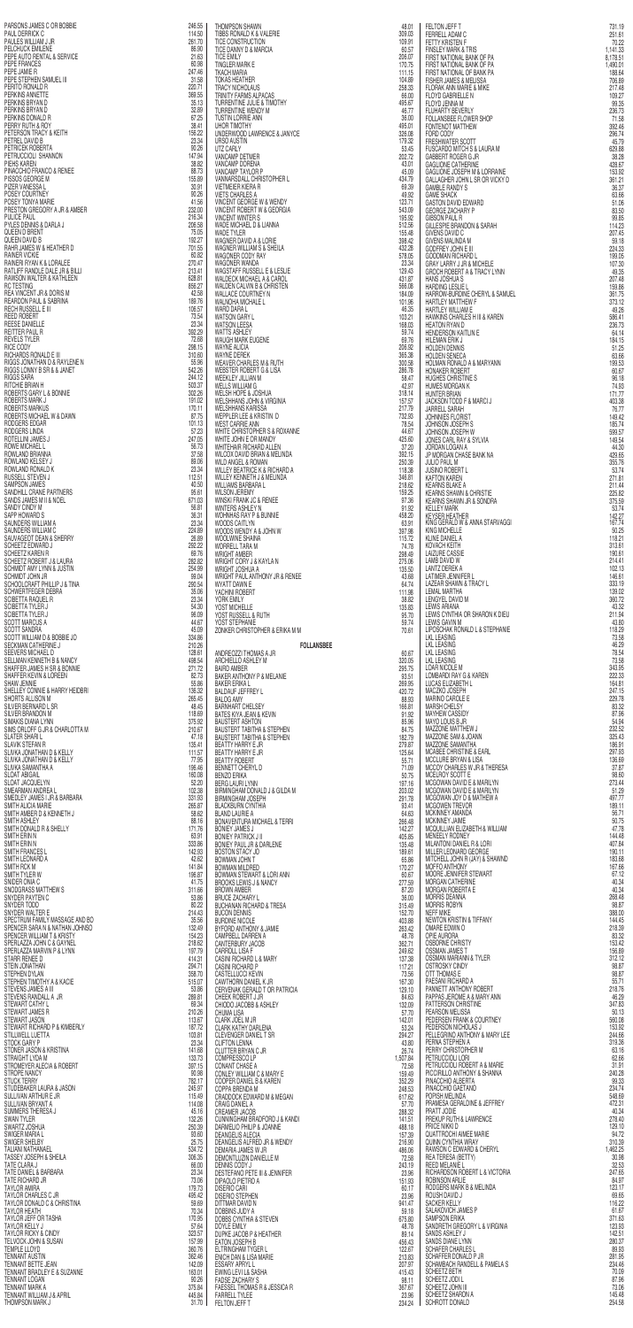PARSONS JAMES C OR BOBBIE 246.55
PAUL DERRICK C 114.50
PAULES WILLIAM J JR 261.70
PELCHUCK EMILENE 86.90
PEPE AUTO RENTAL & SERVICE 21.63
PEPE FRANCES 60.98
PEPE JAMIE R 247.46
PEPE STEPHEN SAMUEL III 31.58
PERITO RONALD R 220.71
PERKINS ANNETTE 369.55
PERKINS BRYAN D 35.13
PERKINS BRYAN D 32.89
PERKINS DONALD R 67.25
PERRY RUTH & ROY 38.41
PETERSON TRACY & KEITH 156.22
PETREL DAVID B 23.34
PETRICEK ROBERTA 90.26
PETRUCCIOLI SHANNON 147.94
PIEHS KAREN 38.82
PINACCHIO FRANCO & RENEE 88.73
PISSOS GEORGE M 155.89
PIZER VANESSA L 30.91
POSEY COURTNEY 90.26
POSEY TONYA MARIE 41.56
PRESTON GREGORY A JR & AMBER 232.00
PULICE PAUL 216.34
PYLES DENNIS & DARLA J 206.58
QUEEN D BRENT 75.05
QUEEN DAVID B 192.27
RAHR JAMES W & HEATHER D 701.55
RAINER VICKIE 60.62
RAINERI RYAN K & LORALEE 270.47
RATLIFF RANDLE DALE JR & BILLI 213.41
RAWSON WALTER & KATHLEEN 628.81
RC TESTING 658.27
REA VINCENT JR & DORIS M 42.58
REARDON PAUL & SABRINA 189.76
RECH RUSSELL E III 106.57
REED ROBERT 73.54
REESE DANIELLE 23.34
REITTER PAUL R 302.29
REVELS TYLER 72.68
RICE CODY 298.15
RICHARDS RONALD E III 310.60
RIGGS JONATHAN D & RAYLENE N 55.96
RIGGS LONNY B SR & & JANET 542.26
RIGGS SARA 244.12
RITCHIE BRIAN H 503.37
ROBERTS GARY L & BONNIE 302.26
ROBERTS MARK J 191.02
ROBERTS MARKUS 170.11
ROBERTS MICHAEL W & DAWN 87.75
RODGERS EDGAR 101.13
RODGERS LINDA 57.23
ROTELLINI JAMES J 247.05
ROWE MICHAEL L 56.73
ROWLAND BRIANNA 37.58
ROWLAND KELSEY J 89.05
ROWLAND RONALD K 23.34
RUSSELL STEVEN J 112.51
SAMPSON JAMES 40.50
SANDHILL CRANE PARTNERS 95.61
SANDS JAMES M II & NOEL 671.03
SANDY CINDY M 56.81
SAPP HOWARD S 36.31
SAUNDERS WILLIAM A 23.34
SAUNDERS WILLIAM C 224.89
SAUVAGEOT DEAN & SHERRY 26.89
SCHEETZ EDWARD J 292.22
SCHEETZ KAREN R 69.76
SCHEETZ ROBERT J & LAURA 282.82
SCHMIDT AMY LYNN & JUSTIN 254.99
SCHMIDT JOHN JR 99.04
SCHOOLCRAFT PHILLIP J & TINA 290.54
SCHWERTFEGER DEBRA 35.06
SCIBETTA RAQUEL R 23.34
SCIBETTA TYLER J 54.30
SCIBETTA TYLER J 96.09
SCOTT MARCUS A 44.67
SCOTT SANDRA 45.09
SCOTT WILLIAM D & BOBBIE JO 334.86
SECKMAN CATHERINE J 210.26
SEEVERS MICHAEL D 128.61
SELLMAN KENNETH B & NANCY 408.54
SHAFFER JAMES H SR & BONNIE 271.72
SHAFFER KEVIN & LOREEN 82.73
SHAW JENNIE 55.86
SHELLEY CONNIE & HARRY HEIDBRI 136.32
SHORTS ALLISON M 265.45
SILVER BERNARD L SR 48.45
SILVER BRANDON M 118.69
SIMAKIS DIANA LYNN 375.92
SIMS ORLOFF G JR & CHARLOTTA M 210.67
SLATER SHARI L 47.18
SLAVIK STEFAN R 135.41
SLIVKA JONATHAN D & KELLY 111.57
SLIVKA JONATHAN D & KELLY 77.95
SLIVKA SAMANTHA A 196.46
SLOAT ABIGAIL 160.08
SLOAT JACQUELYN 52.20
SMEARMAN ANDREA L 102.39
SMEDLEY JAMES I JR & BARBARA 331.93
SMITH ALICIA MARIE 265.87
SMITH AMBER D & KENNETH J 58.62
SMITH ASHLEY 68.16
SMITH DONALD R & SHELLY 171.76
SMITH ERIN N 63.91
SMITH ERIN N 333.86
SMITH FRANCES L 142.69
SMITH LEONARD A 42.62
SMITH RICK M 141.84
SMITH TYLER W 196.87
SNIDER ONIA C 41.75
SNODGRASS MATTHEW S 311.66
SNYDER PAYTEN C 53.86
SNYDER TODD 80.22
SNYDER WALTER E 214.43
SPECTRUM FAMILY MASSAGE AND BO 35.56
SPENCER SARA N & NATHAN JOHNSO 132.49
SPENCER WILLIAM T & KRISTY 154.23
SPERLAZZA JOHN C & GAYNEL 218.62
SPERLAZZA MARVIN P & LYNN 197.79
STARR RENEE D 414.31
STEIN JONATHAN 294.71
STEPHEN DYLAN 358.70
STEPHEN TIMOTHY A & KACIE 515.07
STEVENS JAMES A III 53.86
STEVENS RANDALL A JR 289.81
STEWART CATHY L 69.24
STEWART JAMES R 210.26
STEWART JASON 113.67
STEWART RICHARD P & KIMBERLY 187.72
STILLWELL LUETTA 103.81
STOCK GARY P 23.34
STONER JASON & KRISTINA 141.68
STRAIGHT LYDA M 133.73
STROMEYER ALECIA & ROBERT 397.15
STROPE NANCY 90.98
STUCK TERRY 782.17
STUDEBAKER LAURA & JASON 245.97
SULLIVAN ARTHUR E JR 115.49
SULLIVAN BRYANT A 114.08
SUMMERS THERESA J 45.16
SWAN TYLER 132.26
SWARTZ JOSHUA 250.39
SWIGER MARIA L 93.60
SWIGER SHELBY 25.75
TALIANI NATHANAEL 534.72
TASSEY JOSEPH & SHEILA 306.35
TATE CLARA J 66.00
TATE DANIEL & BARBARA 23.34
TATE RICHARD JR 73.06
TAYLOR AMIRA 179.73
TAYLOR CHARLES C JR 405.42
TAYLOR DONALD C & CHRISTINA 59.69
TAYLOR HEATH 70.39
TAYLOR JEFF OR TASHA 170.05
TAYLOR KELLY J 57.64
TAYLOR RICKY & CINDY 323.57
TELVOCK JOHN & SUSAN 157.99
TEMPLE LLOYD 390.76
TENNANT AUSTIN 362.46
TENNANT BETTE JEAN 142.09
TENNANT BRADLEY E & SUZANNE 163.01
TENNANT LOGAN 90.26
TENNANT MARK A 375.84
TENNANT WILLIAM J & APRIL 445.84
THOMPSON MARK J 31.70
THOMPSON SHAWN 48.01
TIBBS RONALD K & VALERIE 309.03
TICE CONSTRUCTION 109.91
TICE DANNY D & MARCIA 60.57
TICE EMILY 206.07
TINGLER MARK E 170.75
TKACH MARIA 111.15
TOKAS HEATHER 104.89
TRACY NICHOLAUS 258.35
TRINITY FARMS ALPACAS 66.00
TURRENTINE JULIE & TIMOTHY 495.67
TURRENTINE WENDY M 46.71
TUSTIN LORRIE ANN 36.00
UHOR TIMOTHY 495.01
UNDERWOOD LAWRENCE & JANYCE 326.08
URSO AUSTIN 179.32
UTZ CARLY 53.45
VANCAMP DETMER 202.72
VANCAMP DORENA 43.01
VANCAMP TYLER P 45.09
VANNARSDALL CHRISTOPHER L 434.79
VIETMEIER KIERA R 69.39
VIETS CHARLES A 49.92
VINCENT GEORGE W & WENDY 123.71
VINCENT ROBERT W & GEORGIA 543.09
VINCENT WINTER S 195.92
WADE MICHAEL D & LIANNA 512.56
WADE TYLER 155.48
WAGNER DAVID A & LORIE 398.42
WAGNER WILLIAM S & SHEILA 432.28
WAGONER CODY RAY 578.05
WAGONER WANDA 23.34
WAGSTAFF RUSSELL E & LESLIE 129.43
WALDECK MICHAEL A & CAROL 431.87
WALDEN CALVIN B & CHRISTEN 566.08
WALLACE COURTNEY N 184.09
WALNOHA MICHALE L 101.96
WARD DARA L 46.35
WATSON GARY L 103.21
WATSON LEESA 168.03
WATTS ASHLEY 59.74
WAUGH MARK EUGENE 69.76
WAYNE ALICIA 209.92
WAYNE DEREK 365.38
WEAVER CHARLES M & RUTH 300.58
WEBSTER ROBERT G & LISA 286.78
WEEKLEY JILLIAN M 58.47
WELLS WILLIAM G 42.97
WELSH HOPE & JOSHUA 318.14
WELSHHANS JOHN & VIRGINIA 157.57
WELSHHANS KARISSA 217.79
WEPPLER LEE & KRISTIN D 732.93
WEST CARRIE ANN 78.54
WHITE CHRISTOPHER S & ROXANNE 44.67
WHITE JOHN E OR MANDY 425.60
WHITEHAIR RICHARD ALLEN 37.20
WILCOX DAVID BRIAN & MELINDA 392.15
WILD ANGEL & ROMAN 250.39
WILLEY BEATRICE K & RICHARD A 118.36
WILLEY KENNETH J & MELINDA 346.81
WILLIAMS BARBARA L 218.62
WILSON JEREMY 159.25
WINSKI FRANK JC & RENEE 97.36
WINTERS ASHLEY N 91.92
WOHNHAS RAY P & BUNNIE 458.20
WOODS CAITLYN 63.91
WOODS WENDY A & JOHN W 397.98
WOOLWINE SHAINA 115.72
WORRELL TARA M 74.78
WRIGHT AMBER 298.49
WRIGHT CORY J & KAYLA N 275.06
WRIGHT JOSHUA A 135.50
WRIGHT PAUL ANTHONY JR & RENEE 43.68
WYATT DAWN E 64.74
YACHINI ROBERT 111.98
YON EMILY 38.82
YOST MICHELLE 135.88
YOST RUSSELL & RUTH 95.70
YOST STEPHANIE 59.74
ZONKER CHRISTOPHER & ERIKA M M 70.61

## FOLLANSBEE

ANDREOZZI THOMAS A JR 60.67
ARCHIELLO ASHLEY M 320.05
BAIRD AMBER 295.75
BAKER ANTHONY P & MELANIE 93.51
BAKER ERIKA L 269.95
BALDAUF JEFFREY L 420.72
BALOG AMY 98.83
BARNHART CHELSEY 166.81
BATES KIYA JEAN & KEVIN 91.92
BAUSTERT ASHTON 85.98
BAUSTERT TABITHA & STEPHEN 84.75
BAUSTERT TABITHA & STEPHEN 182.79
BEATTY HARRY E JR 279.87
BEATTY HARRY E JR 125.64
BEATTY ROBERT 55.71
BENNETT CHERYL D 71.08
BENZO ERIKA 50.75
BERG LAURI LYNN 197.16
BIRMINGHAM DONALD J & GILDA M 203.02
BIRMINGHAM JOSEPH 291.78
BLACKBURN CYNTHIA 93.41
BLAND LAURIE R 64.63
BONAVENTURA MICHAEL & TERRI 266.48
BONEY JAMES J 142.27
BONEY PATRICK J II 405.85
BONEY PAUL JR & DARLENE 135.48
BOSTON STACY JO 189.61
BOWMAN JOHN T 65.86
BOWMAN MILDRED 170.27
BOWMAN STEWART & LORI ANN 60.67
BROOKS LEWIS J & NANCY 277.59
BROWN AMBER 87.20
BRUCE ZACHARY L 36.00
BUCHANAN RICHARD & TRESA 315.49
BUCON DENNIS 152.70
BURDINE NICOLE 403.88
BYFORD ANTHONY & JAMIE 263.42
CAMPBELL DARREN A 48.78
CANTERBURY JACOB 362.71
CARROLL LISA F 249.62
CASINI RICHARD L & MARY 137.38
CASINI RICHARD P 117.21
CASTELLUCCI KEVIN 73.56
CAWTHORN DANIEL K JR 167.30
CERVENAK GERALD T OR PATRICIA 129.10
CHEEK ROBERT J JR 84.63
CHIODO JACOBB & ASHLEY 132.09
CHUMA LISA 57.70
CLARK JOEL M JR 142.01
CLARK KATHY DARLENA 53.24
CLEVENGER DANIEL T SR 294.27
CLIFTON LENNA 43.80
CLUTTER BRYAN C JR 26.74
COMPRESSCO LP 1,507.84
CONANT CHASE A 72.58
CONLEY WILLIAM C & MARY E 159.49
COOPER DANIEL & KAREN 352.29
COPPA BRENDA M 248.53
CRADDOCK EDWARD M & MEGAN 617.62
CRAIG DANIEL A 57.70
CREAMER JACOB 288.32
CUNNINGHAM BRADFORD J & KANDI 141.51
DARMELIO PHILIP & JOANNE 488.18
DEANGELIS ALECIA 157.39
DEANGELIS ALFRED JR & WENDY 216.90
DEMARIA JAMES W JR 486.06
DEMONTLUZIN DANIELLE M 72.58
DENNIS CODY J 243.19
DESTEFANO PETE III & JENNIFER 23.96
DIPAOLO PIETRO A 151.93
DISERIO CARI 60.11
DISERIO STEPHEN 23.96
DITTMAR DAVID N 941.47
DOBBINS JUDY A 59.18
DOBBS CYNTHIA & STEVEN 675.80
DOYLE EMILY 48.78
DUPKE JACOB P & HEATHER 89.14
EATON JOSEPH B 456.43
ELTRINGHAM TYGER L 122.67
ENICH DAN & LISA MARIE 213.83
ESSARY APRYL L 207.07
EWING LEVI & SASHA 415.43
FADSE ZACHARY S 98.11
FAESSEL THOMAS R & JESSICA R 367.61
FARRELL TYLEE 23.96
FELTON JEFF T 234.24
FELTON JEFF T 731.19
FERRELL ADAM C 251.61
FETTY KRISTEN F 70.22
FINSLEY MARK & TRIS 1,141.53
FIRST NATIONAL BANK OF PA 8,178.51
FIRST NATIONAL BANK OF PA 1,490.01
FIRST NATIONAL OF BANK PA 188.64
FISHER JAMES & MELISSA 706.89
FLORAK ANN MARIE & MIKE 217.48
FLOYD GABRIELLE N 109.27
FLOYD JENNA M 99.35
FLUHARTY BEVERLY 236.73
FOLLANSBEE FLOWER SHOP 71.58
FONTENOT MATTHEW 392.46
FORD CODY 296.74
FRESHWATER SCOTT 45.79
FUSCARDO MITCH S & LAURA M 629.88
GABBERT ROGER G JR 38.28
GAGLIONE CATHERINE 428.67
GAGLIONE JOSEPH M & LORRAINE 153.92
GALLAGHER JOHN L SR OR VICKY D 361.21
GAMBLE RANDY S 36.37
GAME SHACK 63.66
GASTON DAVID EDWARD 51.06
GEORGE ZACHARY P 83.50
GIBSON PAUL R 99.85
GILLESPIE BRANDON & SARAH 114.23
GIVENS DAVID C 207.45
GIVENS MALINDA M 59.18
GODFREY JOHN E III 224.33
GOODMAN RICHARD L 199.05
GRAY LARRY J JR & MICHELE 107.30
GROCH ROBERT A & TRACY LYNN 49.35
HANS JOSHUA S 207.48
HARDING LESLIE L 159.86
HARROW-BURDINE CHERYL & SAMUEL 361.75
HARTLEY MATTHEW F 373.12
HARTLEY WILLIAM E 49.26
HAWKINS CHARLES H III & KAREN 566.41
HEATON RYAN D 236.73
HEATON TRICIA S 236.73
HENDERSON KAITLIN E 64.14
HILEMAN ERIK J 184.15
HOLDEN DENNIS 51.25
HOLDEN SENECA 63.66
HOLMAN RONALD A & MARYANN 199.53
HONAKER ROBERT 60.67
HUGHES CHRISTINE S 96.18
HUMES MORGAN K 74.83
HUNTER BRIAN 171.77
JACKSON TODD F & MARCI J 403.38
JARRELL SARAH 76.77
JOHNNIES FLORIST 149.42
JOHNSON JOSEPH S 185.74
JOHNSON JOSEPH W 599.57
JONES CARL RAY & SYLVIA 149.54
JORDAN LOGAN A 44.30
JP MORGAN CHASE BANK NA 429.65
JULIO PAUL M 355.75
JUSINO ROBERT L 53.74
KAFTON KAREN 271.81
KEARNS BLAKE A 211.44
KEARNS SHAWN & CHRISTIE 225.82
KEARNS SHAWN JR & SONDRA 375.59
KELLEY MARK 53.74
KEYSER HEATHER 142.27
KING GERALD W & ANNA STARVAGGI 167.74
KING MICHELLE 50.25
KLINE DANIEL A 118.21
KOVACH KEITH 313.61
LAZURE CASSIE 190.61
LAMB DAVID W 214.41
LANTZ DEREK A 102.13
LATIMER JENNIFER L 146.61
LAZEAR SHAWN & TRACY L 333.19
LEMAL MARTHA 139.02
LENGYEL DAVID M 360.72
LEWIS ARIANA 43.32
LEWIS CYNTHIA OR SHARON K DIEU 211.94
LEWIS GAVIN M 43.80
LIPOSCHAK RONALD L & STEPHANIE 118.29
LKL LEASING 73.58
LKL LEASING 46.29
LKL LEASING 78.54
LKL LEASING 73.58
LOAR NICOLE M 343.35
LOMBARDI RAY G & KAREN 222.33
LUCAS ELIZABETH L 164.81
MACZKO JOSEPH 247.15
MARINO CAROLE E 229.78
MARSH CHELSY 83.32
MAYHEW CASSIDY 97.96
MAYO LOUIS B JR 54.94
MAZZONE MATTHEW J 232.52
MAZZONE SAM & JOANN 325.43
MAZZONE SAMANTHA 186.91
MCABEE CHRISTINE & EARL 297.93
MCCLURE BRYAN & LISA 136.69
MCCOY CHARLES W JR & THERESA 37.87
MCELROY SCOTT E 98.60
MCGOWAN DAVID E & MARILYN 273.44
MCGOWAN DAVID E & MARILYN 51.29
MCGOWAN JOY D & MATHEW A 497.77
MCGOWEN TREVOR 189.11
MCKINNEY AMANDA 56.71
MCKINNEY JAMIE 50.75
MCQUILLAN ELIZABETH & WILLIAM 47.78
MENEELY RODNEY 144.48
MILANTONI DANIEL R & LORI 407.64
MILLER LEONARD GEORGE 190.11
MITCHELL JOHN R (JAY) & SHAWND 183.68
MOFFO ANTHONY 167.66
MOORE JENNIFER STEWART 67.12
MORGAN CATHERINE 40.34
MORGAN ROBERTA E 40.34
MORRIS DEANNA 268.48
MORRIS ROBYN 98.87
NEFF MIKE 388.00
NEWTON KRISTIN & TIFFANY 144.45
OMARE EDWIN O 218.39
OPIE AURORA 83.32
OSBORNE CHRISTY 153.42
OSSMAN JAMES T 156.89
OSSMAN MARIANN & TYLER 312.12
OSTROSKY CINDY 98.87
OTT THOMAS E 98.87
PAESANI RICHARD A 55.71
PANNETT ANTHONY ROBERT 218.76
PAPPAS JEROME A & MARY ANN 46.29
PATTERSON CHRISTINE 347.83
PEARSON MELISSA 50.13
PEDERSON FRANK & COURTNEY 560.08
PEDERSON NICHOLAS J 153.92
PELLEGRINO ANTHONY & MARY LEE 244.66
PERNA STEPHEN A 319.36
PERRY CHRISTOPHER M 63.16
PETRUCCIOLI LORI 62.66
PETRUCCIOLI ROBERT A & MARIE 31.81
PICCIRILLO ANTHONY & SHANNA 240.28
PINACCHIO ALBERTA 99.33
PINACCHIO GAETANO 234.74
POPISH MELINDA 548.69
PRAMESA GERALDINE & JEFFREY 472.31
PRATT JODIE 40.34
PREKUP RUTH & LAWRENCE 278.40
PRICE NIKKI D 129.10
QUATTROCHI AIMEE MARIE 94.72
QUINN CYNTHIA WRAY 310.39
RAWSON C EDWARD & CHERYL 1,462.25
REA TERESA (BETTY) 30.98
REED MELANIE L 32.53
RICHARDSON ROBERT L & VICTORIA 247.65
ROBINSON ARLIE 84.97
RODGERS MARK B & MELINDA 123.17
ROUSH DAVID J 69.65
SACKER KELLY 116.22
SALAKOVICH JAMES P 61.67
SAMPSON ERIKA 371.63
SANDRETH GREGORY L & VIRGINIA 123.93
SANDS ASHLEY J 142.51
SANDS DIANE LYNN 280.37
SCHAFER CHARLES L 89.93
SCHAFFER DONALD P JR 281.95
SCHAMBACH RANDELL & PAMELA S 234.46
SCHEETZ BETH 70.09
SCHEETZ JODI L 87.06
SCHEETZ JOHN III 73.06
SCHEETZ SHARON A 145.48
SCHROTT DONALD 254.58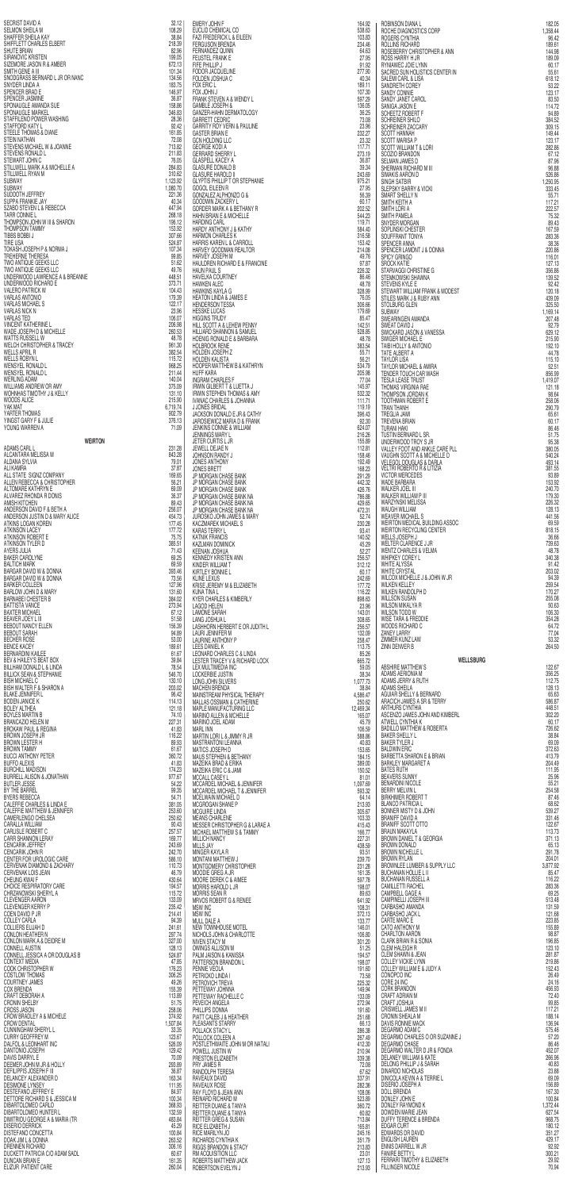SECRIST DAVID A 32.12
SELMON SHEILA M 108.29
SHAFFER SHEILA KAY 28.84
SHIFFLETT CHARLES ELBERT 218.39
SHUTE BRIAN 82.06
SIPANOVIC KRISTEN 159.05
SIZEMORE JASON R & AMBER 672.13
SMITH GENE A III 101.34
SNODGRASS BERNARD L JR OR NANC 134.56
SNYDER LINDA A 183.75
SPENCER BRAD E 146.97
SPENCER JASMINE 36.87
SPONAUGLE AMANDA SUE 158.66
SPONAUGLE MARKEL 346.83
STAFFILENO POWER WASHING 28.36
STAFFORD KATY L 92.42
STEELE THOMAS & DIANE 161.85
STEIN NATHAN 72.08
STEVENS MICHAEL W & JOANNE 713.82
STEVENS RONALD L 211.83
STEWART JOHN C 76.05
STILLWELL MARK A & MICHELLE A 284.83
STILLWELL RYAN M 310.63
SUBWAY 1,123.92
SUBWAY 1,080.70
SUDDOTH JEFFREY 221.36
SUPPA FRANKIE JAY 40.34
SZABO STEVEN L & REBECCA 447.84
TARR CONNIE L 268.18
THOMPSON JOHN W III & SHARON 195.12
THOMPSON TAMMY 153.92
TIBBS BOBBI J 307.66
TIRE USA 524.87
TOKASH JOSEPH P & NORMA J 107.34
TREHERNE THERESA 99.85
TWO ANTIQUE GEEKS LLC 51.62
TWO ANTIQUE GEEKS LLC 49.76
UNDERWOOD LAWRENCE A & BREANNE 448.51
UNDERWOOD RICHARD E 373.71
VALERO PATRICK W 104.43
VARLAS ANTONIO 179.39
VARLAS MICHAEL S 122.17
VARLAS NICK N 23.96
VARLAS TED 108.07
VINCENT KATHERINE L 206.98
WADE JOSEPH D & MICHELLE 260.53
WATTS RUSSELL W 48.78
WELCH CHRISTOPHER & TRACEY 961.30
WELLS APRIL R 382.54
WELLS ROBYN L 115.72
WENSYEL RONALD L 568.25
WENSYEL RONALD L 211.44
WERLING ADAM 140.04
WILLIAMS ANDREW OR AMY 375.09
WOHNHAS TIMOTHY J & KELLY 131.10
WOODS ALICE 215.90
YAK MAT 6,719.74
YARTER THOMAS 902.79
YINGST GARY F & JULIE 376.13
YOUNG WARREN A 71.09

## WEIRTON

ADAMS CARL L 231.28
ALCANTARA MELISSA M 843.28
ALDANA SYLVIA 79.01
ALI KARIM 37.87
ALL STATE SIGNZ COMPANY 169.65
ALLEN REBECCA & CHRISTOPHER 56.21
ALTOMARE KATHRYN E 69.09
ALVAREZ RHONDA R DONIS 36.37
AMISH KITCHEN 69.43
ANDERSON DAVID F & BETH A 256.07
ANDERSON JUSTIN D & MARY ALICE 454.73
ATKINS LOGAN KOREN 177.45
ATKINSON LACEY 177.72
ATKINSON ROBERT E 75.75
ATKINSON TYLER D 385.51
AYERS JULIA 71.43
BAKER CAROLYNE 69.25
BALTICH MARK 69.59
BARGAR DAVID W & DONNA 393.46
BARGAR DAVID W & DONNA 73.56
BARKER COLLEEN 127.96
BARLOW JOHN D & MARY 131.60
BARNABEI CHESTER B 384.02
BATTISTA VANCE 273.94
BAXTER MICHAEL 67.12
BEAVER JOEY L III 51.58
BEBOUT NANCY ELLEN 156.39
BEBOUT SARAH 94.80
BECHER ROSE 53.00
BENCE KACEY 188.61
BERNARDINI KAILEE 61.67
BEV & HAILEY'S BEAT BOX 39.84
BILLHAM DONALD L & LINDA 78.54
BILLICK SEAN & STEPHANIE 546.70
BISH MICHAEL C 130.10
BISH WALTER F & SHARON A 203.02
BLAKE JENNIFER L 86.42
BODEN JANICE K 114.13
BOLEY ALTHEA 121.18
BOYLES MARTIN B 74.10
BRANCAZIO HELEN M 227.31
BROKAW PAUL & REGINA 41.83
BROWN JOSEPH JR 116.22
BROWN LESTER H 89.93
BROWN TAMMY 61.67
BUCCI ANTHONY PETER 380.72
BUFFO ALEXIS 41.83
BURCHILL MADISON 174.23
BURRELL ALISON & JONATHAN 977.67
BUTLER JESSE 54.22
BY THE BARREL 99.35
BYERS REBECCA 54.71
CALEFFIE CHARLES & LINDA E 381.05
CALEFFIE MATTHEW & JENNIFER 253.80
CAMERLENGO CHELSEA 250.62
CARALLA WILLIAM 90.43
CARLISLE ROBERT C 257.57
CARR SHANNON LERAY 188.77
CENCARIK JEFFREY 243.69
CENCARIK JOHN R 242.70
CENTER FOR UROLOGIC CARE 586.10
CERVENAK DIAMOND & ZACHARY 110.73
CERVENAK LOIS JEAN 46.79
CHEUNG KWAI F 430.64
CHOICE RESPIRATORY CARE 194.57
CHRZANOWSKI SHERYL A 115.72
CLEVENGER AARON 133.09
CLEVENGER KERRY P 235.42
COEN DAVID P JR 214.41
COLLEY CARLA 94.39
COLLIERS ELIJAH D 241.61
CONLON HEATHER N 297.74
CONLON MARK A & DEIDRE M 327.00
CONNELL AUSTIN 128.13
CONNELL JESSICA A OR DOUGLAS B 524.87
CONTEXT MEDIA 47.95
COOK CHRISTOPHER W 176.23
COSTLOW THOMAS 306.25
COURTNEY JAMES 49.26
COX BRENDA 155.39
CRAFT DEBORAH A 113.89
CRONIN SHELBY 51.75
CROSS JASON 258.06
CROW BRADLEY A & MICHELE 374.92
CROW DENTAL 1,507.84
CUNNINGHAM SHERYL L 33.35
CURRY GEOFFREY M 123.67
DALFOL & LEONHART INC 525.09
DANTONIO JOSEPH 129.42
DAVIS DARRYL E 70.09
DEEMER JOHN M JR & HOLLY 293.89
DEFILIPPIS JOSEPH F III 36.87
DELANCEY ALEXANDER D 163.34
DESIMONE LYNSEY 111.56
DESTEFANO JEFFREY E 84.97
DETTORE RICHARD S & JESSICA M 100.34
DIBARTOLOMEO CARLO 368.93
DIBARTOLOMEO HUNTER L 132.59
DIMITRIOU GEORGE A & MARIA (TR 483.84
DISERIO DERRICK 45.29
DISTEFANO CONCETTA 100.84
DOAK JIM L & DONNA 263.92
DRENNEN RICHARD 306.18
DUCKETT PATRICIA C/O ADAM SADL 60.67
DUNCAN BRIAN E 161.35
ELZOUR PATIENT CARE 260.04
EMERY JOHN F 164.92
EUCLID CHEMICAL CO 538.63
FAZI FREDERICK L & EILEEN 103.83
FERGUSON BRENDA 234.46
FERNANDEZ QUINN 64.63
FEUSTEL FRANK E 27.95
FIFE PHILLIP J 91.92
FODOR JACQUELINE 277.90
FOLDEN JOSHUA C 40.34
FOX ERIC L 189.11
FOX JOHN J 107.30
FRANK STEVEN A & WENDY L 597.29
GAMBLE JOSEPH & 135.05
GANZER-HAHN DERMATOLOGY 35.25
GARRETT CEDRIC 73.08
GARRITY ROY VERN & PAULINE 23.96
GASTER BRIAN E 232.27
GCN HOLDING LLC 23.32
GEORGE KODI A 117.71
GERRARD SHERRY L 273.19
GLASCOCK BETH 36.87
GLASURE DONALD B 39.34
GLASURE HAROLD II 243.69
GLYPTIS PHILIP T OR STEPHANIE 975.21
GOGOL EILEEN R 27.95
GONZALEZ ALPHONZO G & 56.39
GOODWIN ZACKERY L 60.17
GORDER MARK A & BETHANY R 202.50
HAHN BRIAN E & MICHELLE 544.23
HARDING CARL 119.71
HARDY ANTHONY J & KATHY 584.40
HARMON CHARLES K 316.58
HARRIS KAREN L & CARROLL 153.42
HARVEY GOODMAN REALTOR 214.08
HARVEY JOSEPH M 49.76
HAULDREN RICHARD E & FRANCINE 97.67
HAUN PAUL S 226.32
HAVELKA COURTNEY 86.46
HAWKEN ALEC 48.78
HAWKINS KAYLA G 328.99
HEATON LINDA & JAMES E 76.05
HENDERSON TESSA 306.66
HESSKE LUCAS 179.69
HIGGINS TRUDY 85.47
HILL SCOTT A & LEHEW PENNY 142.51
HILLIARD SHANNON & SAMUEL 528.85
HOENIG RONALD E & BARBARA 48.78
HOLBROOK RENE 383.54
HOLDEN JOSEPH Z 55.71
HOLDEN KALISTA 56.21
HOOPER MATTHEW B & KATHRYN 534.79
HUFF KARA 205.98
INGRAM CHARLES F 77.04
IRWIN GILBERT T & LUETTA J 145.87
IRWIN STEPHEN THOMAS & AMY 532.32
IVANAC CHARLES & JOHANNA 111.71
J JONES BRIDAL 119.19
JACKSON DONALD E JR & CATHY 396.43
JAROSIEWICZ MARIO D & FRANK 92.30
JENKINS CONNIE & WILLIAM 624.07
JENNINGS MARY L 216.26
JETER CURTIS L JR 155.89
JEWELL DEJAE N 112.81
JOHNSON RANDY J 158.49
JONES ANTHONY 192.49
JONES BRETT 168.25
JP MORGAN CHASE BANK 291.29
JP MORGAN CHASE BANK 442.32
JP MORGAN CHASE BANK 426.76
JP MORGAN CHASE BANK NA 786.88
JP MORGAN CHASE BANK NA 429.65
JP MORGAN CHASE BANK NA 472.31
JUROSKO JOHN JAMES & MARY 52.74
KACZMAREK MICHAEL S 230.28
KARAS TERRY L 93.41
KATNIK FRANCIS 140.52
KAZLMAN DOMINICK 45.29
KEENAN JOSHUA 52.27
KENNEDY KRISTEN ANN 256.57
KINDER WILLIAM T 312.12
KIRTLEY BONNIE L 60.17
KLINE LEXUS 242.69
KRISE JEREMY M & ELIZABETH 177.72
KUNA TINA L 116.22
KYER CHARLES & KIMBERLY 898.63
LAGOD HELEN 23.96
LAMONE SARAH 143.01
LANG JOSHUA L 308.65
LASHHORN HERBERT E OR JUDITH L 256.57
LAURI JENNIFER M 132.09
LAURINE ANTHONY P 258.47
LEES DANIEL K 113.75
LEONARD CHARLES C & LINDA 85.26
LESTER TRACEY V & RICHARD LOCK 665.72
LEX MULTIMEDIA INC 59.05
LICKERBIE JUSTIN 38.34
LONG JOHN SILVERS 1,077.75
MACHEN BRENDA 38.84
MAINSTREAM PHYSICAL THERAPY 4,586.47
MALLAS OSSMAN & CATHERINE 250.62
MAPLE MANUFACTURING LLC 12,469.34
MARINO ALLEN & MICHELLE 165.07
MARINO JOEL ADAM 45.79
MARL INN 109.58
MARTIN LORI L & JIMMY R JR 588.86
MASTRANTONI LEANNA 40.83
MATICS JOSEPH D 153.65
MAUS STEPHEN & BETHANY 184.15
MAZEIKA BRAD & ERIKA 389.00
MAZEIKA ERIC C & JAMI 150.52
MCCALL CASEY L 81.01
MCCARDEL MICHAEL & JENNIFER 1,097.69
MCCARDEL MICHAEL T & JENNIFER 593.32
MCELWAIN MICHAEL D 64.14
MCGROGAN SHANE P 213.93
MCGUIRE LINDA 305.67
MEANS CHARLENE 103.33
MESSER CHRISTOPHER G & LARAE A 415.43
MICHAEL MATTHEW S & TAMMY 166.77
MILLICH NANCY 227.31
MILLS JAY 438.59
MINGER KAYLA R 93.51
MONTANI MATTHEW J 239.70
MONTGOMERY CHRISTOPHER 231.36
MOODIE GREG A JR 161.35
MOORE DEREK C & AIMEE 597.78
MORRIS HAROLD L JR 198.07
MORRIS SEAN R 89.63
MRVOS ROBERT G & RENEE 641.92
MSW INC 108.31
MSW INC 372.13
MULL DALE A 133.77
NEW TOWNHOUSE MOTEL 146.01
NICHOLS JOHN & CHARLOTTE 106.80
NIVEN STACY M 301.29
OWINGS ALLISON M 51.25
PALM JASON & KANISSA 194.57
PATTERSON BRANDON L 198.07
PENNIE VEOLA 191.60
PETRICKO LINDA I 73.59
PETROVICH TREVA 225.32
PETTEWAY JOHNNA 149.84
PETTEWAY RACHELLE C 133.69
PEVEICH ANGELA 272.64
PHILLIPS DONNA 191.60
PIATT CALEB J & HEATHER 251.66
PLEASANTS STARRY 66.13
POLLACK STACY L 286.38
POLLOCK COLEEN A 267.49
POSTLETHWAITE JOHN M OR NATALI 412.30
POWELL JUSTIN W 210.08
PRESTON ELIZABETH 339.38
PRY JAMES R 72.08
RANDOLPH TERESA 67.62
RAVEAUX DAVID 337.91
RAVEAUX ROSE 282.36
RAY FLOYD & JEAN ANN 108.06
RENARD RICHARD M 523.89
REITTER DUANE & TANYA 360.72
REITTER DUANE & TANYA 60.62
REITTER GREG & SUSAN 713.84
RICE ELIZABETH J 165.81
RICE MARILYN JO 245.16
RICHARDS CYNTHIA K 351.79
RIGGS BRANDON & STACY 213.88
RM ACQUISITION LLC 23.01
ROBERTS MATTHEW JACK 127.14
ROBERTSON EVELYN J 213.93
ROBINSON DIANA L 182.05
ROCHE DIAGNOSTICS CORP 1,358.44
ROGERS CYNTHIA 96.42
ROLLINS RICHARD 189.61
ROSEBERRY CHRISTOPHER & ANN 144.98
ROSS HARRY H JR 189.09
RYMAWEC JOE LYNN 60.17
SACRED SUN HOLISTICS CENTER IN 55.61
SALEMI CARL & LISA 618.12
SANDRETH COREY 53.22
SANDY CONNIE 123.17
SANDY JANET CAROL 83.50
SANIGA JASON E 114.72
SCHEETZ ROBERT F 94.89
SCHREINER SHILO 384.52
SCHREINER ZACCARY 309.15
SCOTT HANNAH 149.44
SCOTT MARISA P 123.17
SCOTT WILLIAM T & LORI 282.86
SCOZIO BRANDON 67.12
SELMAN JAMES D 87.96
SHERMAN RICHARD M III 96.88
SHURA AARON D 526.86
SINGH SATBIR 1,250.95
SLEPSKY BARRY & VICKI 333.45
SMART SHELLY N 55.71
SMITH KEITH A 117.21
SMITH LORI A 222.57
SMITH PAMELA 75.32
SNYDER MORGAN 89.43
SOPLINSKI CHESTER 167.59
SOUFFRANT TONYA 283.36
SPENCER ANNA 38.36
SPENCER LAMONT J & DONNA 220.86
SPICY GRINGO 116.01
SPOCK KATIE 127.13
STARVAGGI CHRISTINE G 356.66
STEMKOWSKI SHAWNA 139.52
STEVENS KYLE E 92.42
STEWART WILLIAM FRANK & MODEST 120.18
STILES MARK J & RUBY ANN 439.09
STOLBURG GLEN 325.50
SUBWAY 1,169.14
SWEARINGEN AMANDA 207.48
SWEAT DAVID J 92.79
SWICKARD JASON & VANESSA 629.12
SWIGER MICHAEL E 215.90
TAIBI HOLLY & ANTONIO 192.10
TATE ALBERT A 44.78
TAYLOR LISA 115.10
TAYLOR MICHAEL & AMIRA 52.51
TENDER TOUCH CAR WASH 856.99
TESLA LEASE TRUST 1,419.07
THOMAS VIRGINIA RAE 121.18
THOMPSON JORDAN K 98.64
TOOTHMAN ROBERT E 258.06
TRAN THANH 290.79
TREGLIA JAMI 65.61
TREVENA BRIAN 60.17
TURANI HAKI 86.46
TUSTIN BERNARD L SR 51.75
UNDERWOOD TROY S JR 95.38
VALLEY FOOT AND ANKLE CARE PLL 380.05
VAUGHN SCOTT A & MICHELLE D 540.24
VELEGOL DOUGLAS & DARLA 493.14
VELTRI ROBERTO R & LITIZIA 381.55
VICTOR MERCEDES 93.89
WADE BARBARA 153.92
WALKER JOEL III 240.70
WALKER WILLIAM P III 179.30
WARZYNSKI MELISSA 226.32
WAUGH WILLIAM 128.13
WEAVER MICHAEL S 441.56
WEIRTON MEDICAL BUILDING ASSOC 69.59
WEIRTON RECYCLING CENTER 818.15
WELLS JOSEPH J 36.66
WELTER CLARENCE J JR 739.63
WENTZ CHARLES & VELMA 48.78
WHIPKEY COREY L 340.38
WHITE ALYSSA 91.42
WHITE CRYSTAL 203.02
WILCOX MICHELLE J & JOHN W JR 94.39
WILKEN RYAN 259.54
WILKEN RANDOLPH D 170.27
WILLSON SUSAN 255.06
WILSON MIKALYA R 50.63
WILSON TODD W 106.30
WISE TARA & FREDDIE 354.28
WOODS RICHARD C 64.72
ZANEY LARRY 77.04
ZIMMER KUNZ LAW 53.32
ZINN DENVER B 264.50

## WELLSBURG

ABSHIRE MATTHEW S 122.67
ADAMS AERONIA M 356.25
ADAMS JERRY & RUTH 112.75
ADAMS SHEILA 128.13
AGUIAR SHELLY & BERNARD 65.63
ARACICH JAMES A SR & TERRY 586.87
ARTHURS CYNTHIA 448.51
ASCENZO JAMES JOHN AND KIMBERL 302.20
ATWELL CYNTHIA K 60.17
BADILLO MATTHEW & ROBERTA 726.62
BAKER SHELLY L 38.84
BAKER TYLER J 69.09
BALDWIN ERIC 372.63
BARBETTA SHARON E & BRIAN 413.79
BARKLEY MARGARET A 204.49
BATES RUTH 111.95
BEAVERS SUNNY 25.96
BENARDINI NICOLE 55.21
BERRY MELVIN L 254.58
BIRKHIMER ROBERT T 87.46
BLANCO PATRICIA L 68.62
BONNER MISTY D & JOHN 539.27
BRANIFF DAVID A 331.46
BRANIFF SCOTT OTTO 122.67
BRAUN MAKAYLA 113.73
BROWN DANIEL T & GEORGIA 371.13
BROWN DONALD 65.13
BROWN MICHELLE L 291.78
BROWN RYLAN 204.01
BROWNLEE LUMBER & SUPPLY LLC 3,877.92
BUCHANAN HOLLIE L II 85.47
BUCHANAN RUSSELL A 116.22
CAMILLETTI RACHEL 283.36
CAMPBELL GAGE A 69.25
CAMPINELLI JOSEPH III 513.48
CARBASHO AMANDA 131.59
CARBASHO JACK L 121.68
CARTE MARC E 223.85
CATO ANTHONY M 155.89
CHARLTON AARON 98.87
CHASE DOLORES 190.86
CLEM HALEIGH R 123.10
CLEM SHAWN & JEAN 281.87
COLLEY VICKIE LYNN 219.86
COLLEY WILLIAM E & JUDY A 152.43
CONOPCO INC 26.49
CORE 24 INC 24.16
CORK BRANDON 456.05
CRAFT ADRIAN M 72.40
CRAFT JOSHUA 99.65
CRISWELL JAMES M II 117.21
CRONIN SHEILA M 188.14
DAVIS RONNIE MACK 136.94
DEGARMO ADAM C 575.46
DEGARMO CHARLES O OR SUZANNE J 57.20
DEGARMO CHASE 86.46
DEGARMO WALTER D JR & FONDA 452.07
DELANEY WILLIAM & KATE 266.06
DELONG PHILLIP J & SARAH 40.83
DINARDO NICHOLAS 23.88
DINICOLA KEVIN A & TERRIE L 69.09
DISERIO JOSEPH A 156.89
DOLL BRENDA 167.30
DONLEY JOHN E 100.84
DONLEY RAYMOND K 1,372.44
DOWDEN MARIE JEAN 627.54
DUFFY TERENCE & BRENDA 968.75
EDGAR CURT 180.12
EDWARDS DR DAVID 351.27
ENGLISH LAUREN 429.17
ENNIS DARRELL W JR 92.92
FANIRE BETTY L 300.21
FERRARI TIMOTHY & ELIZABETH 29.92
FILLINGER NICOLE 70.94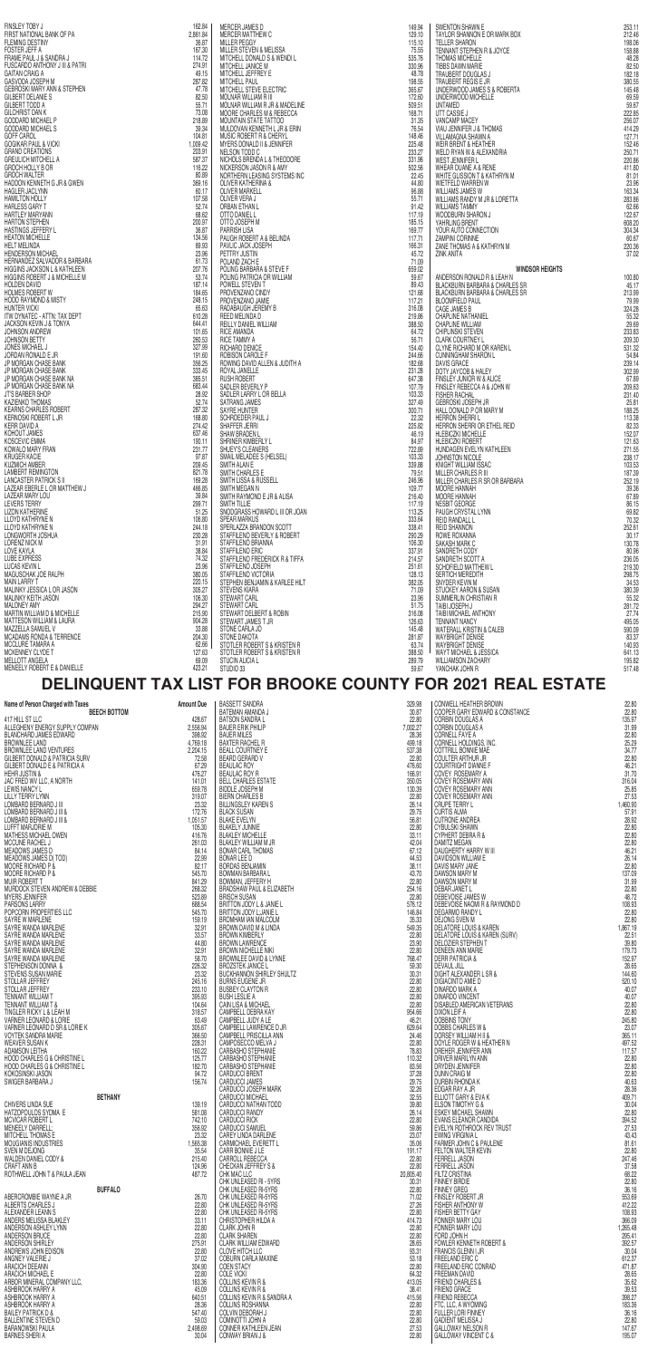FINSLEY TOBY J 162.84
FIRST NATIONAL BANK OF PA 2,861.84
FLEMING DESTINY 36.67
FOSTER JEFF A 167.30
FRAME PAUL J & SANDRA J 114.72
FUSCARDO ANTHONY J III & PATRI 274.01
GAITAN CRAIG A 49.15
GASVODA JOSEPH M 287.82
GEBROSKI MARY ANN & STEPHEN 47.78
GILBERT DELAINE S 62.50
GILBERT TODD A 55.71
GILCHRIST DAN K 73.08
GODDARD MICHAEL P 218.69
GODDARD MICHAEL S 39.34
GOFF CAROL 104.81
GOGIKAR PAUL & VICKI 1,009.42
GRAND CREATIONS 203.91
GREULICH MITCHELL A 587.37
GROCH HOLLY B OR 116.22
GROCH WALTER 80.69
HADDON KENNETH G JR & GWEN 369.16
HAGLER JACLYNN 60.17
HAMILTON HOLLY 107.58
HARLESS GARY T 52.74
HARTLEY MARYANN 68.62
HARTON STEPHEN 200.97
HASTINGS JEFFERY L 36.67
HEATON MICHELLE 134.56
HELT MELINDA 89.93
HENDERSON MICHAEL 23.96
HERNANDEZ SALVADOR & BARBARA 61.73
HIGGINS JACKSON L & KATHLEEN 207.76
HIGGINS ROBERT J & MICHELLE M 53.74
HOLDEN DAVID 187.14
HOLMES ROBERT W 184.65
HOOD RAYMOND & MISTY 248.15
HUNTER VICKI 65.63
ITW DYNATEC - ATTN: TAX DEPT 610.28
JACKSON KEVIN J & TONYA 644.41
JOHNSON ANDREW 101.65
JOHNSON BETTY 260.53
JONES MICHAEL J 327.99
JORDAN RONALD E JR 191.80
JP MORGAN CHASE BANK 356.25
JP MORGAN CHASE BANK 333.45
JP MORGAN CHASE BANK NA 385.51
JP MORGAN CHASE BANK NA 683.44
JT'S BARBER SHOP 28.92
KAZIENKO THOMAS 52.74
KEARNS CHARLES ROBERT 287.02
KERNOSKI ROBERT L JR 168.80
KERR DAVID A 274.42
KOHOUT JAMES 637.46
KUSCEVIC EMMA 190.11
KOWALO MARY FRAN 231.77
KRUGER KACIE 97.67
KUZMICH AMBER 209.45
LAMBERT REMINGTON 621.78
LANCASTER PATRICK S II 189.28
LAZEAR EBERLE L OR MATTHEW J 466.85
LAZEAR MARY LOU 39.84
LEVERS TERRY 299.71
LIZON KATHERINE 51.25
LLOYD KATHRYNE N 106.80
LLOYD KATHRYNE N 244.18
LONGWORTH JOSHUA 230.28
LORENZ NICK M 31.91
LOVE KAYLA 38.84
LUBE EXPRESS 74.32
LUCAS KEVIN L 23.96
MADUSCHAK JOE RALPH 380.05
MAIN LARRY T 220.15
MALINKY JESSICA L OR JASON 305.27
MALINKY KEITH JASON 106.30
MALONEY AMY 294.27
MARTIN WILLIAM D & MICHELLE 215.90
MATTESON WILLIAM & LAURA 904.28
MAZZELLA SAMUEL V 33.68
MCADAMS RONDA & TERRENCE 204.30
MCCLURE TAMARA A 62.66
MCKENNEY CLYDE T 127.63
MELLOTT ANGELA 69.09
MENEELY ROBERT E & DANIELLE 420.21
MERCER JAMES D 149.94
MERCER MATTHEW C 129.10
MILLER PEGGY 115.10
MILLER STEVEN & MELISSA 75.55
MITCHELL DONALD S & WENDI L 535.76
MITCHELL JANICE M 330.96
MITCHELL JEFFREY E 48.78
MITCHELL PAUL 198.55
MITCHELL STEVE ELECTRIC 365.67
MOLNAR WILLIAM R III 172.60
MOLNAR WILLIAM R JR & MADELINE 509.51
MOORE CHARLES W & REBECCA 168.71
MOUNTAIN STATE TATTOO 31.35
MULDOVAN KENNETH L JR & ERIN 76.54
MUSIC ROBERT R & CHERYL 148.46
MYERS DONALD II & JENNIFER 225.48
NELSON TODD C 233.27
NICHOLS BRENDA L & THEODORE 331.95
NICKERSON JASON R & AMY 502.56
NORTHERN LEASING SYSTEMS INC 22.45
OLIVER KATHERINA & 44.80
OLIVER MARKELL 95.88
OLIVER VERA J 55.71
ORBAN ETHAN L 91.42
OTTO DANIEL L 117.19
OTTO JOSEPH M 185.15
PARRISH LISA 169.77
PAUGH ROBERT A & BELINDA 117.71
PAVLIC JACK JOSEPH 166.31
PETTRY JUSTIN 45.72
POLAND ZACH E 71.09
POLING BARBARA & STEVE F 659.02
POLING PATRICIA OR WILLIAM 59.67
POWELL STEVEN T 89.43
PROVENZANO CINDY 121.68
PROVENZANO JAMIE 117.21
RADABAUGH JEREMY B 316.08
REED MELINDA D 219.86
REILLY DANIEL WILLIAM 388.50
RICE AMANDA 64.72
RICE TAMMY A 56.71
RICHARD DENICE 154.40
ROBISON CAROLE F 244.66
ROWING DAVID ALLEN & JUDITH A 162.66
ROYAL JANELLE 231.28
RUSH ROBERT 647.36
SADLER BEVERLY P 107.79
SADLER LARRY L OR BELLA 103.33
SATRANG JAMES 327.49
SAYRE HUNTER 300.71
SCHROEDER PAUL J 22.32
SHAFFER JERRI 225.62
SHAW BRADEN L 46.19
SHRINER KIMBERLY L 84.97
SHUEY'S CLEANERS 722.89
SMAIL MELADEE S (HELSEL) 103.33
SMITH ALAN E 339.88
SMITH CHARLES E 79.51
SMITH LISSA & RUSSELL 246.56
SMITH MEGAN N 109.77
SMITH RAYMOND E JR & ALISA 216.40
SMITH TILLIE 117.19
SNODGRASS HOWARD L III OR JOAN 113.25
SPEAR MARKUS 333.64
SPERLAZZA BRANDON SCOTT 338.41
STAFFILENO BEVERLY & ROBERT 290.29
STAFFILENO BRIANNA 106.30
STAFFILENO ERIC 337.91
STAFFILENO FREDERICK R & TIFFA 214.57
STAFFILENO JOSEPH 251.61
STAFFILENO VICTORIA 128.13
STEPHEN BENJAMIN & KARLEE HILT 382.05
STEVENS KIARA 71.09
STEWART CARL 23.96
STEWART CARL 51.75
STEWART DELBERT & ROBIN 316.08
STEWART JAMES T JR 126.63
STONE CARLA JO 145.48
STONE DAKOTA 281.87
STOTLER ROBERT S & KRISTEN R 63.74
STOTLER ROBERT S & KRISTEN R 388.50
STUCIN ALICIA L 289.79
STUDIO 33 59.67
SWENTON SHAWN E 253.11
TAYLOR SHANNON E OR MARK BOX 212.46
TELLER SHARON 198.06
TENNANT STEPHEN R & JOYCE 158.88
THOMAS MICHELE 48.28
TIBBS DAWN MARIE 82.50
TRAUBERT DOUGLAS J 182.18
TRAUBERT REGIS E JR 380.55
UNDERWOOD JAMES S & ROBERTA 145.48
UNDERWOOD MICHELLE 69.59
UNTAMED 59.67
UTT CASSIE J 222.85
VANCAMP MACEY 256.07
VIAU JENNIFER J & THOMAS 414.29
VILLANAGNA SHAWN A 127.71
WEIR BRENT & HEATHER 152.46
WELD RYAN W & ALEXANDRIA 250.71
WEST JENNIFER L 220.86
WHEAR DUANE A & RENE 411.80
WHITE GLISSON T & KATHRYN M 81.01
WIETFELD WARREN W 23.96
WILLIAMS JAMES W 163.34
WILLIAMS RANDY M JR & LORETTA 283.86
WILLIAMS TAMMY 62.66
WOODBURN SHARON J 122.67
YAHRLING BRENT 608.20
YOUR AUTO CONNECTION 304.34
ZAMPINI CORINNE 60.67
ZANE THOMAS A & KATHRYN M 220.36
ZINK ANITA 37.02

**WINDSOR HEIGHTS**

ANDERSON RONALD R & LEAH H 100.80
BLACKBURN BARBARA & CHARLES SR 45.17
BLACKBURN BARBARA & CHARLES SR 213.99
BLOOMFIELD PAUL 79.99
CAGE JAMES B 324.28
CHAPLINE NATHANIEL 55.32
CHAPLINE WILLIAM 29.69
CHIPLINSKI STEVEN 233.83
CLARK COURTNEY L 209.30
CLYNE RICHARD M OR KAREN L 531.32
CUNNINGHAM SHARON L 54.84
DAVIS GRACE 239.14
DOTY JAYCOB & HALEY 302.99
FINSLEY JUNIOR W & ALICE 67.89
FINSLEY REBECCA A & JOHN W 209.63
FISHER RACHAL 231.40
GEBROSKI JOSEPH JR 25.81
HALL DONALD P OR MARY M 188.25
HERRON SHERRI L 113.38
HERRON SHERRI OR ETHEL REID 82.33
HLEBICZKI MICHELLE 152.07
HLEBICZKI ROBERT 121.63
HUNDAGEN EVELYN KATHLEEN 271.55
JOHNSTON NICOLE 238.17
KNIGHT WILLIAM ISSAC 103.53
MILLER CHARLES R III 187.39
MILLER CHARLES R SR OR BARBARA 252.19
MOORE HANNAH 39.36
MOORE HANNAH 67.89
NESBIT GEORGE 86.15
PAUSH CRYSTAL LYNN 69.82
REID RANDALL L 70.32
REID SHANNON 252.61
ROWE ROXANNA 30.17
SAKASH MARK C 130.78
SANDRETH CODY 80.06
SANDRETH SCOTT A 236.05
SCHOFIELD MATTHEW L 219.30
SERTICH MEREDITH 298.75
SNYDER KEVIN M 34.53
STUCKEY AARON & SUSAN 380.39
SUMMERLIN CHRISTIAN R 55.32
TAIBI JOSEPH J 281.72
TAIBI MICHAEL ANTHONY 27.74
TENNANT NANCY 495.05
WATERALL KRISTIN & CALEB 590.09
WAYBRIGHT DENISE 83.37
WAYBRIGHT DENISE 140.93
WAYT MICHAEL & JESSICA 641.13
WILLIAMSON ZACHARY 195.82
YANCHAK JOHN R 517.48

# DELINQUENT TAX LIST FOR BROOKE COUNTY FOR 2021 REAL ESTATE

| Name of Person Charged with Taxes | Amount Due |
|---|---|

**BEECH BOTTOM**

417 HILL ST LLC 428.67
ALLEGHENY ENERGY SUPPLY COMPAN 2,556.94
BLANCHARD JAMES EDWARD 308.92
BROWNLEE LAND 4,769.18
BROWNLEE LAND VENTURES 2,204.15
GILBERT DONALD & PATRICIA SURV 72.58
GILBERT DONALD E & PATRICIA A 67.29
HEHR JUSTIN & 476.27
JAC FRED WV LLC, A NORTH 141.01
LEWIS NANCY L 659.78
LILLY TERRY LYNN 319.07
LOMBARD BERNARD J III 23.32
LOMBARD BERNARD J III & 172.76
LOMBARD BERNARD J III & 1,051.57
LUFFT MARJORIE M 105.30
MATHESS MICHAEL OWEN 416.76
MCCUNE RACHEL J 261.03
MEADOWS JAMES D 84.14
MEADOWS JAMES D(TOD) 22.99
MOORE RICHARD P & 82.17
MOORE RICHARD P & 545.70
MUIR ROBERT T 841.29
MURDOCK STEVEN ANDREW & DEBBIE 268.22
MYERS JENNIFER 523.89
PARSONS LARRY 688.54
POPCORN PROPERTIES LLC 545.70
SAYRE W MARLENE 159.19
SAYRE WANDA MARLENE 32.91
SAYRE WANDA MARLENE 33.57
SAYRE WANDA MARLENE 44.80
SAYRE WANDA MARLENE 32.91
SAYRE WANDA MARLENE 58.70
STEPHENSON DONNA & 226.32
STEVENS SUSAN MARIE 23.32
STOLLAR JEFFREY 245.16
STOLLAR JEFFREY 233.10
TENNANT WILLIAM T 395.93
TENNANT WILLIAM T & 104.64
TINGLER RICKY L & LEAH M 318.57
VARNER LEONARD & LORIE 63.49
VARNER LEONARD D SR & LORIE K 305.67
VOYTEK SANDRA MARIE 366.50
WEAVER SUSAN K 228.31
ADAMSON LETHA 160.22
HOOD CHARLES G & CHRISTINE L 125.77
HOOD CHARLES G & CHRISTINE L 182.70
KOKOSINSKI JASON 94.72
SWIGER BARBARA J 156.74

**BETHANY**

CHIVERS LINDA SUE 139.19
HATZOPOULOS SYOMA E 581.08
MCVICAR ROBERT L 742.10
MENEELY DARRELL 356.02
MITCHELL THOMAS E 23.32
MOUGIANIS INDUSTRIES 1,565.38
SVEN M DEJONG 35.54
WALDEN DANIEL CODY & 215.40
CRAFT ANN B 124.96
ROTHWELL JOHN T & PAULA JEAN 487.72

**BUFFALO**

ABERCROMBIE WAYNE A JR 26.70
ALBERTS CHARLES J 22.80
ALEXANDER LEANN S 22.80
ANDERS MELISSA BLAKLEY 33.11
ANDERSON ASHLEY LYNN 22.80
ANDERSON BRUCE 22.80
ANDERSON SHIRLEY 275.91
ANDREWS JOHN EDISON 22.80
ANGNEY VALERIE J 37.02
ARACICH DEEANN 304.90
ARACICH MICHAEL E 22.80
ARBOR MINERAL COMPANY LLC, 183.36
ASHBROOK HARRY A 45.09
ASHBROOK HARRY A 640.51
ASHBROOK HARRY A 28.36
BAILEY PATRICK D & 547.40
BALLENTINE STEVEN D 59.03
BARANOWSKI PAULA 2,498.69
BARNES SHERI A 30.04
BASSETT SANDRA 329.98
BATEMAN AMANDA J 30.87
BATSON SANDRA L 22.80
BAUER ERIK PHILIP 7,002.27
BAUER MILES 28.36
BAXTER RACHEL R 499.18
BEALL COURTNEY E 537.38
BEARD GERARD V 22.80
BEAULAC ROY 476.60
BEAULAC ROY R 166.91
BELL CHARLES ESTATE 350.05
BIDDLE JOSEPH M 130.39
BIERN CHARLES B 22.80
BILLINGSLEY KAREN S 26.14
BLACK SUSAN 29.75
BLAKE EVELYN 56.81
BLAKELY JUNNIE 22.80
BLAKLEY MICHELLE 33.11
BLAKLEY WILLIAM M JR 42.04
BONAR CARL THOMAS 67.12
BONAR LEE D 44.53
BORDAS BENJAMIN 38.11
BOWMAN BARBARA L 43.70
BOWMAN JEFFERY H 22.80
BRADSHAW PAUL & ELIZABETH 254.16
BRISCH SUSAN 22.80
BRITTON JODY L & JANIE L 576.12
BRITTON JODY L JANIE L 146.84
BROMHAM IAN MALCOLM 35.33
BROWN DAVID M & LINDA 549.35
BROWN KIMBERLY 22.80
BROWN LAWRENCE 23.90
BROWN NICHELLE NIKI 22.80
BROWNLEE DAVID & LYNNE 768.47
BROZSTEK JANICE L 59.30
BUCKHANNON SHIRLEY SHULTZ 30.31
BURNS EUGENE JR 22.80
BUSBEY CLAYTON R 22.80
BUSH LESLIE A 22.80
CAIN LISA & MICHAEL 22.80
CAMPBELL DEBRA KAY 954.66
CAMPBELL JUDY A LE 46.21
CAMPBELL LAWRENCE D JR 629.64
CAMPBELL PRISCILLA ANN 24.46
CAMPOSECCO MELVA J 22.80
CARBASHO STEPHANIE 76.83
CARBASHO STEPHANIE 110.32
CARBASHO STEPHANIE 83.56
CARDUCCI BRENT 37.28
CARDUCCI JAMES 29.75
CARDUCCI JOSEPH MARK 32.26
CARDUCCI MICHAEL 32.55
CARDUCCI NATHAN TODD 39.80
CARDUCCI RANDY 26.14
CARDUCCI RON 22.80
CARDUCCI SAMUEL 56.86
CAREY LINDA DARLENE 23.07
CARMICHAEL EVERETT L 35.06
CARR BONNIE J LE 191.17
CARROLL REBECCA 22.80
CHECKAN JEFFREY S & 22.80
CHK MAC LLC 20,805.40
CHK UNLEASED RI - 5YRS 30.31
CHK UNLEASED RI-5YRS 22.80
CHK UNLEASED RI-5YRS 71.02
CHK UNLEASED RI-5YRS 27.26
CHK UNLEASED RI-5YRS 22.80
CHRISTOPHER HILDA A 414.73
CLARK JOHN R 22.80
CLARK SHAREN 22.80
CLARK WILLIAM EDWARD 26.65
CLOVE HITCH LLC 50.31
COBURN CARLA MAXINE 53.18
COEN STACY 22.80
COLE VICKI 64.32
COLLINS KEVIN R & 413.05
COLLINS KEVIN R & 38.41
COLLINS KEVIN R & SANDRA A 415.56
COLLINS ROSHANNA 22.80
COLVIN DEBORAH J 22.80
COMINOTTI JOHN A 22.80
CONNER KATHLEEN JEAN 27.53
CONWAY BRIAN J & 22.80
CONWELL HEATHER BROWN 22.80
COOPER GARY EDWARD & CONSTANCE 22.80
CORBIN DOUGLAS A 135.97
CORBIN DOUGLAS A 31.99
CORNELL FAYE A 22.80
CORNELL HOLDINGS, INC. 25.29
COTTRILL BONNIE MAE 34.77
COULTER ARTHUR JR 22.80
COURTRIGHT DIANNE F 46.21
COVEY ROSEMARY A 31.70
COVEY ROSEMARY ANN 316.04
COVEY ROSEMARY ANN 25.85
COVEY ROSEMARY ANN 27.53
CRUPE TERRY L 1,460.90
CURTIS ALMA 57.91
CUTRONE ANDREA 28.92
CYBULSKI SHAWN 22.80
CYPHERT DEBRA R & 22.80
DAMITZ MEGAN 22.80
DAUGHERTY HARRY W III 46.21
DAVIDSON WILLIAM E 26.14
DAVIS MARY JANE 22.80
DAWSON MARY M 137.09
DAWSON MARY M 31.99
DEBAR JANET L 22.80
DEBEVOISE JAMES W 48.72
DEBEVOISE NAOMI R & RAYMOND D 108.93
DEGARMO RANDY L 22.80
DEJONG SVEN M 22.80
DELATORE LOUIS & KAREN 1,867.19
DELATORE LOUIS & KAREN (SURV) 22.51
DELOZIER STEPHEN T 39.80
DENEEN ANN MARIE 179.73
DERR PATRICIA & 152.97
DEVAUL JILL 28.65
DIGHT ALEXANDER L SR & 144.60
DIGIACINTO AMIE D 520.10
DINARDO MARK A 40.07
DINARDO VINCENT 40.07
DISABLED AMERICAN VETERANS 22.80
DIXON LEIF A 22.80
DOBBINS TONY 245.80
DOBBS CHARLES W & 23.07
DORSEY WILLIAM H II & 365.11
DOYLE ROGER W & HEATHER N 487.52
DREHER JENNIFER ANN 117.57
DRIVER MARILYN ANN 22.80
DRYDEN JENNIFER 22.80
DUNN CRAIG M 22.80
DURBIN RHONDA K 40.63
EDGAR RAY A JR 35.33
ELLIOTT GARY & EVA K 409.71
ELSON TIMOTHY G & 30.04
ESKEY MICHAEL SHAWN 22.80
EVANS ELEANOR CANDIDA 394.52
EVELYN ROTHROCK REV TRUST 27.53
EWING VIRGINIA L 43.43
FARMER JOHN C & PAULENE 81.61
FELTON WALTER KEVIN 22.80
FERRELL JASON 247.46
FERRELL JASON 37.58
FILTZ CRISTINA 66.22
FINNEY BIRDIE 22.80
FINNEY GREG 36.16
FINSLEY ROBERT JR 553.69
FISHER ANTHONY W 412.22
FISHER ANTHONY W 108.93
FISHER BETTY GAY 366.09
FONNER MARY LOU 1,265.48
FONNER MARY LOU 255.41
FORD JOHN H 392.57
FOWLER KENNETH ROBERT & 30.04
FRANCIS GLENN I JR 612.37
FREELAND ERIC C 471.87
FREELAND ERIC CONRAD 28.65
FREEMAN DAVID 35.62
FRIEND CHARLES & 39.53
FRIEND GRACE 398.27
FRIEND REBECCA 183.36
FTC, LLC, A WYOMING 36.16
FULLER LORI FINNEY 22.80
GADIENT MELISSA J 147.67
GALLOWAY NELSON R 195.07
GALLOWAY VINCENT C &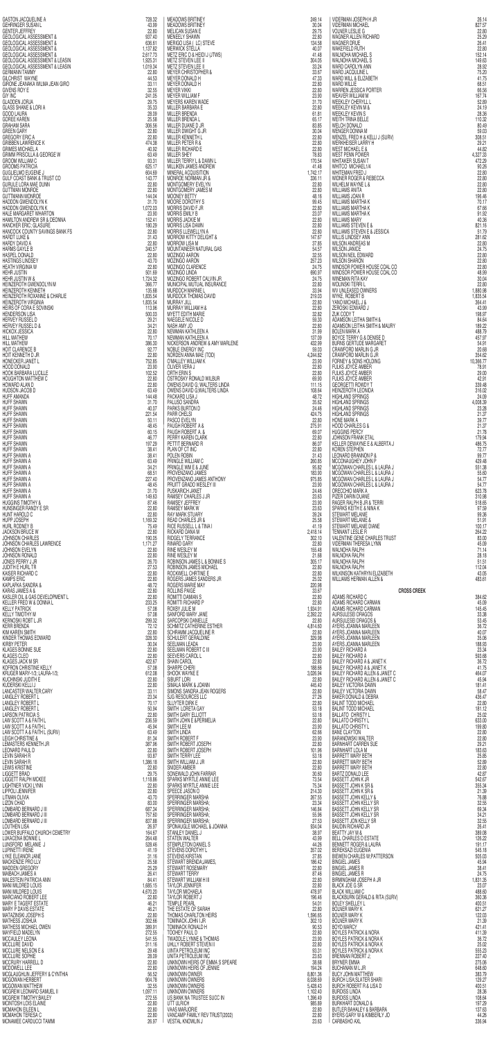| Name | Amount |
|---|---|
| GASTON JACQUELINE A | 728.32 |
| GEHRINGER SUSAN L | 43.99 |
| GENTER JEFFREY | 22.80 |
| GEOLOGICAL ASSESSMENT & | 937.40 |
| GEOLOGICAL ASSESSMENT & | 636.61 |
| GEOLOGICAL ASSESSMENT & | 1,137.82 |
| GEOLOGICAL ASSESSMENT & | 2,617.73 |
| GEOLOGICAL ASSESSMENT & LEASIN | 1,925.31 |
| GEOLOGICAL ASSESSMENT & LEASIN | 1,019.34 |
| GERMANN TAMMY | 22.80 |
| GILCHRIST WAYNE | 44.53 |
| GIRONE JEANAKA WILMA JEAN GIRO | 33.11 |
| GIVENS ROY E | 32.55 |
| GIY INC | 241.05 |
| GLADDEN JORJA | 29.75 |
| GLASS SHANE & LORI A | 35.33 |
| GOOD LAURA | 28.09 |
| GOREE KAREN | 25.58 |
| GRAHAM SABA | 306.56 |
| GREEN GARY | 22.80 |
| GREGORY ERIC A | 22.80 |
| GRIBBEN LAWRENCE K | 474.38 |
| GRIMES MICHAEL A | 40.92 |
| GRIMM PRISCILLA & GEORGE W | 63.49 |
| GROOM WILLIAM C | 93.31 |
| GROOMS PATRICIA | 625.17 |
| GUGLIELMO EUGENE J | 604.69 |
| GULF COAST BANK & TRUST CO | 143.77 |
| GURULE LORA MAE DUNN | 22.80 |
| GUTTMAN MONROE | 22.80 |
| GUTTMANN MONROE | 144.04 |
| HADDON GWENDOLYN K | 31.70 |
| HADDON GWENDOLYN K | 1,072.03 |
| HALE MARGARET WHARTON | 23.90 |
| HAMILTON ANDREW SR & DEONNA | 152.41 |
| HANCHER ERIC GLASURE | 180.29 |
| HANCOCK COUNTY SAVINGS BANK FS | 22.80 |
| HARDT LUKE & | 31.43 |
| HARDY DAVID A | 22.80 |
| HARMS GAYLE B | 340.57 |
| HASPEL DONALD | 22.80 |
| HASTINGS LINDSEY | 43.70 |
| HEATH VIRGINIA W | 22.80 |
| HEHR JUSTIN | 501.68 |
| HEHR JUSTIN W & | 1,724.32 |
| HEINZEROTH GWENDOLYN M | 366.77 |
| HEINZEROTH KENNETH | 135.68 |
| HEINZEROTH ROXANNE & CHARLIE | 1,835.54 |
| HEINZEROTH VIRGINIA | 1,835.54 |
| HEIRS OF CORA E SOVINSKI | 113.96 |
| HENDERSON LISA | 500.03 |
| HERVEY RUSSEL D | 29.21 |
| HERVEY RUSSELL D & | 34.21 |
| HICKOX JESSICA | 22.80 |
| HILL MATHEW | 70.17 |
| HILL MATHEW | 386.30 |
| HOIT CLARENCE B | 92.77 |
| HOIT KENNETH D JR | 22.80 |
| HONECKER JANET L | 752.85 |
| HOOD DONALD | 23.90 |
| HOOK BARBARA LUCILLE | 102.52 |
| HOUGHTON MATTHEW C | 22.80 |
| HOWARD ALAN D | 22.80 |
| HUDSON JACOB D | 63.49 |
| HUFF AMANDA | 144.48 |
| HUFF SHAWN | 31.70 |
| HUFF SHAWN | 40.07 |
| HUFF SHAWN | 221.54 |
| HUFF SHAWN | 50.11 |
| HUFF SHAWN | 48.45 |
| HUFF SHAWN | 60.15 |
| HUFF SHAWN | 46.77 |
| HUFF SHAWN | 197.29 |
| HUFF SHAWN | 38.41 |
| HUFF SHAWN A | 38.41 |
| HUFF SHAWN A | 63.49 |
| HUFF SHAWN A | 34.21 |
| HUFF SHAWN A | 68.51 |
| HUFF SHAWN A | 227.40 |
| HUFF SHAWN A | 48.45 |
| HUFF SHAWN A | 31.70 |
| HUFF SHAWN A | 149.63 |
| HUGGINS TIMOTHY & | 87.46 |
| HUNSINGER RANDY E SR | 22.80 |
| HUNT HAROLD C | 22.80 |
| HUPP JOSEPH | 1,169.32 |
| HURL RODNEY B | 75.48 |
| JACKSON BRUCE W | 22.80 |
| JOHNSON CHARLES | 190.05 |
| JOHNSON CHARLES LAWRENCE | 1,171.27 |
| JOHNSON EVELYN | 22.80 |
| JOHNSON RONALD | 22.80 |
| JONES PERRY J JR | 26.70 |
| JUDITH E HURL TR | 27.53 |
| KAISER RICHARD C | 22.80 |
| KAMPS ERIC | 22.80 |
| KAPLAFKA SANDRA & | 48.72 |
| KARAS JAMES A & | 22.80 |
| KASLER OIL & GAS DEVELOPMENT L | 22.80 |
| KELLER FRED W & DONNA L | 233.25 |
| KELLY PATRICK | 57.08 |
| KELLY TIMOTHY M | 57.08 |
| KERNOSKI ROBT L JR | 299.32 |
| KERR BRENDA | 72.12 |
| KIM KAREN SMITH | 22.80 |
| KINDER THOMAS EDWARD | 328.30 |
| KLAGES BONNIE | 30.04 |
| KLAGES BONNIE SUE | 22.80 |
| KLAGES CLEO | 22.80 |
| KLAGES JACK M SR | 422.67 |
| KOFRON CHRISTINE KELLY | 57.08 |
| KRUGER MARY-1/3; LAURA-1/3; | 612.06 |
| KUCHINSKI JUDITH E | 22.80 |
| KUDERSKI KELLI J | 22.80 |
| LANCASTER WALTER;CARY | 33.11 |
| LANGLEY ROBERT L | 23.34 |
| LANGLEY ROBERT L | 70.17 |
| LANGLEY ROBERT L | 50.94 |
| LARSON PATRICIA S | 22.80 |
| LAW SCOTT A & FAITH L | 236.58 |
| LAW SCOTT A & FAITH L | 45.94 |
| LAW SCOTT A & FAITH L (SURV) | 63.49 |
| LEIGH CHRISTINE & | 81.34 |
| LEMASTERS KENNETH JR | 387.66 |
| LEONARD PAUL D | 22.80 |
| LEVIN SARAH R | 93.87 |
| LEVIN SARAH R | 1,386.18 |
| LEWIS KRISTINE | 22.80 |
| LIGGETT BRAD | 29.75 |
| LIGGETT RALPH MCKEE | 1,118.86 |
| LIGHTNER VICKI LYNN | 22.80 |
| LIPPOLI JENNIFER | 22.80 |
| LITMAN OLIVIA | 43.70 |
| LIZON CHAD | 83.00 |
| LOMBARD BERNARD J III | 687.34 |
| LOMBARD BERNARD J III | 757.60 |
| LOMBARD BERNARD J III | 837.88 |
| LOUTHEN LISA | 26.97 |
| LOWER BUFFALO CHURCH CEMETRY | 164.67 |
| LUKACENA BONNIE L | 264.48 |
| LUNSFORD MELANIE J | 528.45 |
| LUPINETTI IRENE | 41.19 |
| LYKE ELEANOR JANE | 31.16 |
| MACKENZIE PRO LLV | 25.58 |
| MADDEN GREGORY | 25.29 |
| MAIBACH JAMES A | 26.41 |
| MALESTEIN PATRICIA ANN | 84.41 |
| MANI MILDRED LOUIS | 1,685.15 |
| MANI MILDRED LOUIS | 4,670.20 |
| MARCIANO ROBERT LEE | 22.80 |
| MARY E TAGERT ESTATE | 46.21 |
| MARY P DAVIS ESTATE | 46.21 |
| MATAZINSKI JOSEPH S | 22.80 |
| MATHESS JOSHUA | 302.66 |
| MATHESS MICHAEL OWEN | 389.91 |
| MAYFIELD MADELYN | 272.55 |
| MCCAULEY LEONA | 541.55 |
| MCCLURE DAVID | 311.16 |
| MCCLURE NELSON E & | 29.48 |
| MCCLURE SOPHIE | 28.09 |
| MCCRURY HARRELL D | 22.80 |
| MCDOWELL LEE | 22.80 |
| MCGLAUGHLIN JEFFERY & CYNTHIA | 56.52 |
| MCGOWAN HERBERT | 904.78 |
| MCGOWAN MATTHEW | 32.55 |
| MCGREW LEONARD SAMUEL II | 1,097.11 |
| MCGREW TIMOTHY BAILEY | 272.55 |
| MCINTOSH LOIS ELAINE | 22.80 |
| MCMAHON EILEEN L | 22.80 |
| MCMAHON TERESA C | 22.80 |
| MCNAMEE CARDUCCI TAMMI | 26.97 |
| MEADOWS BRITINEY | 249.14 |
| MEADOWS BRITINEY | 30.04 |
| MELICAN SUSAN E | 29.75 |
| MENEELY SHAWN | 22.80 |
| MERIGO LISA ( LC) STEVE | 134.58 |
| MERWICK STELLA | 40.07 |
| METZ ERIC D & HEIDI J (JTWS) | 41.48 |
| METZ STEVEN LEE II | 304.05 |
| METZ STEVEN LEE II | 33.24 |
| MEYER CHRISTOPHER & | 33.67 |
| MEYER DONALD H | 47.33 |
| MEYER DONALD H | 22.80 |
| MEYER VIKKI | 22.80 |
| MEYER WILLIAM F | 23.90 |
| MEYERS KAREN WADE | 31.70 |
| MILLER BARBARA E | 22.80 |
| MILLER BRENDA | 61.81 |
| MILLER BRENDA L | 65.17 |
| MILLER DUANE D JR | 83.85 |
| MILLER DWIGHT G JR | 30.04 |
| MILLER KENNETH L | 22.80 |
| MILLER PETER R & | 22.80 |
| MILLER RICHARD E | 22.80 |
| MILLER SHEY | 78.63 |
| MILLER TERRY L & DAWN L | 170.54 |
| MILLIKEN JAMES ANDREW | 41.48 |
| MINERAL ACQUISITION | 1,742.17 |
| MONROE NORMAN JR & | 336.11 |
| MONTGOMERY EVELYN | 22.80 |
| MONTGOMERY JAMES M | 22.80 |
| MOONEY BETTY | 48.16 |
| MOORE DOROTHY S | 89.45 |
| MORRIS DAVID F JR | 22.80 |
| MORRIS EMILY B | 23.07 |
| MORRIS JACKIE M | 22.80 |
| MORRIS LISA DAWN | 22.80 |
| MORRIS LLEWELLYN A | 22.80 |
| MORROW KITTY DELIGHT & | 147.67 |
| MORROW LISA M | 37.85 |
| MOUNTAINEER NATURAL GAS | 54.57 |
| MOZINGO AARON | 32.55 |
| MOZINGO AARON | 257.23 |
| MOZINGO CLARENCE | 24.75 |
| MOZINGO LINDA | 690.97 |
| MOZINGO ROBERT CALVIN JR | 24.75 |
| MUNICIPAL MUTUAL INSURANCE | 22.80 |
| MURDOCH MARNIE L | 33.94 |
| MURDOCK THOMAS DAVID | 219.03 |
| MURRAY JILL | 22.80 |
| MURRAY WILLIAM H & | 22.80 |
| MYETT EDITH MARIE | 32.62 |
| NAEGELE NICOLE D | 59.30 |
| NASH AMY JO | 22.80 |
| NEWMAN KATHLEEN A | 31.99 |
| NEWMAN KATHLEEN A | 137.09 |
| NICKERSON ANDREW & AMY MARLENE | 432.99 |
| NOBLE ENERGY INC | 59.03 |
| NORDEN ANNA MAE (TOD) | 4,244.82 |
| O'MALLEY WILLIAM K | 23.90 |
| OLIVER VERA J | 22.80 |
| ORTH ERIN S | 22.80 |
| OSTROSKY RONALD WILBUR | 69.90 |
| OWENS DAVID G; WALTERS LINDA | 111.15 |
| OWENS DAVID G;WALTERS LINDA | 108.64 |
| PACKARD LISA J | 48.72 |
| PALUSO SANDRA | 35.62 |
| PARKS BURTON D | 24.46 |
| PARR CHELSI | 424.75 |
| PASCO EVELYN | 22.80 |
| PAUGH ROBERT A & | 275.91 |
| PAUGH ROBERT A. & | 69.07 |
| PERRY KAREN CLARK | 22.80 |
| PETTIT BERNARD R | 86.07 |
| PLAN OF CT INC | 22.80 |
| POLEN ROBIN | 31.43 |
| PRINGLE WILLIAM C | 260.85 |
| PRINGLE WM E & JUNE | 95.82 |
| PROVENZANO JAMES | 183.90 |
| PROVENZANO JAMES ANTHONY | 975.85 |
| PRUITT GRADO WESLEY III | 23.90 |
| PUSKARICH JANET | 24.46 |
| RAMSEY CHARLES J JR | 23.63 |
| RAMSEY JEFFREY | 23.90 |
| RAMSEY MARK W | 23.63 |
| RAY MARK STUARY | 39.24 |
| READ CHARLES JR & | 25.58 |
| RICE RUSSELL L & TINA I | 41.19 |
| RICKARD DANA M | 2,418.14 |
| RIDGELY TERRANCE | 302.10 |
| RIMARD GARY | 22.80 |
| RINE WESLEY M | 155.48 |
| RINE WESLEY M | 21.68 |
| ROBINSON JAMES L & BONNIE S | 305.17 |
| ROBINSON JAMES MICHAEL | 22.80 |
| ROCKWELL CHRTINE E | 22.80 |
| ROGERS JAMES SANDERS JR | 25.02 |
| ROGERS MARIE MAY | 220.98 |
| ROLLINS PAIGE | 33.67 |
| ROMITTI DAMIAN S | 22.80 |
| ROMITTI RICHARD P | 22.80 |
| ROXBY JULIE M | 1,934.91 |
| SANFORD MARY JANE | 2,392.22 |
| SARCOPSKI DANIELLE | 22.80 |
| SCHMITZ CATHERINE ESTHER | 4,814.60 |
| SCHRAMM JACQUELINE R | 22.80 |
| SCHULERT GERALDINE | 329.98 |
| SEELMAN LEADA | 23.90 |
| SEELMAN ROBERT C III | 23.90 |
| SEEVERS CAROL L | 22.80 |
| SHAIN CAROL | 22.80 |
| SHARPE CHERI | 188.66 |
| SHOOK WAYNE E | 3,026.94 |
| SIBURT LORI | 22.80 |
| SIMALA MARK & JOANN | 445.40 |
| SIMONS SANDRA JEAN ROGERS | 22.80 |
| SJG RESOURCES LLC | 27.25 |
| SLUYTER DIRK E | 22.80 |
| SMITH LORETA GAY | 53.18 |
| SMITH GARY ELLIOTT | 53.18 |
| SMITH JOHN E & PERMELIA | 22.80 |
| SMITH LEE M | 23.90 |
| SMITH LINDA | 62.66 |
| SMITH ROBERT F | 23.90 |
| SMITH ROBERT JOSEPH | 22.80 |
| SMITH ROBERT JOSEPH | 101.96 |
| SMITH TERRY LEE | 53.18 |
| SMITH WILLIAM J. JR | 22.80 |
| SNIDER AMBER | 22.80 |
| SONEWALD JOHN FARRAR | 30.60 |
| SPARKS MYRTLE ANNIE LEE | 73.54 |
| SPARKS MYRTLE ANNIE LEE | 75.34 |
| SPEECE JASON O | 214.30 |
| SPERRINGER MARSHA | 267.56 |
| SPERRINGER MARSHA; | 23.34 |
| SPERRINGER MARSHA; | 146.84 |
| SPERRINGER MARSHA; | 55.96 |
| SPERRINGER MARSHA; | 27.53 |
| SPONAUGLE MICHAEL & JOANNA | 634.04 |
| STANLEY DANIEL J | 38.97 |
| STATEN WALTER | 43.99 |
| STEMPLETON DANIEL S | 44.26 |
| STEVENS DOROTHY L | 357.02 |
| STEVENS KIRSTAN | 37.85 |
| STEWART BRENDA JAMES, | 186.42 |
| STEWART ROSEMARY | 22.80 |
| STEWART TERRY | 87.46 |
| STEWART WILLIAM H III | 22.80 |
| TAYLOR JENNIFER | 22.80 |
| TAYLOR MICHAELA | 478.97 |
| TAYLOR ROBERT J | 196.46 |
| TEMPLE PEARL | 54.01 |
| THE ESTATE OF SARAH | 22.80 |
| THOMAS CHARLTON HEIRS | 1,596.65 |
| TOMINACK JOHN I JR | 302.10 |
| TOMINACK RONALD H | 90.53 |
| TOOHEY PAUL D | 22.80 |
| TWADDLE LYNNE & THOMAS | 23.90 |
| UHLLY ROBERT STEVEN II | 22.80 |
| UNITA PETROLEUM INC | 93.31 |
| UNITA PETROLEUM INC | 23.63 |
| UNKNOWN HEIRS OF EMMA S SPEARE | 38.68 |
| UNKNOWN HEIRS OF JENNIE | 194.24 |
| UNKNOWN OWNER | 8,801.36 |
| UNKNOWN OWNERS | 8,038.69 |
| UNKNOWN OWNERS | 5,428.43 |
| UNKNOWN OWNERS | 1,192.40 |
| US BANK NA TRUSTEE SUCC IN | 1,396.49 |
| UTT ULRICH | 985.89 |
| VAAS MARJORIE | 22.80 |
| VANCAMP FAMILY REV TRUST(2002) | 22.80 |
| VESTAL KNOWLIN J | 23.63 |
| VIDERMAN JOSEPH H JR | 26.14 |
| VIDERMAN MICHAEL | 827.57 |
| VOLNER LESLIE G | 22.80 |
| WAGNER ALLEN RICHARD | 25.29 |
| WAGNER DRUE | 26.41 |
| WAKEFIELD RUTH | 22.80 |
| WALNOHA MICHAEL S | 152.14 |
| WALNOHA MICHAEL S | 149.63 |
| WARD CAROLYN ANN | 28.92 |
| WARD JACQULINE L | 75.20 |
| WARD WILL & ELIZABETH | 41.75 |
| WARD WILLIE | 68.51 |
| WARREN JESSICA PORTER | 66.56 |
| WEAVER WILLIAM M | 167.74 |
| WEEKLEY CHERYLL L | 52.69 |
| WEEKLEY KEVIN M & | 24.19 |
| WEEKLEY KEVIN S | 28.36 |
| WEITH TRINA BELLE | 110.32 |
| WELCH DONALD | 80.49 |
| WENGER DONNA M | 59.03 |
| WENZEL FRED H & KELLI J (SURV) | 308.51 |
| WERKHEISER LARRY H | 29.21 |
| WEST MICHAEL E & | 44.82 |
| WEST PENN POWER | 4,327.33 |
| WHITAKER SUSAN T | 473.29 |
| WHITCO MICHAEL1/4 | 90.26 |
| WHITEMAN FRED J | 22.80 |
| WIDNER ROGER & REBECCA | 22.80 |
| WILHELM WAYNE L & | 22.80 |
| WILLIAMS ANITA | 22.80 |
| WILLIAMS JOAN R | 195.46 |
| WILLIAMS MARTHA K | 70.17 |
| WILLIAMS MARTHA K | 67.66 |
| WILLIAMS MARTHA K | 91.92 |
| WILLIAMS MARY | 40.36 |
| WILLIAMS STEVEN E & | 821.16 |
| WILLIAMS STEVEN E & JESSICA | 51.79 |
| WILLIS LINDSEY ANN | 281.62 |
| WILSON ANDREAS M | 22.80 |
| WILSON JANICE | 24.75 |
| WILSON NEIL EDWARD | 22.80 |
| WILSON SHARON | 22.80 |
| WINDSOR POWER HOUSE COAL CO | 22.80 |
| WINDSOR POWER HOUSE COAL CO | 48.99 |
| WINEMAN RITA KAY | 30.04 |
| WOLINSKI TERRI L | 22.80 |
| WV UNLEASED OWNERS | 1,880.98 |
| WYKE, ROBERT B | 1,835.54 |
| YANO MICHAEL J & | 364.41 |
| ZEBOSKI EDWARD J | 43.99 |
| ZUK CODY T | 198.97 |
| ADAMSON LEITHA SMITH & | 84.84 |
| ADAMSON LEITHA SMITH & MAURY | 189.22 |
| BOLEN MARK A | 488.79 |
| BOYCE TERRY G & DENISE D | 457.97 |
| BURNS GERTUDE MARGARET | 54.91 |
| CRAWFORD MARLIN G JR | 20.68 |
| CRAWFORD MARLIN G JR | 354.62 |
| FORNEY & SONS HOLDING | 10,366.77 |
| FULKS JOYCE AMBER | 78.91 |
| FULKS JOYCE AMBER | 29.00 |
| FULKS JOYCE AMBER | 42.91 |
| GEORGETTI ROWDY T | 339.46 |
| HEINZEROTH LEONIDA | 316.02 |
| HIGHLAND SPRINGS | 24.08 |
| HIGHLAND SPRINGS | 4,008.39 |
| HIGHLAND SPRINGS | 23.28 |
| HIGHLAND SPRINGS | 21.37 |
| HONE MARK A | 39.77 |
| HOOD CHARLES G & | 21.37 |
| HUGGINS PERCY | 21.76 |
| JOHNSON FRANK ETAL | 179.94 |
| KELLER DEWAYNE E & ALBERTA J | 486.75 |
| KOREN STEPHEN | 72.77 |
| LEONARD BRANNON P & | 99.77 |
| MCCONAUGHEY JOHN P | 429.48 |
| MCGOWAN CHARLES L & LAURA J | 551.38 |
| MCGOWAN CHARLES L & LAURA J | 55.60 |
| MCGOWAN CHARLES L & LAURA J | 54.77 |
| MCGOWAN CHARLES L & LAURA J | 54.77 |
| ORECCHIO MARK A | 623.78 |
| PIZER DARIN DUANE | 310.06 |
| RAGER RALPH B JR & TERRI | 518.65 |
| SPARKS KEITH E & NINA K | 97.59 |
| STEWART MELANIE | 99.36 |
| STEWART MELANIE & | 51.91 |
| STEWART MELANIE DIANE | 100.17 |
| TENNANT LESLIE R | 264.22 |
| VALENTINE GENE CHARLES TRUST | 83.00 |
| VIDERMAN THERESA LYNN | 45.09 |
| WIDERMAN RALPH | 71.14 |
| WIDERMAN RALPH | 28.18 |
| WIDERMAN RALPH | 51.51 |
| WIDERMAN RALPH | 112.04 |
| WILKINSON KATHRYN ELIZABETH | 43.05 |
| WILLIAMS HERMAN ALLEN & | 483.61 |

## CROSS CREEK

| Name | Amount |
|---|---|
| ADAMS RICHARD C | 384.62 |
| ADAMS RICHARD CARMAN | 45.09 |
| ADAMS RICHARD CARMAN | 145.45 |
| AURSULESEI DRAGOS | 33.38 |
| AURSULESEI DRAGOS & | 53.45 |
| AYERS JOANNA MARLEEN | 36.72 |
| AYERS JOANNA MARLEEN | 40.07 |
| AYERS JOANNA MARLEEN | 35.06 |
| AYERS JOANNA MARLEEN | 188.93 |
| BAILEY RICHARD A | 23.34 |
| BAILEY RICHARD A | 593.68 |
| BAILEY RICHARD A & JANET K | 36.72 |
| BAILEY RICHARD A & JANET K | 41.75 |
| BAILEY RICHARD ALLEN & JANET C | 464.07 |
| BAILEY RICHARD ALLEN & JANET C | 45.94 |
| BAILEY VICTORIA DAWN | 181.41 |
| BAILEY VICTORIA DAWN | 58.47 |
| BAKER DONALD & DEBRA | 436.47 |
| BALINT TODD MICHAEL | 22.80 |
| BALINT TODD MICHAEL | 181.12 |
| BALLATO CHRISTY L | 25.02 |
| BALLATO CHRISTY L | 633.00 |
| BALLATO CHRISTY L | 199.80 |
| BANE CLAYTON | 22.80 |
| BARANOWSKI WALTER | 22.80 |
| BARNHART CARREN SUE | 29.21 |
| BARNHART LOLA M | 183.63 |
| BARRETT MARY BETH | 25.85 |
| BARRETT MARY BETH | 52.69 |
| BARRETT MARY BETH | 22.80 |
| BARTZ DONALD LEE | 42.87 |
| BASSETT JOHN K JR | 542.67 |
| BASSETT JOHN K SR & | 355.34 |
| BASSETT JOHN K SR & | 21.39 |
| BASSETT JOHN KELLY & | 76.98 |
| BASSETT JON KELLY SR | 32.55 |
| BASSETT JON KELLY SR | 69.34 |
| BASSETT JON KELLY SR | 34.21 |
| BASSETT JON KELLY SR | 32.55 |
| BAUDIN RICHARD JR | 26.41 |
| BEATTY JAY M & | 389.08 |
| BELL CHARLES D ESTATE | 126.22 |
| BENNETT ROGER & LAURA | 191.17 |
| BEREKSAZI EUGENIA | 545.18 |
| BIEWEN CHARLES W;PATTERSON | 505.03 |
| BINGIEL JAMES | 45.94 |
| BINGIEL JAMES R | 38.41 |
| BINGIEL JAMES R | 24.75 |
| BIRMINGHAM JOSEPH A JR | 1,831.35 |
| BLACK JOE G SR | 23.07 |
| BLACK WILLIAM C | 488.60 |
| BLACKBURN GERALD & RITA (SURV) | 360.36 |
| BOLEY SHELLEY L | 400.51 |
| BOLNER MARY K | 621.27 |
| BOLNER MARY K | 122.03 |
| BOLNER MARY K | 21.39 |
| BOYD MARCY | 421.41 |
| BOYLES PATRICK & NORA | 411.38 |
| BOYLES PATRICK & NORA K | 36.72 |
| BOYLES PATRICK & NORA K | 25.02 |
| BOYLES PATRICK & NORA K | 555.23 |
| BRENNAN ROBERT J, | 227.40 |
| BRYNER EMMA | 275.06 |
| BUCHANAN M L JR | 648.60 |
| BUCY JOHN MATTHEW | 383.79 |
| BURCH LISA SLATER SHARI | 129.27 |
| BURCHIT ROBERT R & LISA D | 400.51 |
| BURDISS LINDA | 28.36 |
| BURDISS LINDA | 108.64 |
| BURKHART DONALD & | 197.29 |
| BUTLER-BAHALEY & BARBARA | 137.93 |
| BYERS GARY W & KIMBERLY JO | 44.26 |
| CARBASHO AXL | 336.94 |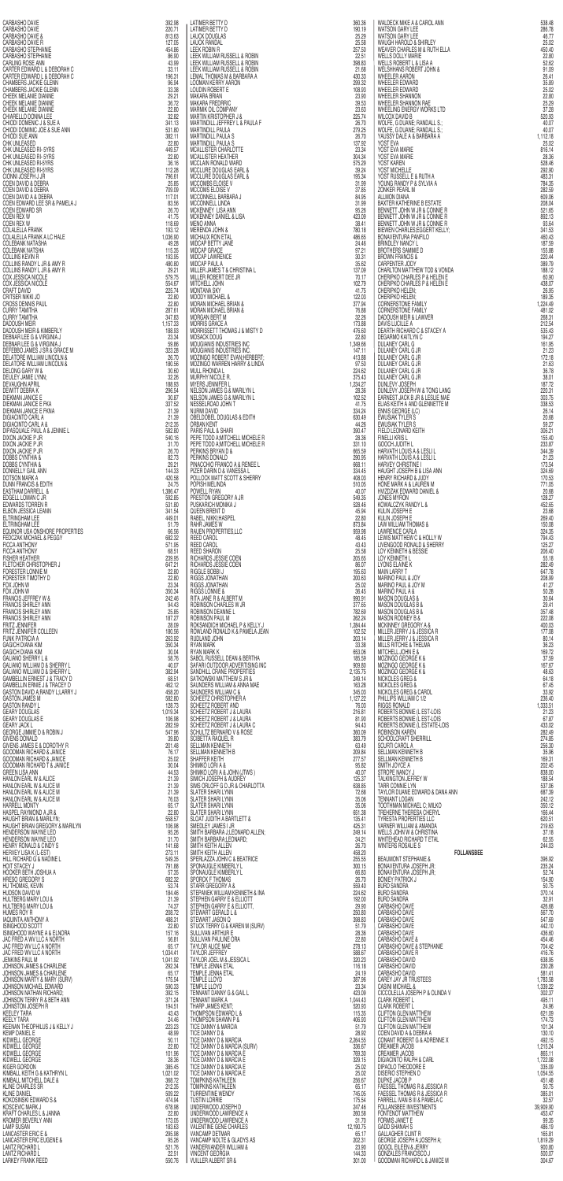| Name | Amount |
|---|---|
| CARBASHO DAVE | 392.96 |
| CARBASHO DAVE | 220.71 |
| CARBASHO DAVE & | 813.63 |
| CARBASHO DAVE R | 127.05 |
| CARBASHO STEPHANIE | 454.86 |
| CARBASHO STEPHANIE | 86.90 |
| CARLING ROSE /6/06 | 43.99 |
| CARTER EDWARD L & DEBORAH C | 33.11 |
| CARTER EDWARD L & DEBORAH C | 196.31 |
| CHAMBERS JACKIE GLENN | 86.94 |
| CHAMBERS JACKIE GLENN | 33.38 |
| CHEEK MELANIE DIANNE | 29.21 |
| CHEEK MELANIE DIANNE | 36.72 |
| CHEEK MELANIE DIANNE | 82.38 |
| CHIARELLO DONNA LEE | 32.82 |
| CHIODI DOMENIC J & SUE A | 341.13 |
| CHIODI DOMINIC JOE & SUE ANN | 531.80 |
| CHIODI SUE ANN | 382.11 |
| CHK UNLEASED | 22.80 |
| CHK UNLEASED RI- 5YRS | 449.57 |
| CHK UNLEASED RI- 5YRS | 22.80 |
| CHK UNLEASED RI-5YRS | 36.16 |
| CHK UNLEASED RI-5YRS | 112.28 |
| CIONNI JOSEPH J JR | 796.61 |
| COEN DAVID & DEBRA | 25.85 |
| COEN DAVID & DEBRA | 709.09 |
| COEN DAVID A & DEBRA | 117.01 |
| COEN EDWARD LEE SR & PAMELA J | 83.56 |
| COEN EDWARD SR | 26.70 |
| COEN REX W | 41.75 |
| COEN REX W | 118.68 |
| COLALELLA FRANK | 193.12 |
| COLALELLA FRANK A LC HALE | 1,036.90 |
| COLEBANK NATASHA | 49.28 |
| COLEBANK NATASHA | 115.35 |
| COLLINS KEVIN R | 193.95 |
| COLLINS RANDY L JR & AMY R | 480.80 |
| COLLINS RANDY L JR & AMY R | 29.21 |
| COX JESSICA NICOLE | 579.75 |
| COX JESSICA NICOLE | 554.67 |
| CRAFT DAVID | 225.74 |
| CRITSER NIKKI JO | 22.80 |
| CROSS DENNIS PAUL | 22.80 |
| CURRY TAMITHA | 287.61 |
| CURRY TAMITHA | 347.83 |
| DADOUSH MEIR | 1,157.33 |
| DADOUSH MEIR & KIMBERLY | 188.93 |
| DEBNAR LEE G & VIRGINIA J | 23.34 |
| DEBNAR LEE G & VIRGINIA J | 59.86 |
| DEFEBBO JAMES J SR & GRACE M | 323.28 |
| DELATORE WILLIAM LINCOLN & | 26.70 |
| DELATORE WILLIAM LINCOLN & | 180.56 |
| DELONG GARY W & | 30.60 |
| DEULEY JAMIE LYNN; | 32.26 |
| DEVAUGHN APRIL | 188.93 |
| DEWITT DEBRA K | 286.54 |
| DIEKMAN JANICE E | 30.87 |
| DIEKMAN JANICE E PKA | 337.52 |
| DIEKMAN JANICE E PKNA | 21.39 |
| DIGIACINTO CARL A | 21.39 |
| DIGIACINTO CARL A & | 212.35 |
| DIPASQUALE PAUL A & JENNIE L | 582.80 |
| DIXON JACKIE P JR | 540.16 |
| DIXON JACKIE P JR | 31.70 |
| DIXON JACKIE P JR | 26.70 |
| DOBBS CYNTHIA & | 82.73 |
| DOBBS CYNTHIA & | 29.21 |
| DONNELLY GAIL ANN | 144.33 |
| DOTSON MARK A | 420.58 |
| DUNN FRANCIS & EDITH | 24.75 |
| EASTHAM DARRELL & | 1,386.47 |
| EDGELL LOMAN C JR | 592.85 |
| EDWARDS TORREN R | 531.80 |
| ELBON JESSICA LEANN | 341.54 |
| ELTRINGHAM LEE | 449.01 |
| ELTRINGHAM LEE | 51.79 |
| EQUINOR USA ONSHORE PROPERTIES | 60.56 |
| FEDCZAK MICHAEL & PEGGY | 682.32 |
| FICCA ANTHONY | 571.95 |
| FICCA ANTHONY | 68.51 |
| FISHER HEATHER | 239.95 |
| FLETCHER CHRISTOPHER J | 647.21 |
| FORESTER LONNIE M | 22.80 |
| FORESTER TIMOTHY D | 22.80 |
| FOX JOHN W | 23.34 |
| FOX JOHN W | 350.34 |
| FRANCIS JEFFREY W & | 242.46 |
| FRANCIS SHIRLEY ANN | 94.43 |
| FRANCIS SHIRLEY ANN | 25.85 |
| FRANCIS SHIRLEY ANN | 187.27 |
| FRITZ JENNIFER | 28.09 |
| FRITZ JENNIFER COLLEEN | 180.56 |
| FUNK PATRICIA A | 263.92 |
| GAGICH DIANA KIM | 350.34 |
| GAGICH DIANA KIM | 30.04 |
| GALIANO SHERRY L & | 58.76 |
| GALIANO WILLIAM D & SHERRY L | 40.07 |
| GALIANO WILLIAM D & SHERRY L | 382.94 |
| GAMBELLIN ERNEST J & TRACY D | 68.51 |
| GAMBELLIN ERNIE J & TRACEY D | 462.12 |
| GASTON DAVID A & RANDY L/LARRY J | 458.25 |
| GASTON JAMES M | 582.80 |
| GASTON RANDY L | 128.73 |
| GEARY DOUGLAS | 1,019.34 |
| GEARY DOUGLAS E | 106.98 |
| GEARY JACK L | 282.59 |
| GEORGE JIMMIE O & ROBIN J | 547.96 |
| GIVENS DONALD | 39.80 |
| GIVENS JAMES E & DOROTHY R | 201.48 |
| GOODMAN RICHARD & JANICE | 76.17 |
| GOODMAN RICHARD & JANICE | 25.02 |
| GOODMAN RICHARD T & JANICE | 30.04 |
| GREEN LISA ANN | 44.53 |
| HANLON EARL W & ALICE | 21.39 |
| HANLON EARL W & ALICE M | 21.39 |
| HANLON EARL W & ALICE M | 21.39 |
| HANLON EARL W & ALICE M | 76.03 |
| HARRELL MONTY | 65.17 |
| HASPEL RAYMOND A JR & | 22.80 |
| HAUGHT BRIAN & MARILYN; | 558.57 |
| HAUGHT BRIAN GREGORY & MARILYN | 106.98 |
| HENDERSON WAYNE LEO | 95.26 |
| HENDERSON WAYNE LEO | 31.70 |
| HENRY RONALD & CINDY S | 141.68 |
| HERVEY LISA K (L-EST) | 273.11 |
| HILL RICHARD G & NADINE L | 549.35 |
| HOIT STACEY J | 791.88 |
| HOOKER BETH JOSHUA A | 57.35 |
| HRESO GREGORY S | 682.32 |
| HU THOMAS, KEVIN | 53.74 |
| HUDSON DAVID W | 184.46 |
| HULTBERG MARY LOU & | 21.39 |
| HULTBERG MARY LOU & | 74.37 |
| HUMES ROY R | 208.72 |
| IAQUINTA ANTHONY A | 488.31 |
| ISINGHOOD SCOTT | 22.80 |
| ISINGHOOD WAYNE A & ELNORA | 157.16 |
| JAC FRED A WV LLC A NORTH | 56.81 |
| JAC FRED WV LLC A NORTH | 65.17 |
| JAC FRED WV LLC A NORTH | 1,034.41 |
| JENKINS PAUL M | 1,041.92 |
| JOHNSON JAMES & CHARLENE | 292.34 |
| JOHNSON JAMES & CHARLENE | 65.17 |
| JOHNSON MARTY & MARY (SURV) | 170.54 |
| JOHNSON MICHAEL EDWARD | 590.33 |
| JOHNSON NATHAN RICHARD; | 392.15 |
| JOHNSON TERRY R & BETH ANN | 371.24 |
| JOHNSTON JOSEPH R | 194.51 |
| KEELEY TARA | 43.43 |
| KEELY TARA | 24.46 |
| KEENAN THEOPHILUS J & KELLY J | 223.23 |
| KEMP DANIEL E | 48.99 |
| KIDWELL GEORGE | 50.11 |
| KIDWELL GEORGE | 22.80 |
| KIDWELL GEORGE | 101.96 |
| KIDWELL GEORGE | 28.36 |
| KIGER GORDON | 385.45 |
| KIMBALL KEITH G & KATHRYN L | 1,021.02 |
| KIMBALL MITCHELL DALE & | 368.72 |
| KLINE CHARLES SR | 212.35 |
| KLINE DANIEL | 509.22 |
| KOKOSINSKI EDWARD S & | 474.64 |
| KOSCEVIC MARK J | 678.98 |
| KRAFT CHARLES L & JANNA | 22.80 |
| KROMER BEVERLY ANN | 173.05 |
| LAMP SUSAN | 183.63 |
| LANCASTER ERIC E & | 285.98 |
| LANCASTER ERIC EUGENE & | 95.26 |
| LANTZ RICHARD L | 521.76 |
| LANTZ RICHARD L | 22.51 |
| LARKEY FRANK REED | 550.76 |

| Name | Amount |
|---|---|
| LATIMER BETTY D | 360.36 |
| LATIMER BETTY D | 180.19 |
| LAUCK DOUGLAS | 25.29 |
| LAUCK RANDAL | 25.58 |
| LEEK ROBIN R | 257.50 |
| LEEK WILLIAM RUSSELL & ROBIN | 22.51 |
| LEEK WILLIAM RUSSELL & ROBIN | 398.83 |
| LEEK WILLIAM RUSSELL & ROBIN | 21.68 |
| LEMAL THOMAS M & BARBARA A | 430.33 |
| LOOMAN KERRY AARON | 299.32 |
| LOUDIN ROBERT E | 108.93 |
| MAKARA BRIAN | 23.90 |
| MAKARA FREDRIC | 39.53 |
| MARMIK OIL COMPANY | 23.63 |
| MARTIN KRISTOPHER J & | 225.74 |
| MARTINDILL JEFFREY L & PAULA F | 26.70 |
| MARTINDILL PAULA | 279.25 |
| MARTINDILL PAULA S | 26.70 |
| MARTINDILL PAULA S | 137.90 |
| MCALLISTER CHARLOTTE | 23.34 |
| MCALLISTER HEATHER | 304.34 |
| MCCLAIN RONALD WARD | 575.29 |
| MCCLURE DOUGLAS EARL & | 39.24 |
| MCCLURE DOUGLAS EARL & | 195.34 |
| MCCOMBS ELOISE V | 31.99 |
| MCCOMBS ELOISE V | 37.85 |
| MCCONNELL BARBARA J | 84.95 |
| MCCONNELL LINDA | 31.99 |
| MCKENNEY LISA ANN | 95.26 |
| MCKENNEY DANIEL & LISA | 423.09 |
| MENO ANNA | 38.41 |
| MERENDA JOHN & | 780.18 |
| MICHAUX RON ETAL | 486.65 |
| MIDCAP BETTY JANE | 24.46 |
| MIDCAP GRACE | 97.21 |
| MIDCAP LAWRENCE | 30.31 |
| MIDCAP PAULA | 35.62 |
| MILLER JAMES T & CHRISTINA L | 137.09 |
| MILLER ROBERT DEE JR | 70.17 |
| MITCHELL JOHN | 102.79 |
| MONTANA SKY | 41.75 |
| MOODY MICHAEL & | 122.03 |
| MORAN MICHAEL BRIAN & | 377.94 |
| MORAN MICHAEL BRIAN & | 76.88 |
| MORGAN BERT M | 32.26 |
| MORRIS GRACE A | 173.88 |
| MORRISSETT THOMAS J & MISTY D | 476.60 |
| MOSACK DOUG | 22.80 |
| MOUGIANIS INDUSTRIES INC | 1,349.66 |
| MOUGIANIS INDUSTRIES INC | 147.11 |
| MOZINGO ROBERT EVAN HERBERT; | 413.88 |
| MOZINGO WARREN HARRY & LINDA | 97.50 |
| MULL RHONDA L | 224.62 |
| MURPHY NICOLE R. | 375.43 |
| MYERS JENNIFER L | 1,234.27 |
| NELSON JAMES G & MARILYN L | 28.36 |
| NELSON JAMES G & MARILYN L | 102.52 |
| NESSELROAD JOHN T | 41.75 |
| NURMI DAVID | 334.24 |
| OBELDOBEL DOUGLAS & EDITH | 630.49 |
| ORBAN KENT | 44.26 |
| PARIS PAUL & SHARI | 390.47 |
| PEPE TODD A MITCHELL MICHELE R | 28.36 |
| PEPE TODD A MITCHELL MICHELE R | 331.10 |
| PERKINS BRYAN D & | 865.59 |
| PERKINS DONALD | 290.95 |
| PINACCHIO FRANCO A & RENEE L | 668.11 |
| PIZER DARIN D & VANESSA L | 334.45 |
| POLLOCK MATT SCOTT & SHERRY | 408.03 |
| POPISH MELINDA | 510.05 |
| POWELL RYAN | 40.07 |
| PRESTON GREGORY A JR | 549.35 |
| PUSKARICH MONIKA J | 528.46 |
| QUEEN BRENT D | 45.94 |
| RABEL, NIKKI HASPEL | 22.80 |
| RAHR JAMES W | 873.84 |
| RAUEN PROPERTIES LLC | 959.98 |
| REED CAROL | 48.45 |
| REED CAROL | 43.43 |
| REED SHARON | 25.58 |
| RICHARDS JESSIE COEN | 205.65 |
| RICHARDS JESSIE COEN | 86.07 |
| RIGGLE BOBBI J | 195.63 |
| RIGGS JONATHAN | 200.63 |
| RIGGS JONATHAN | 25.02 |
| RIGGS LONNIE & | 36.45 |
| RITA JANE R & ALBERT M | 990.91 |
| ROBINSON CHARLES W JR | 377.65 |
| ROBINSON DEANNE L | 782.69 |
| ROBINSON PAUL M | 262.24 |
| ROKSANDICH MICHAEL P & KELLY J | 1,284.44 |
| ROWLAND RONALD K & PAMELA JEAN | 102.52 |
| RUDLAND JOHN | 203.14 |
| RYAN MARK | 33.38 |
| RYAN MARK K | 653.06 |
| SABOL RUSSELL DEAN & BERTHA | 189.59 |
| SAFARI OUTDOOR ADVERTISING INC | 909.60 |
| SANDHILL CRANE PROPERTIES | 2,135.75 |
| SATKOWSKI MATTHEW S JR & | 249.14 |
| SAUNDERS WILLIAM & ANNA MAE | 163.28 |
| SAUNDERS WILLIAM C & | 345.03 |
| SCHEETZ CHRISTOPHER A | 1,127.22 |
| SCHEETZ ROBERT AND | 76.03 |
| SCHEETZ ROBERT J & LAURA | 216.81 |
| SCHEETZ ROBERT J & LAURA C | 81.90 |
| SCHEETZ ROBERT J & LAURA C | 94.43 |
| SCHULTZ BERNARD V & ROSE | 360.09 |
| SCIBETTA RAQUEL R | 383.79 |
| SELLMAN KENNETH | 63.49 |
| SELLMAN KENNETH B | 209.84 |
| SHAFFER KEITH | 277.57 |
| SHIMKO LORI A & | 95.82 |
| SHIMKO LORI A & JOHN (JTWS) | 40.07 |
| SIMICH JOSEPH & AUDREY | 125.37 |
| SIMS ORLOFF G D JR & CHARLOTTA | 638.85 |
| SLATER SHARI LYNN | 72.68 |
| SLATER SHARI LYNN | 35.06 |
| SLATER SHARI LYNN | 35.06 |
| SLATER SHARI LYNN | 651.38 |
| SLOAT JUDITH A BARTLETT & | 135.41 |
| SMEDLEY JAMES I JR | 425.31 |
| SMITH BARBARA J LEONARD ALLEN; | 249.14 |
| SMITH BARBARA LEONARD; | 34.21 |
| SMITH KEITH ALLEN | 26.70 |
| SMITH KEITH ALLEN | 458.25 |
| SPERLAZZA JOHN C & BEATRICE | 255.55 |
| SPONAUGLE KIMBERLY L | 300.15 |
| SPONAUGLE KIMBERLY L | 66.83 |
| SPORCK F THOMAS | 26.70 |
| STARR GREGORY A & | 559.40 |
| STEPANEK WILLIAM KENNETH & INA | 224.62 |
| STEPHEN GARRY E & ELLIOTT | 192.00 |
| STEPHEN GARRY E & ELLIOTT | 29.90 |
| STEWART GERALD L & | 250.80 |
| STEWART JASON O | 398.83 |
| STUCK TERRY G & KAREN M (SURV) | 51.79 |
| SULLIVAN ARTHUR E | 28.36 |
| SULLIVAN PAULINE ORA | 22.80 |
| TAYLOR ALICE MAE | 278.13 |
| TAYLOR JEFFREY | 588.67 |
| TAYLOR JOEL M & JESSICA L | 220.23 |
| TEMPLE JENNA ETAL | 116.18 |
| TEMPLE JENNA ETAL | 24.19 |
| TEMPLE LLOYD | 397.96 |
| TEMPLE LLOYD | 23.34 |
| TENNANT DANNY G & GAIL L | 423.09 |
| TENNANT MARK A | 1,044.43 |
| THARP JAMES KENT; | 520.93 |
| THOMPSON EDWARD L & | 115.35 |
| THOMPSON SHAWN P & | 406.93 |
| TICE DANNY & MARCIA | 51.79 |
| TICE DANNY D & | 28.92 |
| TICE DANNY D & MARCIA | 2,284.55 |
| TICE DANNY D & MARCIA (SURV) | 336.67 |
| TICE DANNY D & MARCIA E | 769.30 |
| TICE DANNY D & MARCIA E | 329.15 |
| TICE DANNY D & MARCIA E | 25.02 |
| TICE DANNY D & MARCIA E | 25.02 |
| TOMPKINS KATHLEEN | 256.67 |
| TOMPKINS KATHLEEN | 65.17 |
| TURRENTINE WENDY | 745.05 |
| TUSTIN LORINE | 175.54 |
| UNDERWOOD JOSEPH D | 247.46 |
| UNDERWOOD LAWRENCE A | 260.58 |
| UNDERWOOD LAWRENCE A | 31.70 |
| VALENTINE GENE CHARLES | 12,190.75 |
| VANCAMP DETMAR | 65.17 |
| VANCAMP NOLTE & GLADYS AS | 202.31 |
| VANDERVANDER WILLIAM & | 23.90 |
| VINCENT GEORGIA | 144.33 |
| VUILLER ALBERT SR & | 301.00 |

| Name | Amount |
|---|---|
| WALDECK MIKE A & CAROL ANN | 538.48 |
| WATSON GARY LEE | 286.78 |
| WATSON GARY LEE | 46.77 |
| WAUGH HAROLD & SHIRLEY | 25.02 |
| WEAVER CHARLES M & RUTH ELLA | 450.40 |
| WELLS DOLLY MARIE | 22.80 |
| WELLS ROBERT L & LISA A | 52.62 |
| WELSHHANS ROBERT JOHN & | 91.09 |
| WHEELER AARON | 26.41 |
| WHEELER EDWARD | 35.89 |
| WHEELER EDWARD | 25.02 |
| WHEELER SHANNON | 22.80 |
| WHEELER SHANNON RAE | 25.29 |
| WHEELING ENERGY WORKS LTD | 37.28 |
| WILCOX DAVID B | 520.93 |
| WOLFE, G DUANE; RANDALL S.; | 40.07 |
| WOLFE, G DUANE; RANDALL S.; | 40.07 |
| YAUSSY DALE A & BARBARA A | 1,112.18 |
| YOST EVA | 25.02 |
| YOST EVA MARIE | 616.14 |
| YOST EVA MARIE | 28.36 |
| YOST KAREN | 528.46 |
| YOST MICHELLE | 292.90 |
| YOST RUSSELL E & RUTH A | 483.31 |
| YOUNG RANDY P & SYLVIA A | 784.35 |
| ZONKER PEARL M | 282.59 |
| ALLMON DIANA | 609.06 |
| BAXTER KATHERINE B ESTATE | 208.04 |
| BENNETT JOHN W JR & CONNIE R | 521.65 |
| BENNETT JOHN W JR & CONNIE R | 892.13 |
| BENNETT JOHN W JR & CONNIE R | 93.64 |
| BIEWEN CHARLES EGGERT KELLY; | 341.53 |
| BONAVENTURA PANFILO | 460.43 |
| BRINDLEY NANCY L | 187.59 |
| BROTHERS SAMMIE D | 155.88 |
| BROWN FRANCIS & | 220.44 |
| CARPENTER JODY | 389.79 |
| CHARLTON MATTHEW TOD & VONDA | 188.12 |
| CHERIPKO CHARLES P & HELEN E | 60.90 |
| CHERIPKO CHARLES P & HELEN E | 438.07 |
| CHERIPKO HELEN; | 26.95 |
| CHERIPKO HELEN; | 189.35 |
| CORNERSTONE FAMILY | 1,224.49 |
| CORNERSTONE FAMILY | 481.02 |
| DADOUSH MEIR & LAWYER | 268.31 |
| DAVIS LUCILLE A | 212.54 |
| DEARTH RICHARD C & STACEY A | 535.43 |
| DEGARMO KAITLYN C | 194.27 |
| DULANEY CARL G | 161.95 |
| DULANEY CARL G JR | 21.23 |
| DULANEY CARL G JR | 172.18 |
| DULANEY CARL G JR | 21.63 |
| DULANEY CARL G JR | 36.78 |
| DULANEY CARL G JR | 38.01 |
| DUNLEVY JOSEPH | 187.72 |
| DUNLEVY JOSEPH W & TONG LANG | 220.31 |
| EARNEST JACK B JR & LESLIE MAE | 303.75 |
| ELIAS KEITH A AND GLENNETTE M | 338.53 |
| ENNIS GEORGE (LC) | 26.14 |
| EWUSIAK TYLER S | 20.68 |
| EWUSIAK TYLER S | 59.27 |
| FIELD LEONARD KEITH | 306.21 |
| FINELLI KRIS L | 155.40 |
| GOOCH JUDITH L | 233.87 |
| HARVATH LOUIS A & LESLI L | 344.39 |
| HARVATH LOUIS A & LESLI L | 21.23 |
| HARVEY CHRISTINE I | 173.54 |
| HAUGHT JOSEPH B & LISA ANN | 324.69 |
| HENRY RICHARD & JUDY | 170.53 |
| HONE MARK A & LAUREN M | 771.05 |
| HVIZDZAK EDWARD DANIEL & | 20.68 |
| JONES MYRON | 128.27 |
| KOWALCZYK RANDY L & | 452.65 |
| KULIN JOSEPH E | 23.68 |
| KULIN JOSEPH E | 269.40 |
| LAW WILLIAM THOMAS & | 150.08 |
| LAWRENCE CARLA | 304.35 |
| LEWIS MATTHEW C & HOLLY M | 794.43 |
| LIVENGOOD RONALD & SHERRY | 125.27 |
| LOY KENNETH & BESSIE | 206.40 |
| LOY KENNETH L | 55.18 |
| LYONS ELAINE K | 282.49 |
| MAIN LARRY T | 647.78 |
| MARINO PAUL & JOY | 208.99 |
| MARINO PAUL & JOY M | 41.27 |
| MARINO PAUL A & | 50.28 |
| MASON DOUGLAS & | 30.64 |
| MASON DOUGLAS B & | 29.41 |
| MASON DOUGLAS B & | 357.48 |
| MASON RODNEY B & | 222.08 |
| MCKINNEY GREGORY A & | 400.03 |
| MILLER JEFFREY J & JESSICA R | 177.08 |
| MILLER JEFFREY J & JESSICA R | 80.14 |
| MILLS RITCHIE & THELMA | 36.23 |
| MITCHELL JOHN E & | 169.72 |
| MOZINGO GEORGE K & | 37.59 |
| MOZINGO GEORGE K & | 167.67 |
| MOZINGO GEORGE K & | 48.63 |
| NICKOLES GREG & | 64.18 |
| NICKOLES GREG & | 67.45 |
| NICKOLES GREG & CAROL | 33.92 |
| PHILLIPS WILLIAM C 1/2 | 236.40 |
| RIGGS RONALD | 1,333.51 |
| ROBERTS BONNIE (L EST-LOIS | 21.23 |
| ROBERTS BONNIE (L EST-LOIS | 67.87 |
| ROBERTS BONNIE (L ESTATE-LOIS | 433.02 |
| ROBINSON KAREN | 282.49 |
| SCHOOLCRAFT SHERRILL | 274.85 |
| SCURTI CAROL A | 256.30 |
| SELLMAN KENNETH B | 35.96 |
| SELLMAN KENNETH B | 169.31 |
| SMITH JOYCE A | 202.45 |
| STROPE NANCY J | 838.00 |
| TALKINGTON JEFFREY W | 188.54 |
| TARR CONNIE LYN | 537.06 |
| TAYLOR DUANE EDWARD & DANA ANN | 667.39 |
| TENNANT LOGAN | 242.12 |
| TOOTHMAN MICHAEL C; MILKO | 350.12 |
| TOOTHMAN THERESA CHERYL | 166.44 |
| TYRESTA PROPERTIES LLC | 620.51 |
| VARNER WILLIAM & AMANDA | 219.63 |
| WELLS JOHN W & CHRISTINA | 37.18 |
| WHITEHEAD RICHARD T ETAL | 62.55 |
| WINTERS ROSALIE S | 244.03 |

**FOLLANSBEE**

| Name | Amount |
|---|---|
| BEAUMONT STEPHANIE & | 396.92 |
| BONAVENTURA JOSEPH JR; | 235.24 |
| BONAVENTURA JOSEPH JR; | 52.74 |
| BONEY PATRICK J | 154.90 |
| BURD SANDRA | 50.75 |
| BURD SANDRA | 370.14 |
| BURD SANDRA | 32.91 |
| CARBASHO DAVE | 426.68 |
| CARBASHO DAVE | 567.70 |
| CARBASHO DAVE | 547.69 |
| CARBASHO DAVE | 442.10 |
| CARBASHO DAVE | 436.60 |
| CARBASHO DAVE & | 454.46 |
| CARBASHO DAVE & STEPHANIE | 704.42 |
| CARBASHO DAVE R | 416.76 |
| CARBASHO DAVID | 638.95 |
| CARBASHO DAVID | 230.26 |
| CARBASHO DAVID | 581.41 |
| CAREY JAY JR TRUSTEES | 1,783.36 |
| CASINI MICHAEL & | 1,339.22 |
| CICCOLELLA JOSEPH P & OLINDA V | 302.37 |
| CLARK ROBERT L | 495.11 |
| CLARK ROBERT L | 24.96 |
| CLIFTON GLEN MATTHEW | 621.09 |
| CLIFTON GLEN MATTHEW | 174.73 |
| CLIFTON GLEN MATTHEW | 101.34 |
| COEN DAVID A & DEBRA A | 130.10 |
| CONANT ROBERT G & ADRIENNE X | 492.15 |
| CREAMER JACOB | 1,215.24 |
| CREAMER JACOB | 865.11 |
| DIGIACINTO RALPH & CARL | 1,722.06 |
| DIPAOLO THEODORE E | 335.09 |
| DISERIO STEPHEN D | 1,054.55 |
| DUPKE JACOB P | 451.48 |
| FAESSEL THOMAS R & JESSICA R | 50.75 |
| FAESSEL THOMAS R & JESSICA R | 385.01 |
| FARRELL IVAN B III & PAMELA C | 32.57 |
| FOLLANSBEE INVESTMENTS | 39,909.90 |
| FONTENOT MATTHEW | 453.47 |
| FORMIS JANET E | 99.35 |
| GADD SHANAH S | 486.19 |
| GALLAGHER CLINT R | 165.81 |
| GEORGE JOSEPH A JOSEPH A; | 1,819.29 |
| GOGOL EILEEN & JERRY | 900.80 |
| GONZALES FRANCISCO J | 500.07 |
| GOODMAN RICHARD L & JANICE M | 304.67 |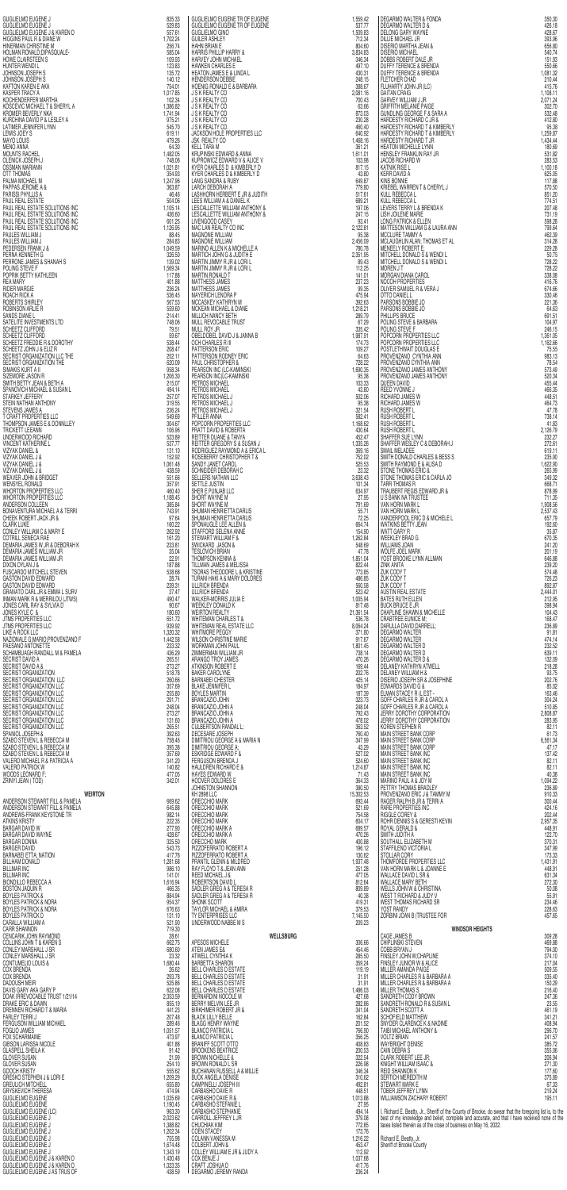GUGLIELMO EUGENE J 835.33
GUGLIELMO EUGENE J 529.83
GUGLIELMO EUGENE J & KAREN D 557.61
HIGGINS PAUL R & DIANE W 1,702.24
HINERMAN CHRISTINE M 256.74
HOLMAN RONALD DEPASQUALE- 585.04
HOWE CLARISTEEN S 109.93
HUNTER WENDI L 123.83
JOHNSON JOSEPH S 135.72
JOHNSON JOSEPH S 140.12
KAFTON KAREN E AKA 754.01
KASPER TRACY A 1,017.85
KOCHENDERFER MARTHA 102.34
KOSCEVIC MICHAEL T & SHERYL A 1,086.82
KROMER BEVERLY NKA 1,741.94
KURCHINA DAVID P & LESLEY A 975.21
LATIMER JENNIFER LYNN 545.70
LEWIS JOEY S 619.11
MAYO LOUIS 479.26
MENO ANNA 64.30
MOUNTS RACHEL 1,482.05
OLENICK JOSEPH J 748.06
OSSMAN MARIANN 1,021.81
OTT THOMAS 354.85
PALMA MICHAEL M 1,247.96
PAPPAS JEROME A & 363.87
PARISSI PHYLLIS A 46.46
PAUL REAL ESTATE 504.06
PAUL REAL ESTATE SOLUTIONS INC 1,105.14
PAUL REAL ESTATE SOLUTIONS INC 436.60
PAUL REAL ESTATE SOLUTIONS INC 801.25
PAUL REAL ESTATE SOLUTIONS INC 1,126.95
PAULES WILLIAM J 88.45
PAULES WILLIAM J 284.80
PEDERSEN FRANK J & 1,049.58
PERNA KENNETH G 326.50
PERRONE JAMES & SHANAH S 139.02
POLING STEVE F 1,569.34
POPPIE BETTY KATHLEEN 117.88
REA MARY 401.66
RIDER MARGIE 236.24
ROACH RICK A 536.45
ROBERTS SHIRLEY 567.53
ROBINSON ARLIE R 559.60
SANDS DIANE L 214.41
SATELITE INVESTMENTS LTD 748.06
SCHEETZ CLIFFORD 79.51
SCHEETZ CLIFFORD 59.67
SCHEETZ FREDDIE R & DOROTHY 538.44
SCHEETZ JOHN J & ELIZ R 208.47
SECRIST ORGANIZATION LLC THE 252.11
SECRIST ORGANIZATION THE 620.09
SIMAKIS KURT A II 958.34
SIZEMORE JASON R 1,206.30
SMITH BETTY JEAN & BETH A 215.07
SPANOVICH MICHAEL & SUSAN L 494.14
STARKEY JEFFERY 257.07
STEIN NATHAN ANTHONY 319.55
STEVENS JAMES A 236.24
T CRAFT PROPERTIES LLC 549.69
THOMPSON JAMES E & DONNILEY 304.67
TRICKETT LEEANN 106.96
UNDERWOOD RICHARD 523.89
VINCENT KATHERINE L 537.77
VIZYAK DANIEL & 131.10
VIZYAK DANIEL J & 152.92
VIZYAK DANIEL J & 1,061.48
VIZYAK DANIEL J & 438.59
WEAVER JOHN & BRIDGET 551.66
WENSYEL RONALD 257.91
WHORTON PROPERTIES LLC 460.40
WHORTON PROPERTIES LLC 1,188.45
ANDERSON COLLEEN 385.84
BONAVENTURA MICHAEL A & TERRI 743.91
CHEEK ROBERT JACK JR & 97.64
CLARK LUKE 160.22
CONLEY WILLIAM C & MARY E 262.92
COTRILL SENECA RAE 161.20
DEMARIA JAMES W JR & DEBORAH K 233.81
DEMARIA JAMES WILLIAM JR 35.04
DEMARIA JAMES WILLIAM JR 22.91
DIXON DYLAN J & 187.86
FUSCARDO MITCHELL STEVEN 538.68
GASTON DAVID EDWARD 28.74
GASTON DAVID EDWARD 239.31
GRANATO CARL JR & EMMA L SURV 37.47
INMAN MARK R & MERRILOU (JTWS) 490.47
JONES CARL RAY & SYLVIA D 90.67
JONES KYLE C & 180.60
JTMS PROPERTIES LLC 651.72
JTMS PROPERTIES LLC 939.92
LIKE A ROCK LLC 1,320.32
NAZIONALE G.MARIO;PROVENZANO F 1,442.58
PAESANO ANTOINETTE 233.32
SCHAMBLIAGH RANDALL M & PAMELA 436.29
SECRIST DAVID A 265.51
SECRIST DAVID A 273.27
SECRIST ORGANIZATION 518.78
SECRIST ORGANIZATION LLC 260.66
SECRIST ORGANIZATION LLC 357.69
SECRIST ORGANIZATION LLC 255.80
SECRIST ORGANIZATION LLC 291.71
SECRIST ORGANIZATION LLC 248.04
SECRIST ORGANIZATION LLC 273.27
SECRIST ORGANIZATION LLC 131.60
SECRIST ORGANIZATION LLC 265.51
SPANIOL JOSEPH & 392.63
SZABO STEVEN L & REBECCA M 759.46
SZABO STEVEN L & REBECCA M 395.38
SZABO STEVEN L & REBECCA M 357.69
VALERO MICHAEL R & PATRICIA A 341.20
VALERO PATRICK W 140.82
WOODS LEONARD F; 477.05
ZRINYI JEAN ( TOD) 342.01

## WEIRTON

ANDERSON STEWART FILL & PAMELA 669.62
ANDERSON STEWART FILL & PAMELA 645.86
ANDREWS-FRANK KEYSTONE TR 982.14
ATKINS KRISTY 222.35
BARGAR DAVID W 277.90
BARGAR DAVID WAYNE 428.67
BARGAR DONNA 325.50
BARGAR DAVID 543.73
BARNABEI ETTA; NATION 417.76
BILLHAM DONALD 1,281.68
BILLMAR INC 986.10
BILLMAR INC 141.01
BIONDILLO REBECCA A 1,616.94
BOSTON JAQUIN R 466.35
BOYLES PATRICK & 884.84
BOYLES PATRICK & NORA 954.37
BOYLES PATRICK & NORA 676.63
BOYLES PATRICK D 131.10
CARALLA WILLIAM A 521.90
CARR SHANNON 719.30
CENCARIK JOHN RAYMOND 28.61
COLLINS JOHN T & KAREN S 662.75
CONLEY MARSHALL J SR 680.60
CONLEY MARSHALL J SR 23.32
CONTUMELIO LOUIS & 1,680.44
COX BRENDA 26.62
COX BRENDA 293.78
DADOUSH MEIR 525.86
DAVIS GARY AKA GARY P 622.06
DDAK IRREVOCABLE TRUST 1/21/14 2,353.59
DRAKE ERIC & DAWN 855.19
DRENNEN RICHARD T & MARIA 441.23
FARLEY TERRI J 207.48
FERGUSON WILLIAM MICHAEL 289.46
FOGLIO JAMES 1,051.57
FOX SCHARMAINE 473.97
GIBSON LARISSA NICOLE 401.66
GLASPELL SHEILA K 91.42
GLOVER SUSAN 21.99
GLOVER SUSAN 254.10
GOOCH KRISTY 555.62
GRESKO STEPHEN J & LORI E 1,209.29
GREULICH MITCHELL 655.80
GRYSKEVICH THERESA 474.94
GUGLIELMO EUGENE 1,035.60
GUGLIELMO EUGENE 1,190.45
GUGLIELMO EUGENE (LC) 963.30
GUGLIELMO EUGENE J 2,023.82
GUGLIELMO EUGENE J 1,388.62
GUGLIELMO EUGENE J 1,202.34
GUGLIELMO EUGENE J 755.98
GUGLIELMO EUGENE J 1,674.48
GUGLIELMO EUGENE J 1,343.19
GUGLIELMO EUGENE J & KAREN D 1,430.48
GUGLIELMO EUGENE J & KAREN D 1,323.35
GUGLIELMO EUGENE J AS TRUS OF 438.59
GUGLIELMO EUGENE TR OF EUGENE 1,559.42
GUGLIELMO EUGENE TR OF EUGENE 537.77
GUGLIELMO GINO 1,929.83
GULER ASHLEY 712.34
HAHN BRIAN E 804.60
HARRIS PHILLIP HARRY & 3,834.83
HARVEY JOHN MICHAEL 346.34
HAWKEN CHARLES E 497.10
HEATON JAMES E & LINDA L 430.31
HENDERSON DEBBIE 248.15
HOENIG RONALD E & BARBARA 388.67
J S K REALTY CO 2,081.16
J S K REALTY CO 700.43
J S K REALTY CO 63.66
J S K REALTY CO 873.03
J S K REALTY CO 230.28
J S K REALTY CO 460.40
JACKSON HOLE PROPERTIES LLC 840.92
JSK REALTY CO 1,468.16
KELL TARA M 361.21
KRUPINSKI EDWARD & ANNA 1,611.01
KUPROWICZ EDWARD V & ALICE V 103.98
KYER CHARLES D & KIMBERLY D 817.15
KYER CHARLES D & KIMBERLY D 43.80
LANG SANDRA & RUBY 849.87
LARCH DEBORAH A 779.80
LASHHORN HERBERT E JR & JUDITH 517.61
LEES WILLIAM A & DANIEL K 889.21
LESCALLETTE WILLIAM ANTHONY & 197.06
LESCALLETTE WILLIAM ANTHONY & 247.15
LIVENGOOD CASEY 93.41
MAC LAN REALTY CO INC 2,122.81
MAGNONE WILLIAM 95.38
MAGNONE WILLIAM 2,459.09
MARINO ALLEN K & MICHELLE A 780.78
MARTICH JOHN G & JUDITH E 2,351.95
MARTIN JIMMY R JR & LORI L 89.43
MARTIN JIMMY R JR & LORI L 112.25
MARTIN RONALD T 141.01
MATTHESS JAMES 237.23
MATTHESS JAMES 95.35
MAYERICH LENORA P 475.94
MCCASKEY KATHRYN M 392.63
MCKEAN MICHAEL & DIANE 1,218.21
MILLICH NANCY BETH 289.79
MULL REVOCABLE TRUST 67.29
MULL ROY JR 333.42
OBELDOBEL DAVID J & JANNA B 1,987.91
OCH CHARLES R III 174.75
PATTERSON ERIC 109.27
PATTERSON RODNEY ERIC 64.63
PAUL CHRISTOPHER & 728.22
PEARSON INC (LC-KAMINSKI 1,690.35
PEARSON INC(LC-KAMINSKI 95.38
PETROS MICHAEL 103.33
PETROS MICHAEL 43.80
PETROS MICHAEL J 502.06
PETROS MICHAEL J 95.38
PETROS MICHAEL J 321.54
PFILLER ANNA 582.41
POPCORN PROPERTIES LLC 1,168.62
PRATT DAVID & ROBERTA 430.64
REITTER DUANE & TANYA 452.47
REITTER GREGORY S & SUSAN J 1,335.26
RODRIGUEZ RAYMOND A & ERICA L 369.16
ROSEBERRY CHRISTOPHER T & 752.02
SANDY JANET CAROL 525.53
SCHNEIDER DEBORAH C 23.32
SELLERS NATHAN LLC 3,638.43
SETTLE JUSTIN 101.34
SHER E PUNJAB LLC 634.97
SHORT WAYNE M 27.95
SHORT WAYNE M 791.69
SHUMAN HENRIETTA DARLIS 55.71
SHUMAN HENRIETTA DARLIS 72.25
SPONAUGLE LEE ALLEN & 664.74
STAFFORD SELENA ANNE 154.90
STEWART WILLIAM F & 1,262.84
SWICKARD JASON & 548.69
TESLOVICH BRIAN 47.78
THOMPSON KENNA & 1,851.04
TILLMAN JAMES & MELISSA 822.44
TSORAS THEODORE L & KRISTINE 773.85
TURANI HAKI A & MARY DOLORES 486.65
ULLRICH BRENDA 560.58
ULLRICH BRENDA 323.42
WALKER-MORRIS JULIA E 1,005.84
WEEKLEY DONALD K 817.48
WEIRTON REALTY 21,361.54
WHITEMAN CHARLES T & 536.78
WHITEMAN REAL ESTATE LLC 8,064.24
WHITMORE PEGGY 371.60
WILSON CHRISTINE MARIE 817.67
WORKMAN JOHN PAUL 1,801.45
ZIMMERMAN WILLIAM JR 738.14
ARANGIO TROY JAMES 470.26
ATKINSON ROBERT E 169.44
BAKER CAROLYNE 202.76
BARNABEI CHESTER 425.14
BLAKE JENNIFER L 184.97
BOYLES MARTIN 187.39
BRANCAZIO JOHN 323.73
BRANCAZIO JOHN A 248.04
BRANCAZIO JOHN A 792.43
BRANCAZIO JOHN A 478.02
CULBERTSON RANDAL L; 363.52
DECESARE JOSEPH 760.40
DIMITRIOU GEORGE A & MARIA N 347.99
DIMITRIOU GEORGE A; 43.29
ESKRIDGE EDWARD F & 527.02
FERGUSON BRENDA J 524.60
HAULDREN RICHARD E & 1,214.87
HAYES EDWARD W 71.43
HOOVER DOLORES E 364.33
JOHNSTON SHANNON 380.50
KH 2898 LLC 15,302.53
ORECCHIO MARK 893.44
ORECCHIO MARK 521.69
ORECCHIO MARK 754.58
ORECCHIO MARK 604.17
ORECCHIO MARK 689.57
ORECCHIO MARK A 470.26
ORECCHIO MARK 400.88
PIZZOFERRATO ROBERT A 186.12
PIZZOFERRATO ROBERT A 130.62
PRANTIL GLENN & MILDRED 1,837.48
RAY FLOYD T & JEAN ANN 251.28
REED MICHAEL J & 477.05
ROBERTSON DAVID L 812.64
SADLER GREG A & TERESA R 859.89
SADLER GREG A & TERESA R 40.38
SHONK SCOTT 419.31
TAYLOR MICHAEL & AMIRA 379.53
TY ENTERPRISES LLC 7,145.50
UNDERWOOD NABBE M S 209.23

## WELLSBURG

APESOS MICHELE 306.66
ATEN JAMES E& 454.46
ATWELL CYNTHIA K 285.50
BARBETTA SHARON 359.24
BELL CHARLES D ESTATE 119.19
BELL CHARLES D ESTATE 31.91
BELL CHARLES D ESTATE 31.91
BELL CHARLES D ESTATE 1,486.03
BERNARDINI NICOLE M 427.68
BERRY MELVIN LEE JR 282.86
BIRKHIMER ROBERT JR & 341.04
BLACK LILLY BELLE 162.84
BLAGG HENRY WAYNE 201.52
BLANCO PATRICIA L 766.90
BLANCO PATRICIA L 356.25
BRANIFF SCOTT OTTO 408.83
BROOKENS BEATRICE 200.53
BROWN NICHELLE & 332.54
BROWN RONALD L SR 226.96
BUCHANAN RUSSELL & MILLIE 346.34
BUCK ANGELA DENISE 310.62
CAMPINELLI JOSEPH III 492.81
CARBASHO DAVE R 448.51
CARBASHO DAVE R & 1,013.86
CARBASHO STEFANIE L 27.95
CARBASHO STEPHANIE 494.14
CARROLL JEFFREY L JR 379.08
CHUCHAK KIM 772.85
COEN STACEY 173.76
COLANN VANESSA M 1,216.22
COLBERT JOHN & 453.47
COLLEY WILLIAM E JR & JUDY A 112.92
COX BENGE J 1,037.68
CRAFT JOSHUA D 417.76
DEGARMO JEREMY RANDA 236.24
DEGARMO WALTER & FONDA 350.30
DEGARMO WALTER D & 426.18
DELONG GARY WAYNE 428.67
DILLIE MICHAEL JR 393.96
DISERIO MARTHA JEAN & 656.80
DISERIO MICHAEL 540.74
DOBBS ROBERT DALE JR 151.93
DUFFY TERENCE & BRENDA 550.66
DUFFY TERENCE & BRENDA 1,081.32
FLETCHER CHAD 210.44
FLUHARTY JOHN JR (LC) 415.76
GAITAN CRAIG 1,108.11
GARVEY WILLIAM J JR 2,071.24
GRIFFITH MELANIE PAIGE 302.70
GUNDLING GEORGE F & SARA A 532.48
HARDESTY RICHARD C JR & 412.80
HARDESTY RICHARD T & KIMBERLY 95.38
HARDESTY RICHARD T & KIMBERLY 1,259.87
HARDESTY RICHARD T JR 1,434.44
HEATON MICHELLE LYNN 180.69
HENSLEY FRANKLIN RAY JR 531.82
JACOB RICHARD W 283.53
KATNIK RISE L 1,100.18
KERR DAVID A 625.05
KINS BONNIE 117.88
KRIEBEL WARREN T & CHERYL J 570.50
KULL REBECCA L 851.20
KULL REBECCA L 774.51
LEVERS TERRY L & BRENDA K 207.48
LISH JOILENE MARIE 731.19
LONG PATRICK & ELLEN 598.26
MATTESON WILLIAM G & LAURA ANN 769.64
MCCLURE TAMMY A 462.39
MCLAUGHLIN ALAN; THOMAS ET AL 314.28
MENEELY ROBERT E 229.28
MITCHELL DONALD S & WENDI L 50.75
MITCHELL DONALD S & WENDI L 728.22
MOREN J T 728.22
MORGAN DIANA CAROL 339.08
NOCCH PROPERTIES 416.76
OLIVER SAMUEL R & VERA J 674.66
OTTO DANIEL L 330.46
PARSONS BOBBIE JO 201.36
PARSONS BOBBIE JO 64.63
PHILLIPS BRUCE 691.51
POLING STEVE & BARBARA 104.97
POLING STEVE F 248.15
POPCORN PROPERTIES LLC 1,361.05
POPCORN PROPERTIES LLC 1,162.66
POSTLETHWAIT DOUGLAS E 75.55
PROVENZANO CYNTHIA ANN 883.13
PROVENZANO CYNTHIA ANN 78.54
PROVENZANO JAMES ANTHONY 573.40
PROVENZANO JAMES ANTHONY 520.34
QUEEN DAVID 455.44
REED YVONNE J 466.35
RICHARD JAMES W 448.51
RICHARD JAMES W 464.73
RUSH ROBERT L 47.78
RUSH ROBERT L 738.14
RUSH ROBERT L 41.83
RUSH ROBERT L 2,126.79
SHAFFER SUE LYNN 232.27
SHAFFER WESLEY C & DEBORAH J 272.61
SMAIL MELADEE 619.11
SMITH DONALD CHARLES & BESS S 235.90
SMITH RAYMOND E & ALISA D 1,622.90
STONE THOMAS ERIC & 265.99
STONE THOMAS ERIC & CARLA JO 349.32
TARR THOMAS R 668.71
TRAUBERT REGIS EDWARD JR & 878.99
U S BANK NA TRUSTEE 711.35
VAN HORN MARK L 1,908.56
VAN HORN MARK L 2,537.43
VANDERPOOL ERIC D & MICHELE L 657.79
WATKINS BETTY JEAN 192.60
WATT GARY R 35.67
WEEKLEY BRAD G 670.35
WILLIAMS JOAN 241.20
WOLFE JOEL MARK 201.19
YOST BROOKE LYNN ALLMAN 846.98
ZINK ANITA 239.20
ZUK CODY T 574.48
ZUK CODY T 726.23
ZUK CODY T 892.67
AUSTIN REAL ESTATE 2,444.01
BATES RUTH ELLEN 212.95
BUCK BRUCE E JR 398.94
CHAPLINE SHAWN & MICHELLE 104.43
CRABTREE EUNICE M 168.47
DARULLA DAVID DARRELL; 236.89
DEGARMO WALTER 91.81
DEGARMO WALTER 474.14
DEGARMO WALTER D 232.52
DEGARMO WALTER D 633.11
DEGARMO WALTER D & 132.09
DELANEY KATHRYN ATWELL 218.29
DELANEY WILLIAM H & 93.75
DISERIO JOSEPH SR & JOSEPHINE 202.76
EDWARDS DAVID G & 85.02
ELMAN STACEY R L EST - 163.46
GOFF CHARLES R JR & CAROL A 304.24
GOFF CHARLES R JR & CAROL A 510.85
JERRY DOROTHY CORPORATION 2,808.87
JERRY DOROTHY CORPORATION 283.95
KOREN STEPHEN R 82.11
MAIN STREET BANK CORP 61.70
MAIN STREET BANK CORP 6,561.34
MAIN STREET BANK CORP 47.17
MAIN STREET BANK INC 137.42
MAIN STREET BANK INC 82.11
MAIN STREET BANK INC 82.11
MAIN STREET BANK INC 40.38
MARINO PAUL A & JOY M 1,084.22
PETTRY THOMAS BRADLEY 236.89
PROVENZANO ERIC J & TAMMY M 910.33
RAGER RALPH B JR & TERRI A 300.44
RARE PROPERTIES INC 424.16
RIGGLE COREY & 202.44
ROHR DENNIS S & GERESTI KEVIN 2,957.35
ROYAL GERALD & 448.91
SMITH JUDITH A 122.70
SOUTHALL ELIZABETH M 370.31
STAFFILENO VICTORIA L 347.99
STOLLAR CORY 173.33
THOMFORDE PROPERTIES LLC 1,431.91
VAN HORN MARK L & JOANNE E 448.91
WALLACE DAVID L SR & 631.34
WALLACE MARY BETH 272.30
WELLS JOHN W & CHRISTINA 50.08
WEST T RICHARD & JUDY V 55.91
WEST THOMAS RICHARD SR 234.46
YOST RANDY 228.65
ZORBINI JOAN B (TRUSTEE FOR 457.65

## WINDSOR HEIGHTS

CAGE JAMES B 309.28
CHIPLINSKI STEVEN 469.88
COBB BRYAN J 794.00
FINSLEY JOHN W;CHAPLINE 374.10
FINSLEY JUNIOR W & ALICE 217.04
MILLER AMANDA PAIGE 509.55
MILLER CHARLES R & BARBARA A 335.40
MILLER CHARLES R & BARBARA A 150.29
MILLER THOMAS S 216.40
SANDRETH CODY BROWN 247.36
SANDRETH RONALD R & SUSAN L 23.55
SANDRETH SCOTT A 461.19
SCHOFIELD MATTHEW 341.21
SNYDER CLARENCE K & NADINE 408.94
TABB MICHAEL ANTHONY & 296.70
VOLTZ BRIAN 241.57
WAYBRIGHT DENISE 385.72
CAIN DEBRA S 355.06
CLARK ROBERT LEE JR; 206.94
KNIGHT WILLIAM ISAAC & 271.30
REID SHANNON K 177.60
SERTICH MEREDITH M 375.88
STEWART MARK E 67.32
TOBER JEFFREY LYNN 219.24
WILLIAMSON ZACHARY ROBERT 185.11

I, Richard E. Beatty, Jr., Sheriff of the County of Brooke, do swear that the foregoing list is, to the best of my knowledge and belief, complete and accurate, and that I have received none of the taxes listed therein as of the close of business on May 16, 2022.

Richard E. Beatty, Jr.
Sheriff of Brooke County